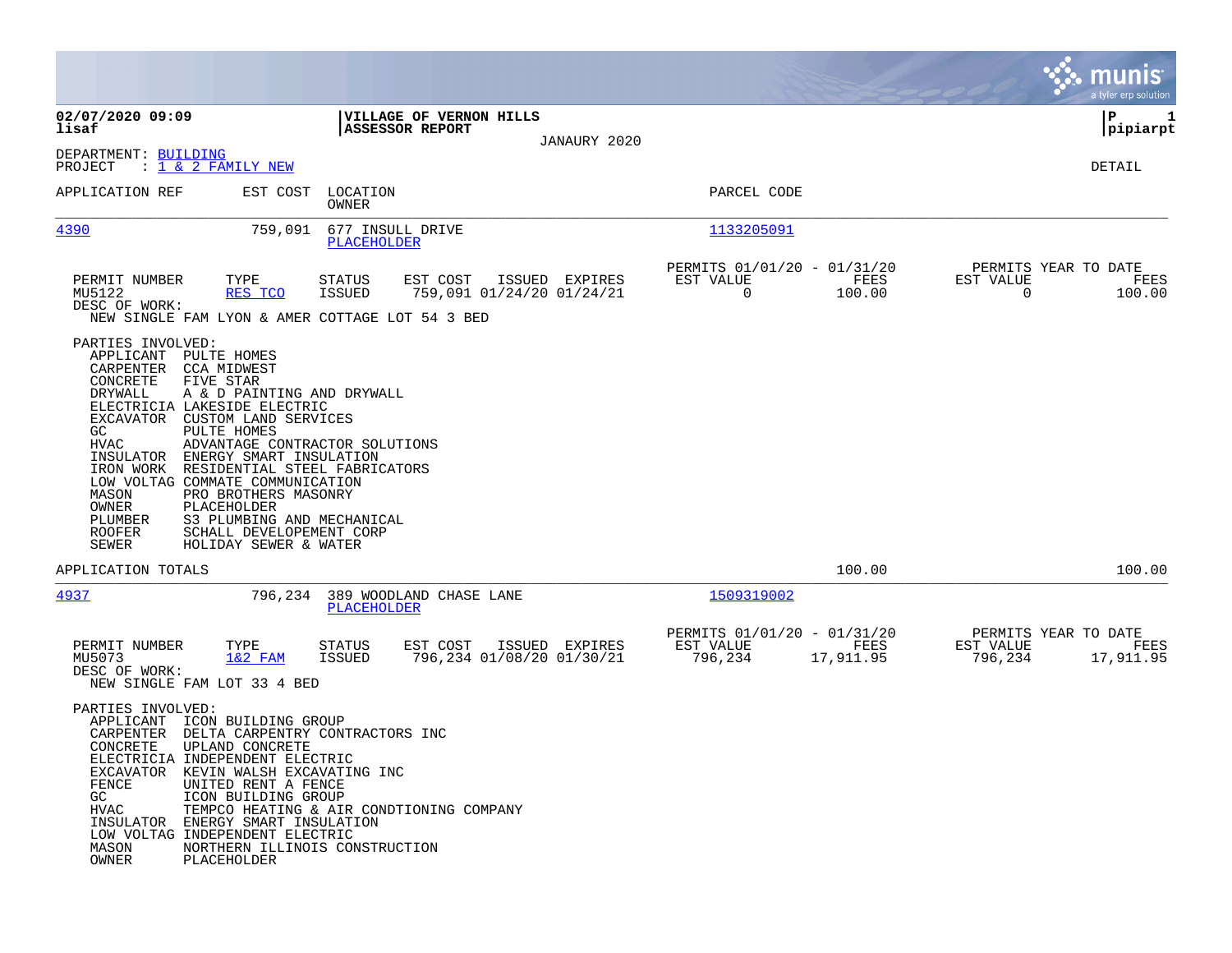**02/07/2020 09:09**
**lisaf**

**VILLAGE OF VERNON HILLS**
**ASSESSOR REPORT**

JANAURY 2020

**P 1**
**pipiarpt**

DEPARTMENT: BUILDING
PROJECT : 1 & 2 FAMILY NEW

DETAIL

| APPLICATION REF | EST COST | LOCATION / OWNER | PARCEL CODE |
|---|---|---|---|
| 4390 | 759,091 | 677 INSULL DRIVE / PLACEHOLDER | 1133205091 |

| PERMIT NUMBER | TYPE | STATUS | EST COST | ISSUED | EXPIRES | PERMITS 01/01/20 - 01/31/20 EST VALUE | FEES | PERMITS YEAR TO DATE EST VALUE | FEES |
|---|---|---|---|---|---|---|---|---|---|
| MU5122 | RES TCO | ISSUED | 759,091 | 01/24/20 | 01/24/21 | 0 | 100.00 | 0 | 100.00 |

DESC OF WORK:
NEW SINGLE FAM LYON & AMER COTTAGE LOT 54 3 BED

PARTIES INVOLVED:

| Role | Name |
|---|---|
| APPLICANT | PULTE HOMES |
| CARPENTER | CCA MIDWEST |
| CONCRETE | FIVE STAR |
| DRYWALL | A & D PAINTING AND DRYWALL |
| ELECTRICIA | LAKESIDE ELECTRIC |
| EXCAVATOR | CUSTOM LAND SERVICES |
| GC | PULTE HOMES |
| HVAC | ADVANTAGE CONTRACTOR SOLUTIONS |
| INSULATOR | ENERGY SMART INSULATION |
| IRON WORK | RESIDENTIAL STEEL FABRICATORS |
| LOW VOLTAG | COMMATE COMMUNICATION |
| MASON | PRO BROTHERS MASONRY |
| OWNER | PLACEHOLDER |
| PLUMBER | S3 PLUMBING AND MECHANICAL |
| ROOFER | SCHALL DEVELOPEMENT CORP |
| SEWER | HOLIDAY SEWER & WATER |

APPLICATION TOTALS: 100.00 | 100.00

| APPLICATION REF | EST COST | LOCATION / OWNER | PARCEL CODE |
|---|---|---|---|
| 4937 | 796,234 | 389 WOODLAND CHASE LANE / PLACEHOLDER | 1509319002 |

| PERMIT NUMBER | TYPE | STATUS | EST COST | ISSUED | EXPIRES | PERMITS 01/01/20 - 01/31/20 EST VALUE | FEES | PERMITS YEAR TO DATE EST VALUE | FEES |
|---|---|---|---|---|---|---|---|---|---|
| MU5073 | 1&2 FAM | ISSUED | 796,234 | 01/08/20 | 01/30/21 | 796,234 | 17,911.95 | 796,234 | 17,911.95 |

DESC OF WORK:
NEW SINGLE FAM LOT 33 4 BED

PARTIES INVOLVED:

| Role | Name |
|---|---|
| APPLICANT | ICON BUILDING GROUP |
| CARPENTER | DELTA CARPENTRY CONTRACTORS INC |
| CONCRETE | UPLAND CONCRETE |
| ELECTRICIA | INDEPENDENT ELECTRIC |
| EXCAVATOR | KEVIN WALSH EXCAVATING INC |
| FENCE | UNITED RENT A FENCE |
| GC | ICON BUILDING GROUP |
| HVAC | TEMPCO HEATING & AIR CONDTIONING COMPANY |
| INSULATOR | ENERGY SMART INSULATION |
| LOW VOLTAG | INDEPENDENT ELECTRIC |
| MASON | NORTHERN ILLINOIS CONSTRUCTION |
| OWNER | PLACEHOLDER |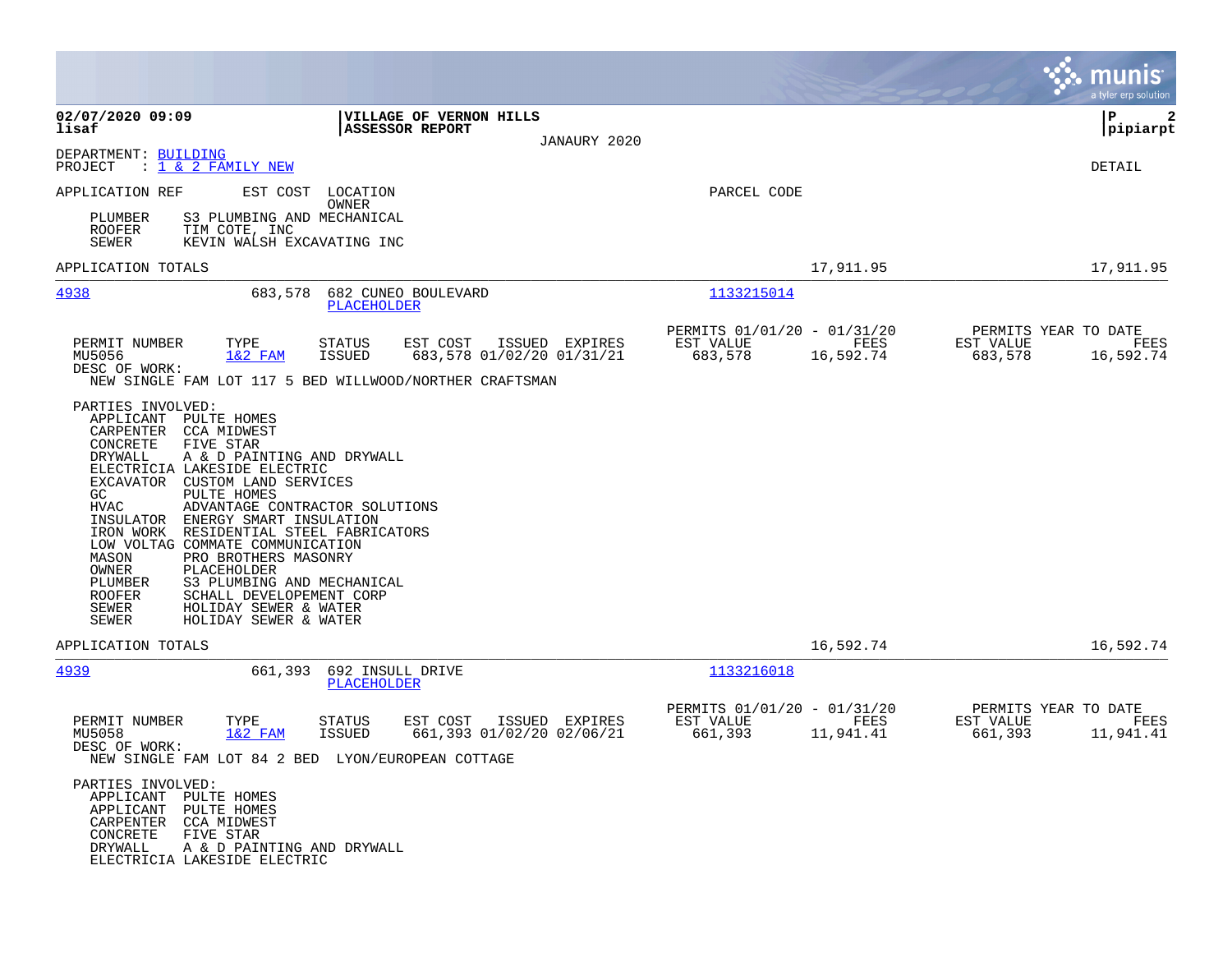**02/07/2020 09:09** | **VILLAGE OF VERNON HILLS** | **P 2**
**lisaf** | **ASSESSOR REPORT** | **pipiarpt**

JANAURY 2020

DEPARTMENT: BUILDING
PROJECT : 1 & 2 FAMILY NEW

DETAIL

APPLICATION REF    EST COST    LOCATION / OWNER    PARCEL CODE

PLUMBER    S3 PLUMBING AND MECHANICAL
ROOFER    TIM COTE, INC
SEWER    KEVIN WALSH EXCAVATING INC

APPLICATION TOTALS    17,911.95    17,911.95

---

**4938**    683,578    682 CUNEO BOULEVARD    1133215014
PLACEHOLDER

| PERMIT NUMBER | TYPE | STATUS | EST COST | ISSUED | EXPIRES | PERMITS 01/01/20 - 01/31/20 EST VALUE | FEES | PERMITS YEAR TO DATE EST VALUE | FEES |
|---|---|---|---|---|---|---|---|---|---|
| MU5056 | 1&2 FAM | ISSUED | 683,578 | 01/02/20 | 01/31/21 | 683,578 | 16,592.74 | 683,578 | 16,592.74 |

DESC OF WORK:
NEW SINGLE FAM LOT 117 5 BED WILLWOOD/NORTHER CRAFTSMAN

PARTIES INVOLVED:
- APPLICANT    PULTE HOMES
- CARPENTER    CCA MIDWEST
- CONCRETE    FIVE STAR
- DRYWALL    A & D PAINTING AND DRYWALL
- ELECTRICIA    LAKESIDE ELECTRIC
- EXCAVATOR    CUSTOM LAND SERVICES
- GC    PULTE HOMES
- HVAC    ADVANTAGE CONTRACTOR SOLUTIONS
- INSULATOR    ENERGY SMART INSULATION
- IRON WORK    RESIDENTIAL STEEL FABRICATORS
- LOW VOLTAG    COMMATE COMMUNICATION
- MASON    PRO BROTHERS MASONRY
- OWNER    PLACEHOLDER
- PLUMBER    S3 PLUMBING AND MECHANICAL
- ROOFER    SCHALL DEVELOPEMENT CORP
- SEWER    HOLIDAY SEWER & WATER
- SEWER    HOLIDAY SEWER & WATER

APPLICATION TOTALS    16,592.74    16,592.74

---

**4939**    661,393    692 INSULL DRIVE    1133216018
PLACEHOLDER

| PERMIT NUMBER | TYPE | STATUS | EST COST | ISSUED | EXPIRES | PERMITS 01/01/20 - 01/31/20 EST VALUE | FEES | PERMITS YEAR TO DATE EST VALUE | FEES |
|---|---|---|---|---|---|---|---|---|---|
| MU5058 | 1&2 FAM | ISSUED | 661,393 | 01/02/20 | 02/06/21 | 661,393 | 11,941.41 | 661,393 | 11,941.41 |

DESC OF WORK:
NEW SINGLE FAM LOT 84 2 BED  LYON/EUROPEAN COTTAGE

PARTIES INVOLVED:
- APPLICANT    PULTE HOMES
- APPLICANT    PULTE HOMES
- CARPENTER    CCA MIDWEST
- CONCRETE    FIVE STAR
- DRYWALL    A & D PAINTING AND DRYWALL
- ELECTRICIA    LAKESIDE ELECTRIC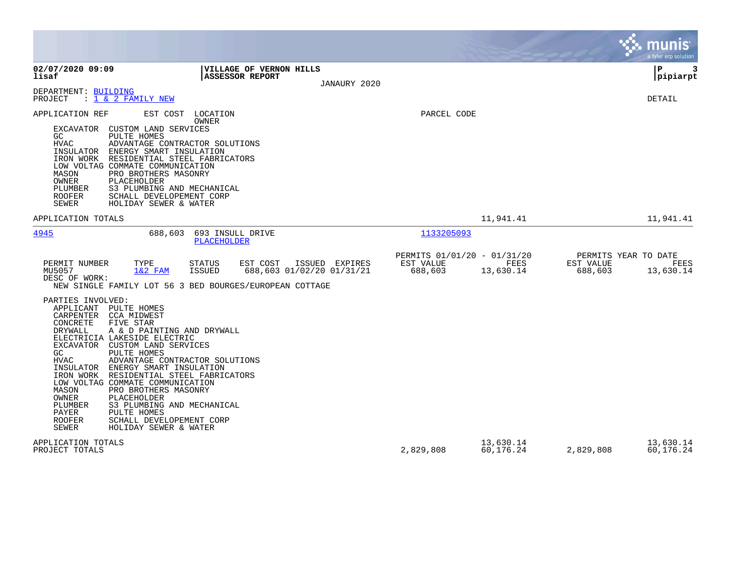02/07/2020 09:09
lisaf

**VILLAGE OF VERNON HILLS**
**ASSESSOR REPORT**

JANAURY 2020

P 3
pipiarpt

DEPARTMENT: BUILDING
PROJECT : 1 & 2 FAMILY NEW

DETAIL

APPLICATION REF EST COST LOCATION PARCEL CODE
OWNER

| Role | Party |
|---|---|
| EXCAVATOR | CUSTOM LAND SERVICES |
| GC | PULTE HOMES |
| HVAC | ADVANTAGE CONTRACTOR SOLUTIONS |
| INSULATOR | ENERGY SMART INSULATION |
| IRON WORK | RESIDENTIAL STEEL FABRICATORS |
| LOW VOLTAG | COMMATE COMMUNICATION |
| MASON | PRO BROTHERS MASONRY |
| OWNER | PLACEHOLDER |
| PLUMBER | S3 PLUMBING AND MECHANICAL |
| ROOFER | SCHALL DEVELOPEMENT CORP |
| SEWER | HOLIDAY SEWER & WATER |

APPLICATION TOTALS 11,941.41 11,941.41

---

4945 688,603 693 INSULL DRIVE 1133205093
PLACEHOLDER

| PERMIT NUMBER | TYPE | STATUS | EST COST | ISSUED | EXPIRES | PERMITS 01/01/20 - 01/31/20 EST VALUE | FEES | PERMITS YEAR TO DATE EST VALUE | FEES |
|---|---|---|---|---|---|---|---|---|---|
| MU5057 | 1&2 FAM | ISSUED | 688,603 | 01/02/20 | 01/31/21 | 688,603 | 13,630.14 | 688,603 | 13,630.14 |

DESC OF WORK:
NEW SINGLE FAMILY LOT 56 3 BED BOURGES/EUROPEAN COTTAGE

PARTIES INVOLVED:

| Role | Party |
|---|---|
| APPLICANT | PULTE HOMES |
| CARPENTER | CCA MIDWEST |
| CONCRETE | FIVE STAR |
| DRYWALL | A & D PAINTING AND DRYWALL |
| ELECTRICIA | LAKESIDE ELECTRIC |
| EXCAVATOR | CUSTOM LAND SERVICES |
| GC | PULTE HOMES |
| HVAC | ADVANTAGE CONTRACTOR SOLUTIONS |
| INSULATOR | ENERGY SMART INSULATION |
| IRON WORK | RESIDENTIAL STEEL FABRICATORS |
| LOW VOLTAG | COMMATE COMMUNICATION |
| MASON | PRO BROTHERS MASONRY |
| OWNER | PLACEHOLDER |
| PLUMBER | S3 PLUMBING AND MECHANICAL |
| PAYER | PULTE HOMES |
| ROOFER | SCHALL DEVELOPEMENT CORP |
| SEWER | HOLIDAY SEWER & WATER |

| | EST VALUE | FEES | EST VALUE | FEES |
|---|---|---|---|---|
| APPLICATION TOTALS | | 13,630.14 | | 13,630.14 |
| PROJECT TOTALS | 2,829,808 | 60,176.24 | 2,829,808 | 60,176.24 |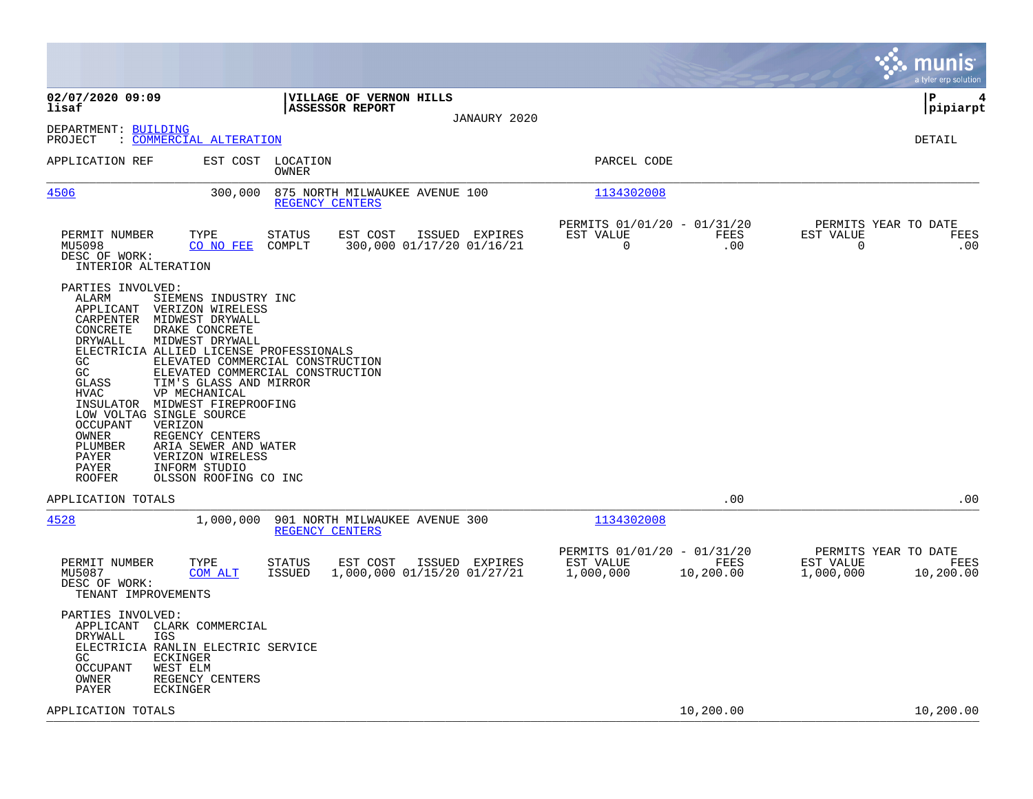02/07/2020 09:09
lisaf

**VILLAGE OF VERNON HILLS**
**ASSESSOR REPORT**
JANAURY 2020

P 4
pipiarpt

DEPARTMENT: BUILDING
PROJECT : COMMERCIAL ALTERATION

DETAIL

| APPLICATION REF | EST COST | LOCATION / OWNER | PARCEL CODE |
|---|---|---|---|
| 4506 | 300,000 | 875 NORTH MILWAUKEE AVENUE 100 / REGENCY CENTERS | 1134302008 |

| PERMIT NUMBER | TYPE | STATUS | EST COST | ISSUED | EXPIRES | PERMITS 01/01/20 - 01/31/20 EST VALUE | FEES | PERMITS YEAR TO DATE EST VALUE | FEES |
|---|---|---|---|---|---|---|---|---|---|
| MU5098 | CO NO FEE | COMPLT | 300,000 | 01/17/20 | 01/16/21 | 0 | .00 | 0 | .00 |

DESC OF WORK:
INTERIOR ALTERATION

PARTIES INVOLVED:

| | |
|---|---|
| ALARM | SIEMENS INDUSTRY INC |
| APPLICANT | VERIZON WIRELESS |
| CARPENTER | MIDWEST DRYWALL |
| CONCRETE | DRAKE CONCRETE |
| DRYWALL | MIDWEST DRYWALL |
| ELECTRICIA | ALLIED LICENSE PROFESSIONALS |
| GC | ELEVATED COMMERCIAL CONSTRUCTION |
| GC | ELEVATED COMMERCIAL CONSTRUCTION |
| GLASS | TIM'S GLASS AND MIRROR |
| HVAC | VP MECHANICAL |
| INSULATOR | MIDWEST FIREPROOFING |
| LOW VOLTAG | SINGLE SOURCE |
| OCCUPANT | VERIZON |
| OWNER | REGENCY CENTERS |
| PLUMBER | ARIA SEWER AND WATER |
| PAYER | VERIZON WIRELESS |
| PAYER | INFORM STUDIO |
| ROOFER | OLSSON ROOFING CO INC |

APPLICATION TOTALS — .00 — .00

| APPLICATION REF | EST COST | LOCATION / OWNER | PARCEL CODE |
|---|---|---|---|
| 4528 | 1,000,000 | 901 NORTH MILWAUKEE AVENUE 300 / REGENCY CENTERS | 1134302008 |

| PERMIT NUMBER | TYPE | STATUS | EST COST | ISSUED | EXPIRES | PERMITS 01/01/20 - 01/31/20 EST VALUE | FEES | PERMITS YEAR TO DATE EST VALUE | FEES |
|---|---|---|---|---|---|---|---|---|---|
| MU5087 | COM ALT | ISSUED | 1,000,000 | 01/15/20 | 01/27/21 | 1,000,000 | 10,200.00 | 1,000,000 | 10,200.00 |

DESC OF WORK:
TENANT IMPROVEMENTS

PARTIES INVOLVED:

| | |
|---|---|
| APPLICANT | CLARK COMMERCIAL |
| DRYWALL | IGS |
| ELECTRICIA | RANLIN ELECTRIC SERVICE |
| GC | ECKINGER |
| OCCUPANT | WEST ELM |
| OWNER | REGENCY CENTERS |
| PAYER | ECKINGER |

APPLICATION TOTALS — 10,200.00 — 10,200.00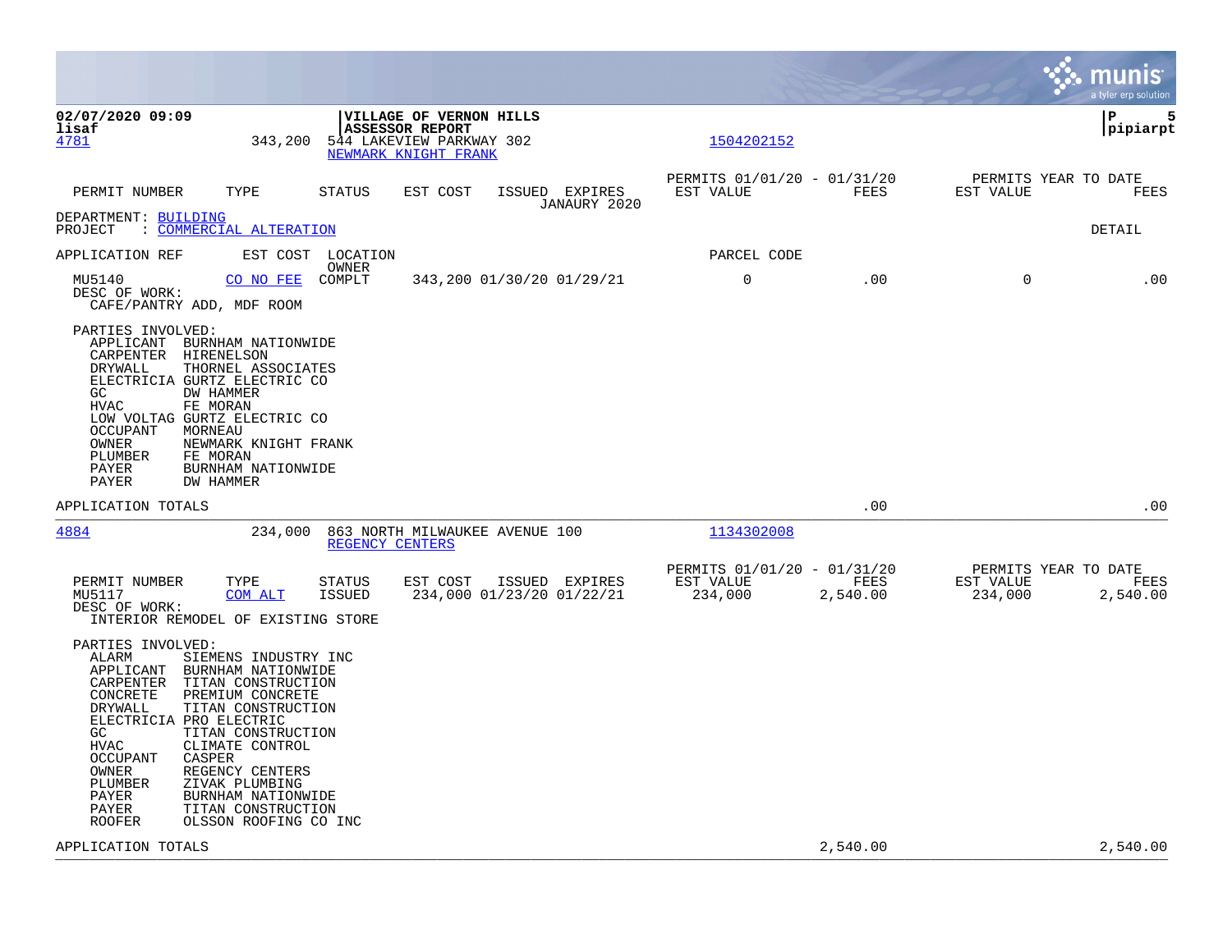02/07/2020 09:09
lisaf

**VILLAGE OF VERNON HILLS**
**ASSESSOR REPORT**

pipiarpt

| | | | | | |
|---|---|---|---|---|---|
| 4781 | 343,200 | 544 LAKEVIEW PARKWAY 302 NEWMARK KNIGHT FRANK | | 1504202152 | |

| PERMIT NUMBER | TYPE | STATUS | EST COST | ISSUED | EXPIRES | PERMITS 01/01/20 - 01/31/20 EST VALUE | FEES | PERMITS YEAR TO DATE EST VALUE | FEES |
|---|---|---|---|---|---|---|---|---|---|
| | | | | | JANAURY 2020 | | | | |

DEPARTMENT: BUILDING
PROJECT : COMMERCIAL ALTERATION

DETAIL

| APPLICATION REF | EST COST | LOCATION OWNER | | | | PARCEL CODE | | | |
|---|---|---|---|---|---|---|---|---|---|
| MU5140 | CO NO FEE | COMPLT | 343,200 | 01/30/20 | 01/29/21 | 0 | .00 | 0 | .00 |

DESC OF WORK:
CAFE/PANTRY ADD, MDF ROOM

PARTIES INVOLVED:
- APPLICANT BURNHAM NATIONWIDE
- CARPENTER HIRENELSON
- DRYWALL THORNEL ASSOCIATES
- ELECTRICIA GURTZ ELECTRIC CO
- GC DW HAMMER
- HVAC FE MORAN
- LOW VOLTAG GURTZ ELECTRIC CO
- OCCUPANT MORNEAU
- OWNER NEWMARK KNIGHT FRANK
- PLUMBER FE MORAN
- PAYER BURNHAM NATIONWIDE
- PAYER DW HAMMER

| APPLICATION TOTALS | | .00 | | .00 |
|---|---|---|---|---|

| | | | | | |
|---|---|---|---|---|---|
| 4884 | 234,000 | 863 NORTH MILWAUKEE AVENUE 100 REGENCY CENTERS | | 1134302008 | |

| PERMIT NUMBER | TYPE | STATUS | EST COST | ISSUED | EXPIRES | PERMITS 01/01/20 - 01/31/20 EST VALUE | FEES | PERMITS YEAR TO DATE EST VALUE | FEES |
|---|---|---|---|---|---|---|---|---|---|
| MU5117 | COM ALT | ISSUED | 234,000 | 01/23/20 | 01/22/21 | 234,000 | 2,540.00 | 234,000 | 2,540.00 |

DESC OF WORK:
INTERIOR REMODEL OF EXISTING STORE

PARTIES INVOLVED:
- ALARM SIEMENS INDUSTRY INC
- APPLICANT BURNHAM NATIONWIDE
- CARPENTER TITAN CONSTRUCTION
- CONCRETE PREMIUM CONCRETE
- DRYWALL TITAN CONSTRUCTION
- ELECTRICIA PRO ELECTRIC
- GC TITAN CONSTRUCTION
- HVAC CLIMATE CONTROL
- OCCUPANT CASPER
- OWNER REGENCY CENTERS
- PLUMBER ZIVAK PLUMBING
- PAYER BURNHAM NATIONWIDE
- PAYER TITAN CONSTRUCTION
- ROOFER OLSSON ROOFING CO INC

| APPLICATION TOTALS | | 2,540.00 | | 2,540.00 |
|---|---|---|---|---|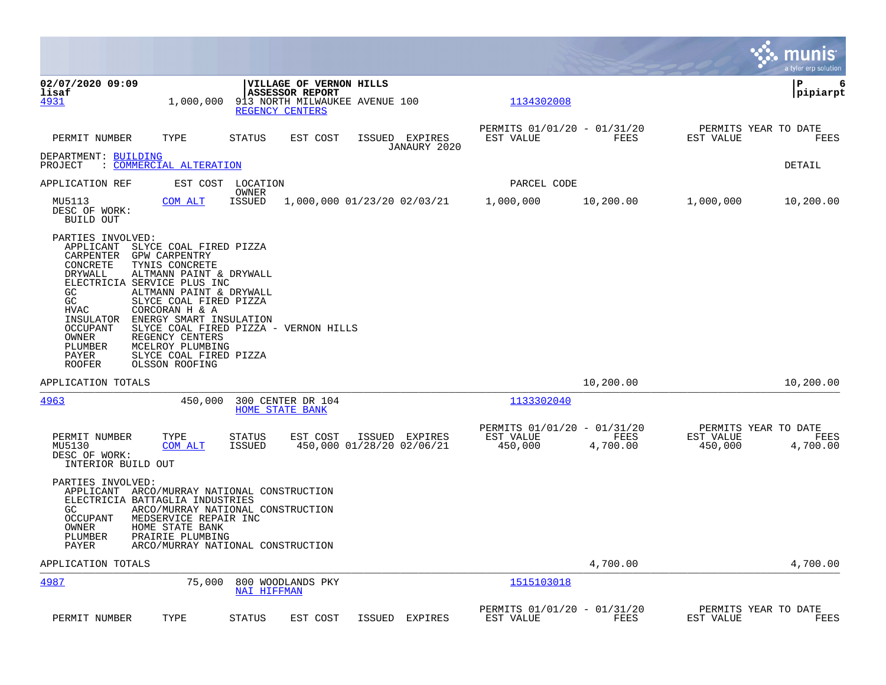**VILLAGE OF VERNON HILLS**
**ASSESSOR REPORT**

02/07/2020 09:09
lisaf

pipiarpt

4931 | 1,000,000 | 913 NORTH MILWAUKEE AVENUE 100 | REGENCY CENTERS | 1134302008

| PERMIT NUMBER | TYPE | STATUS | EST COST | ISSUED | EXPIRES | PERMITS 01/01/20 - 01/31/20 EST VALUE | FEES | PERMITS YEAR TO DATE EST VALUE | FEES |
|---|---|---|---|---|---|---|---|---|---|
| | | | | | JANAURY 2020 | | | | |

DEPARTMENT: BUILDING
PROJECT : COMMERCIAL ALTERATION

DETAIL

| APPLICATION REF | EST COST | LOCATION / OWNER | | | PARCEL CODE | | | |
|---|---|---|---|---|---|---|---|---|
| MU5113 | COM ALT | ISSUED | 1,000,000 01/23/20 02/03/21 | | 1,000,000 | 10,200.00 | 1,000,000 | 10,200.00 |

DESC OF WORK:
BUILD OUT

PARTIES INVOLVED:
- APPLICANT SLYCE COAL FIRED PIZZA
- CARPENTER GPW CARPENTRY
- CONCRETE TYNIS CONCRETE
- DRYWALL ALTMANN PAINT & DRYWALL
- ELECTRICIA SERVICE PLUS INC
- GC ALTMANN PAINT & DRYWALL
- GC SLYCE COAL FIRED PIZZA
- HVAC CORCORAN H & A
- INSULATOR ENERGY SMART INSULATION
- OCCUPANT SLYCE COAL FIRED PIZZA - VERNON HILLS
- OWNER REGENCY CENTERS
- PLUMBER MCELROY PLUMBING
- PAYER SLYCE COAL FIRED PIZZA
- ROOFER OLSSON ROOFING

APPLICATION TOTALS — 10,200.00 — 10,200.00

---

4963 | 450,000 | 300 CENTER DR 104 | HOME STATE BANK | 1133302040

| PERMIT NUMBER | TYPE | STATUS | EST COST | ISSUED | EXPIRES | PERMITS 01/01/20 - 01/31/20 EST VALUE | FEES | PERMITS YEAR TO DATE EST VALUE | FEES |
|---|---|---|---|---|---|---|---|---|---|
| MU5130 | COM ALT | ISSUED | 450,000 | 01/28/20 | 02/06/21 | 450,000 | 4,700.00 | 450,000 | 4,700.00 |

DESC OF WORK:
INTERIOR BUILD OUT

PARTIES INVOLVED:
- APPLICANT ARCO/MURRAY NATIONAL CONSTRUCTION
- ELECTRICIA BATTAGLIA INDUSTRIES
- GC ARCO/MURRAY NATIONAL CONSTRUCTION
- OCCUPANT MEDSERVICE REPAIR INC
- OWNER HOME STATE BANK
- PLUMBER PRAIRIE PLUMBING
- PAYER ARCO/MURRAY NATIONAL CONSTRUCTION

APPLICATION TOTALS — 4,700.00 — 4,700.00

---

4987 | 75,000 | 800 WOODLANDS PKY | NAI HIFFMAN | 1515103018

| PERMIT NUMBER | TYPE | STATUS | EST COST | ISSUED | EXPIRES | PERMITS 01/01/20 - 01/31/20 EST VALUE | FEES | PERMITS YEAR TO DATE EST VALUE | FEES |
|---|---|---|---|---|---|---|---|---|---|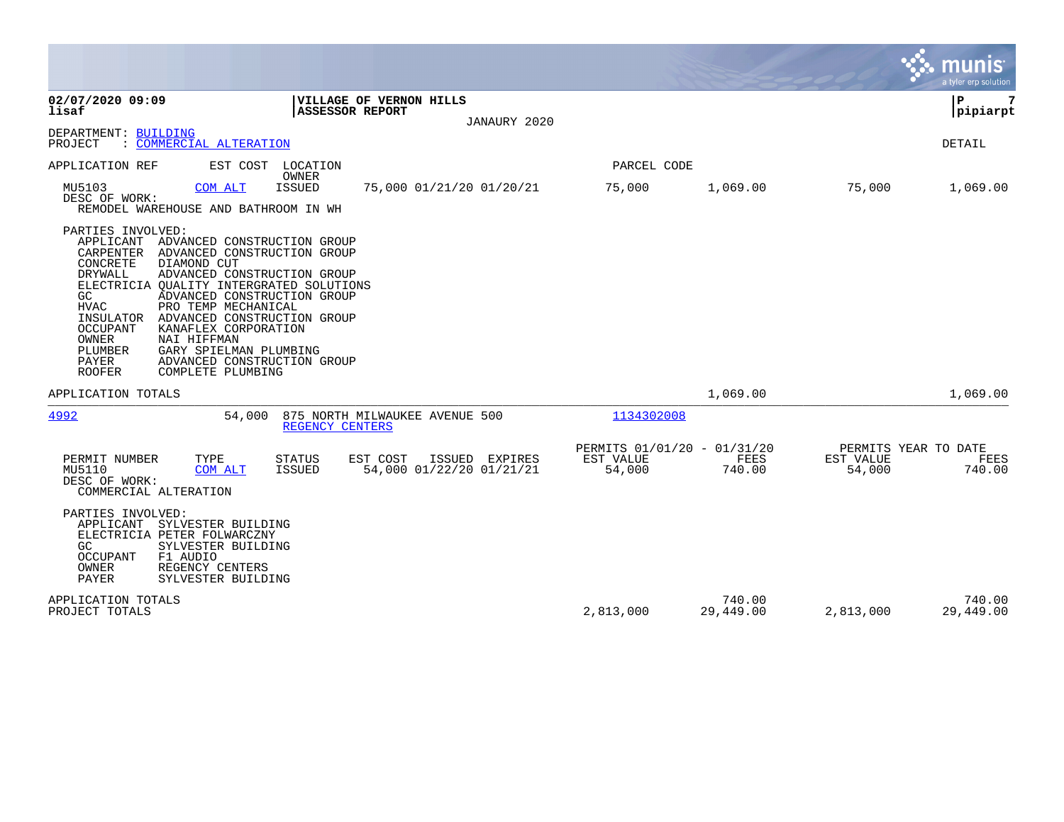02/07/2020 09:09
lisaf

**VILLAGE OF VERNON HILLS**
**ASSESSOR REPORT**

JANAURY 2020

pipiarpt

DEPARTMENT: BUILDING
PROJECT : COMMERCIAL ALTERATION

DETAIL

| APPLICATION REF | EST COST | LOCATION / OWNER | | PARCEL CODE | | | |
|---|---|---|---|---|---|---|---|
| MU5103 | COM ALT | ISSUED | 75,000 01/21/20 01/20/21 | 75,000 | 1,069.00 | 75,000 | 1,069.00 |

DESC OF WORK:
REMODEL WAREHOUSE AND BATHROOM IN WH

PARTIES INVOLVED:

| Role | Party |
|---|---|
| APPLICANT | ADVANCED CONSTRUCTION GROUP |
| CARPENTER | ADVANCED CONSTRUCTION GROUP |
| CONCRETE | DIAMOND CUT |
| DRYWALL | ADVANCED CONSTRUCTION GROUP |
| ELECTRICIA | QUALITY INTERGRATED SOLUTIONS |
| GC | ADVANCED CONSTRUCTION GROUP |
| HVAC | PRO TEMP MECHANICAL |
| INSULATOR | ADVANCED CONSTRUCTION GROUP |
| OCCUPANT | KANAFLEX CORPORATION |
| OWNER | NAI HIFFMAN |
| PLUMBER | GARY SPIELMAN PLUMBING |
| PAYER | ADVANCED CONSTRUCTION GROUP |
| ROOFER | COMPLETE PLUMBING |

APPLICATION TOTALS: 1,069.00 | 1,069.00

---

4992 | 54,000 | 875 NORTH MILWAUKEE AVENUE 500, REGENCY CENTERS | 1134302008

| PERMIT NUMBER | TYPE | STATUS | EST COST | ISSUED | EXPIRES | PERMITS 01/01/20 - 01/31/20 EST VALUE | FEES | PERMITS YEAR TO DATE EST VALUE | FEES |
|---|---|---|---|---|---|---|---|---|---|
| MU5110 | COM ALT | ISSUED | 54,000 | 01/22/20 | 01/21/21 | 54,000 | 740.00 | 54,000 | 740.00 |

DESC OF WORK:
COMMERCIAL ALTERATION

PARTIES INVOLVED:

| Role | Party |
|---|---|
| APPLICANT | SYLVESTER BUILDING |
| ELECTRICIA | PETER FOLWARCZNY |
| GC | SYLVESTER BUILDING |
| OCCUPANT | F1 AUDIO |
| OWNER | REGENCY CENTERS |
| PAYER | SYLVESTER BUILDING |

| | EST VALUE | FEES | EST VALUE | FEES |
|---|---|---|---|---|
| APPLICATION TOTALS | | 740.00 | | 740.00 |
| PROJECT TOTALS | 2,813,000 | 29,449.00 | 2,813,000 | 29,449.00 |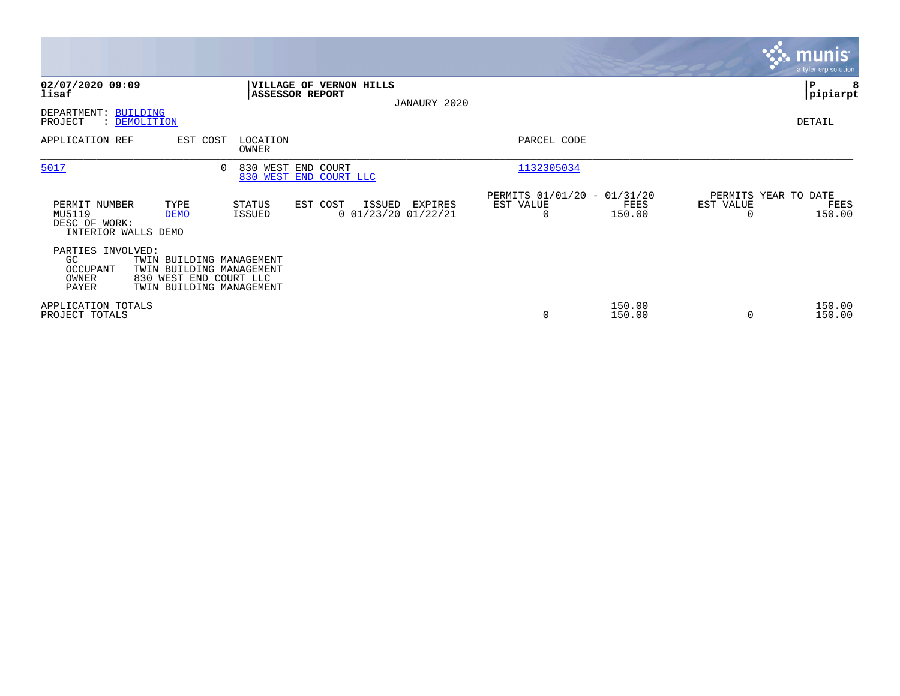**02/07/2020 09:09**
**lisaf**

**VILLAGE OF VERNON HILLS**
**ASSESSOR REPORT**

JANAURY 2020

**P 8**
**pipiarpt**

DEPARTMENT: BUILDING
PROJECT : DEMOLITION

DETAIL

| APPLICATION REF | EST COST | LOCATION / OWNER | PARCEL CODE |
|---|---|---|---|
| 5017 | 0 | 830 WEST END COURT / 830 WEST END COURT LLC | 1132305034 |

| PERMIT NUMBER | TYPE | STATUS | EST COST | ISSUED | EXPIRES | PERMITS 01/01/20 - 01/31/20 EST VALUE | FEES | PERMITS YEAR TO DATE EST VALUE | FEES |
|---|---|---|---|---|---|---|---|---|---|
| MU5119 | DEMO | ISSUED | 0 | 01/23/20 | 01/22/21 | 0 | 150.00 | 0 | 150.00 |

DESC OF WORK:
INTERIOR WALLS DEMO

PARTIES INVOLVED:

| Role | Name |
|---|---|
| GC | TWIN BUILDING MANAGEMENT |
| OCCUPANT | TWIN BUILDING MANAGEMENT |
| OWNER | 830 WEST END COURT LLC |
| PAYER | TWIN BUILDING MANAGEMENT |

| | EST VALUE | FEES | EST VALUE | FEES |
|---|---|---|---|---|
| APPLICATION TOTALS | | 150.00 | | 150.00 |
| PROJECT TOTALS | 0 | 150.00 | 0 | 150.00 |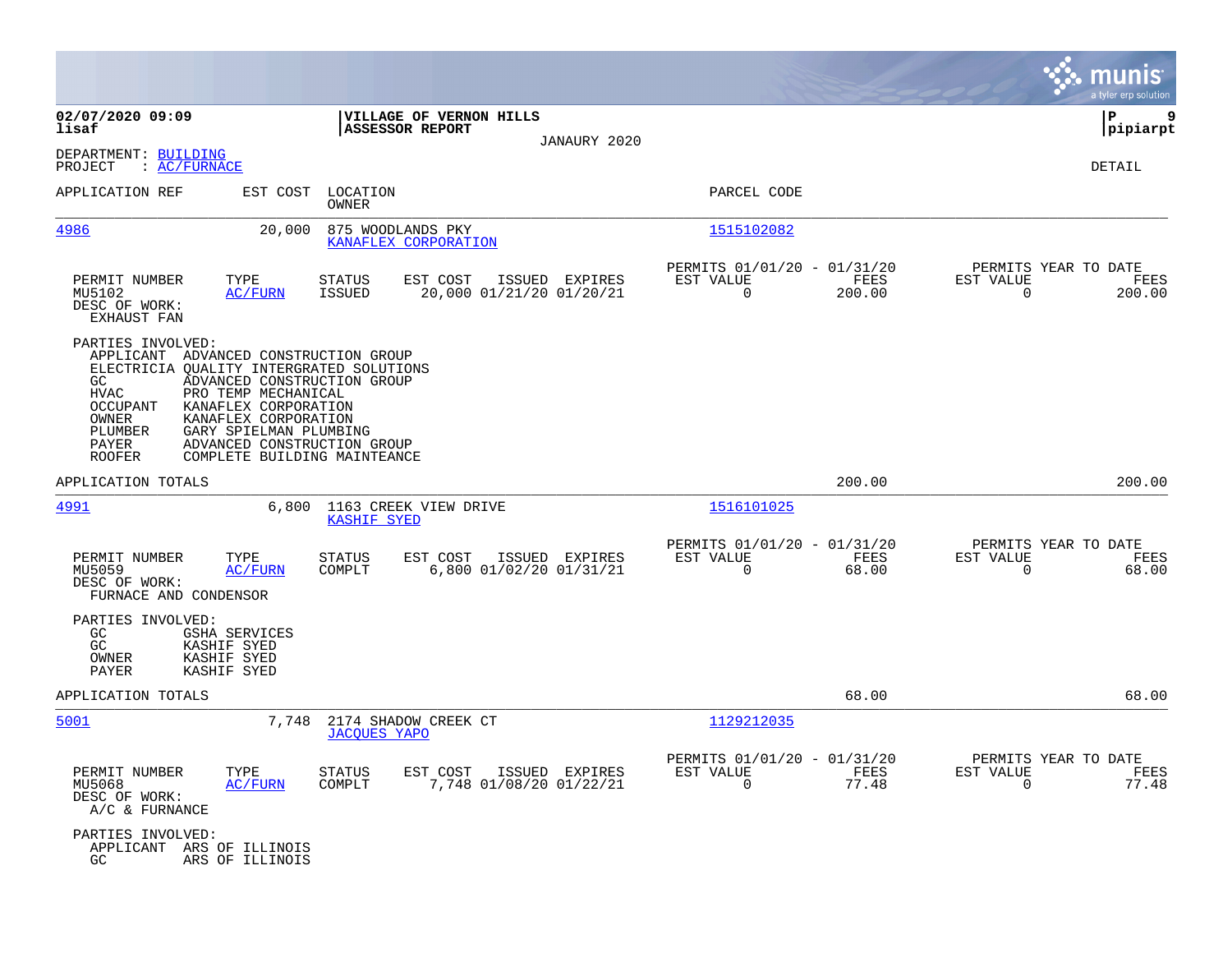**02/07/2020 09:09**
**lisaf**

**VILLAGE OF VERNON HILLS**
**ASSESSOR REPORT**
JANAURY 2020

**pipiarpt**

DEPARTMENT: BUILDING
PROJECT : AC/FURNACE

DETAIL

| APPLICATION REF | EST COST | LOCATION / OWNER | PARCEL CODE |
|---|---|---|---|
| 4986 | 20,000 | 875 WOODLANDS PKY / KANAFLEX CORPORATION | 1515102082 |

| PERMIT NUMBER | TYPE | STATUS | EST COST | ISSUED | EXPIRES | PERMITS 01/01/20 - 01/31/20 EST VALUE | FEES | PERMITS YEAR TO DATE EST VALUE | FEES |
|---|---|---|---|---|---|---|---|---|---|
| MU5102 | AC/FURN | ISSUED | 20,000 | 01/21/20 | 01/20/21 | 0 | 200.00 | 0 | 200.00 |

DESC OF WORK:
EXHAUST FAN

PARTIES INVOLVED:

| | |
|---|---|
| APPLICANT | ADVANCED CONSTRUCTION GROUP |
| ELECTRICIA | QUALITY INTERGRATED SOLUTIONS |
| GC | ADVANCED CONSTRUCTION GROUP |
| HVAC | PRO TEMP MECHANICAL |
| OCCUPANT | KANAFLEX CORPORATION |
| OWNER | KANAFLEX CORPORATION |
| PLUMBER | GARY SPIELMAN PLUMBING |
| PAYER | ADVANCED CONSTRUCTION GROUP |
| ROOFER | COMPLETE BUILDING MAINTEANCE |

APPLICATION TOTALS 200.00 200.00

| APPLICATION REF | EST COST | LOCATION / OWNER | PARCEL CODE |
|---|---|---|---|
| 4991 | 6,800 | 1163 CREEK VIEW DRIVE / KASHIF SYED | 1516101025 |

| PERMIT NUMBER | TYPE | STATUS | EST COST | ISSUED | EXPIRES | PERMITS 01/01/20 - 01/31/20 EST VALUE | FEES | PERMITS YEAR TO DATE EST VALUE | FEES |
|---|---|---|---|---|---|---|---|---|---|
| MU5059 | AC/FURN | COMPLT | 6,800 | 01/02/20 | 01/31/21 | 0 | 68.00 | 0 | 68.00 |

DESC OF WORK:
FURNACE AND CONDENSOR

PARTIES INVOLVED:

| | |
|---|---|
| GC | GSHA SERVICES |
| GC | KASHIF SYED |
| OWNER | KASHIF SYED |
| PAYER | KASHIF SYED |

APPLICATION TOTALS 68.00 68.00

| APPLICATION REF | EST COST | LOCATION / OWNER | PARCEL CODE |
|---|---|---|---|
| 5001 | 7,748 | 2174 SHADOW CREEK CT / JACQUES YAPO | 1129212035 |

| PERMIT NUMBER | TYPE | STATUS | EST COST | ISSUED | EXPIRES | PERMITS 01/01/20 - 01/31/20 EST VALUE | FEES | PERMITS YEAR TO DATE EST VALUE | FEES |
|---|---|---|---|---|---|---|---|---|---|
| MU5068 | AC/FURN | COMPLT | 7,748 | 01/08/20 | 01/22/21 | 0 | 77.48 | 0 | 77.48 |

DESC OF WORK:
A/C & FURNANCE

PARTIES INVOLVED:

| | |
|---|---|
| APPLICANT | ARS OF ILLINOIS |
| GC | ARS OF ILLINOIS |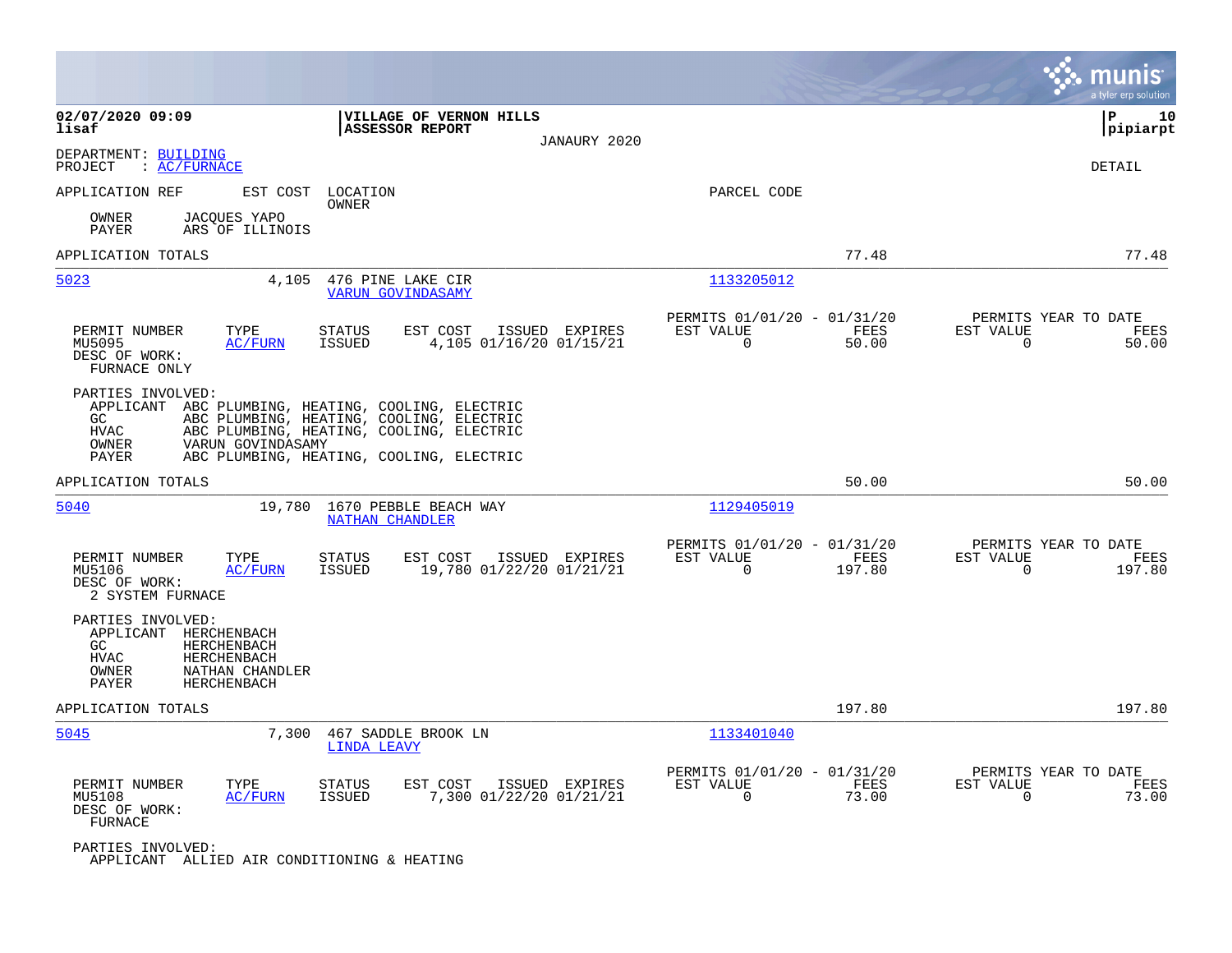02/07/2020 09:09
lisaf

**VILLAGE OF VERNON HILLS**
**ASSESSOR REPORT**
JANAURY 2020

P 10
pipiarpt

DEPARTMENT: BUILDING
PROJECT : AC/FURNACE

DETAIL

APPLICATION REF | EST COST | LOCATION / OWNER | PARCEL CODE

OWNER JACQUES YAPO
PAYER ARS OF ILLINOIS

APPLICATION TOTALS 77.48 77.48

---

**5023** | 4,105 | 476 PINE LAKE CIR / VARUN GOVINDASAMY | 1133205012

| PERMIT NUMBER | TYPE | STATUS | EST COST | ISSUED | EXPIRES | PERMITS 01/01/20 - 01/31/20 EST VALUE | FEES | PERMITS YEAR TO DATE EST VALUE | FEES |
|---|---|---|---|---|---|---|---|---|---|
| MU5095 | AC/FURN | ISSUED | 4,105 | 01/16/20 | 01/15/21 | 0 | 50.00 | 0 | 50.00 |

DESC OF WORK:
FURNACE ONLY

PARTIES INVOLVED:
- APPLICANT ABC PLUMBING, HEATING, COOLING, ELECTRIC
- GC ABC PLUMBING, HEATING, COOLING, ELECTRIC
- HVAC ABC PLUMBING, HEATING, COOLING, ELECTRIC
- OWNER VARUN GOVINDASAMY
- PAYER ABC PLUMBING, HEATING, COOLING, ELECTRIC

APPLICATION TOTALS 50.00 50.00

---

**5040** | 19,780 | 1670 PEBBLE BEACH WAY / NATHAN CHANDLER | 1129405019

| PERMIT NUMBER | TYPE | STATUS | EST COST | ISSUED | EXPIRES | PERMITS 01/01/20 - 01/31/20 EST VALUE | FEES | PERMITS YEAR TO DATE EST VALUE | FEES |
|---|---|---|---|---|---|---|---|---|---|
| MU5106 | AC/FURN | ISSUED | 19,780 | 01/22/20 | 01/21/21 | 0 | 197.80 | 0 | 197.80 |

DESC OF WORK:
2 SYSTEM FURNACE

PARTIES INVOLVED:
- APPLICANT HERCHENBACH
- GC HERCHENBACH
- HVAC HERCHENBACH
- OWNER NATHAN CHANDLER
- PAYER HERCHENBACH

APPLICATION TOTALS 197.80 197.80

---

**5045** | 7,300 | 467 SADDLE BROOK LN / LINDA LEAVY | 1133401040

| PERMIT NUMBER | TYPE | STATUS | EST COST | ISSUED | EXPIRES | PERMITS 01/01/20 - 01/31/20 EST VALUE | FEES | PERMITS YEAR TO DATE EST VALUE | FEES |
|---|---|---|---|---|---|---|---|---|---|
| MU5108 | AC/FURN | ISSUED | 7,300 | 01/22/20 | 01/21/21 | 0 | 73.00 | 0 | 73.00 |

DESC OF WORK:
FURNACE

PARTIES INVOLVED:
- APPLICANT ALLIED AIR CONDITIONING & HEATING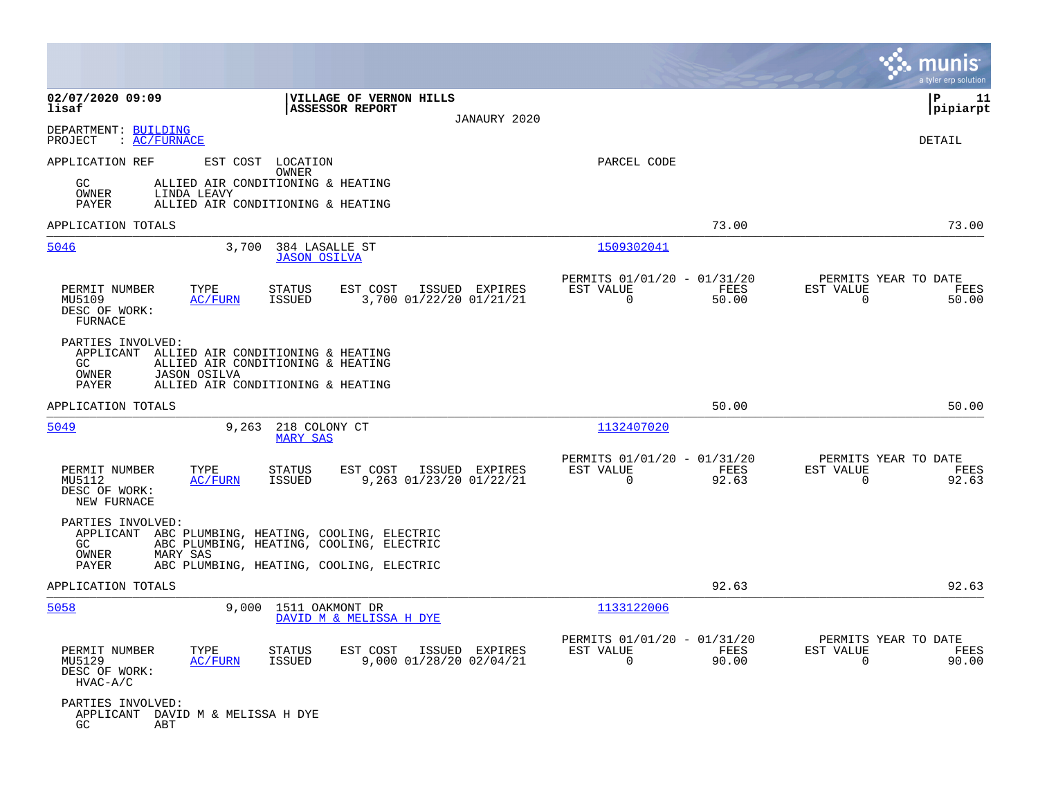**02/07/2020 09:09** | **VILLAGE OF VERNON HILLS** | **P 11**
**lisaf** | **ASSESSOR REPORT** | **pipiarpt**

JANAURY 2020

DEPARTMENT: BUILDING
PROJECT : AC/FURNACE

DETAIL

APPLICATION REF | EST COST | LOCATION / OWNER | PARCEL CODE

GC ALLIED AIR CONDITIONING & HEATING
OWNER LINDA LEAVY
PAYER ALLIED AIR CONDITIONING & HEATING

APPLICATION TOTALS 73.00 73.00

---

**5046** | 3,700 | 384 LASALLE ST / JASON OSILVA | 1509302041

| PERMIT NUMBER | TYPE | STATUS | EST COST | ISSUED | EXPIRES | PERMITS 01/01/20 - 01/31/20 EST VALUE | FEES | PERMITS YEAR TO DATE EST VALUE | FEES |
|---|---|---|---|---|---|---|---|---|---|
| MU5109 | AC/FURN | ISSUED | 3,700 | 01/22/20 | 01/21/21 | 0 | 50.00 | 0 | 50.00 |

DESC OF WORK:
FURNACE

PARTIES INVOLVED:
APPLICANT ALLIED AIR CONDITIONING & HEATING
GC ALLIED AIR CONDITIONING & HEATING
OWNER JASON OSILVA
PAYER ALLIED AIR CONDITIONING & HEATING

APPLICATION TOTALS 50.00 50.00

---

**5049** | 9,263 | 218 COLONY CT / MARY SAS | 1132407020

| PERMIT NUMBER | TYPE | STATUS | EST COST | ISSUED | EXPIRES | PERMITS 01/01/20 - 01/31/20 EST VALUE | FEES | PERMITS YEAR TO DATE EST VALUE | FEES |
|---|---|---|---|---|---|---|---|---|---|
| MU5112 | AC/FURN | ISSUED | 9,263 | 01/23/20 | 01/22/21 | 0 | 92.63 | 0 | 92.63 |

DESC OF WORK:
NEW FURNACE

PARTIES INVOLVED:
APPLICANT ABC PLUMBING, HEATING, COOLING, ELECTRIC
GC ABC PLUMBING, HEATING, COOLING, ELECTRIC
OWNER MARY SAS
PAYER ABC PLUMBING, HEATING, COOLING, ELECTRIC

APPLICATION TOTALS 92.63 92.63

---

**5058** | 9,000 | 1511 OAKMONT DR / DAVID M & MELISSA H DYE | 1133122006

| PERMIT NUMBER | TYPE | STATUS | EST COST | ISSUED | EXPIRES | PERMITS 01/01/20 - 01/31/20 EST VALUE | FEES | PERMITS YEAR TO DATE EST VALUE | FEES |
|---|---|---|---|---|---|---|---|---|---|
| MU5129 | AC/FURN | ISSUED | 9,000 | 01/28/20 | 02/04/21 | 0 | 90.00 | 0 | 90.00 |

DESC OF WORK:
HVAC-A/C

PARTIES INVOLVED:
APPLICANT DAVID M & MELISSA H DYE
GC ABT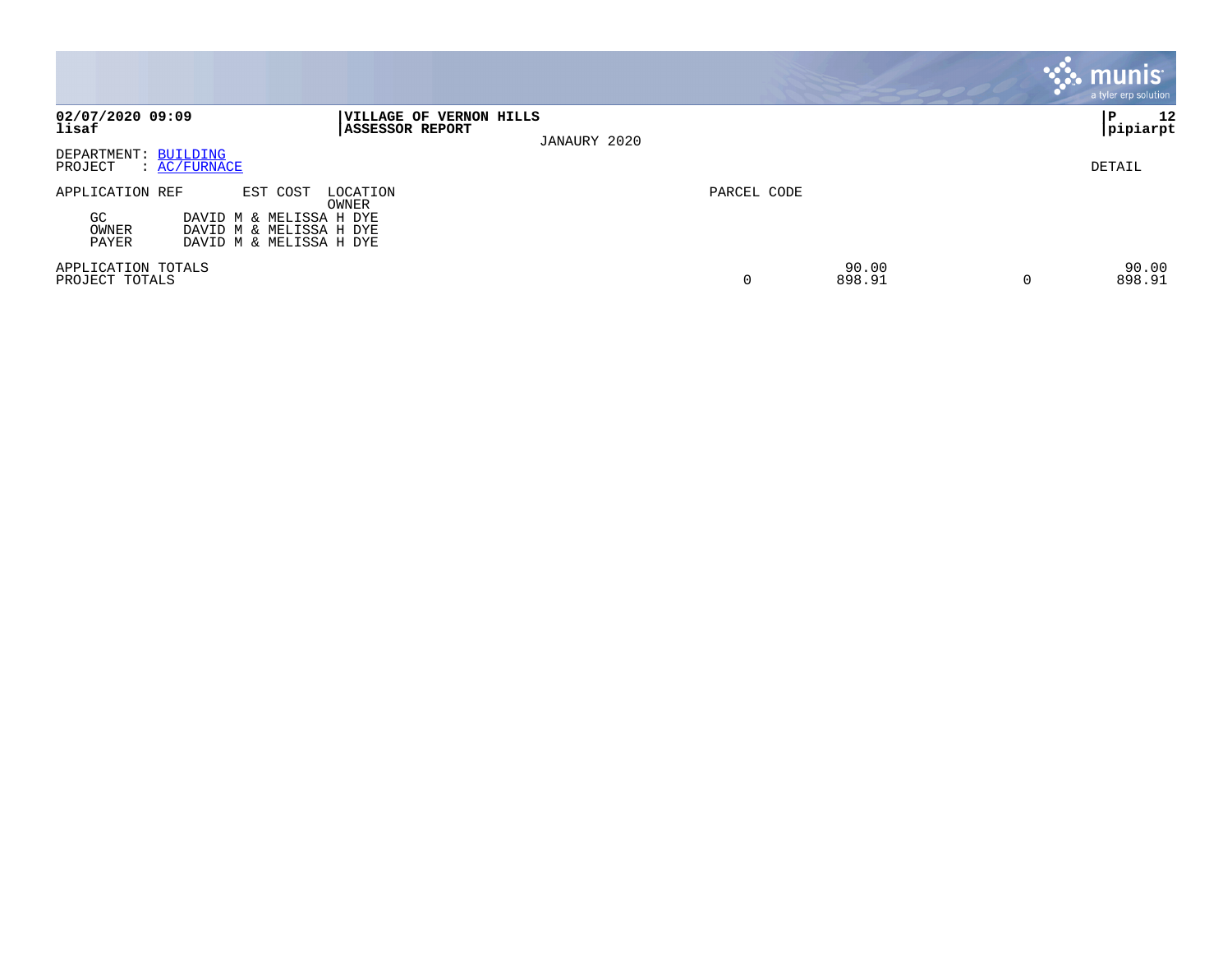**VILLAGE OF VERNON HILLS**
**ASSESSOR REPORT**

JANAURY 2020

**02/07/2020 09:09**
**lisaf**

DEPARTMENT: BUILDING
PROJECT : AC/FURNACE

DETAIL

| APPLICATION REF | EST COST | LOCATION / OWNER | PARCEL CODE | | | |
|---|---|---|---|---|---|---|
| GC | DAVID M & MELISSA H DYE | | | | | |
| OWNER | DAVID M & MELISSA H DYE | | | | | |
| PAYER | DAVID M & MELISSA H DYE | | | | | |
| APPLICATION TOTALS | | | | 90.00 | | 90.00 |
| PROJECT TOTALS | | | 0 | 898.91 | 0 | 898.91 |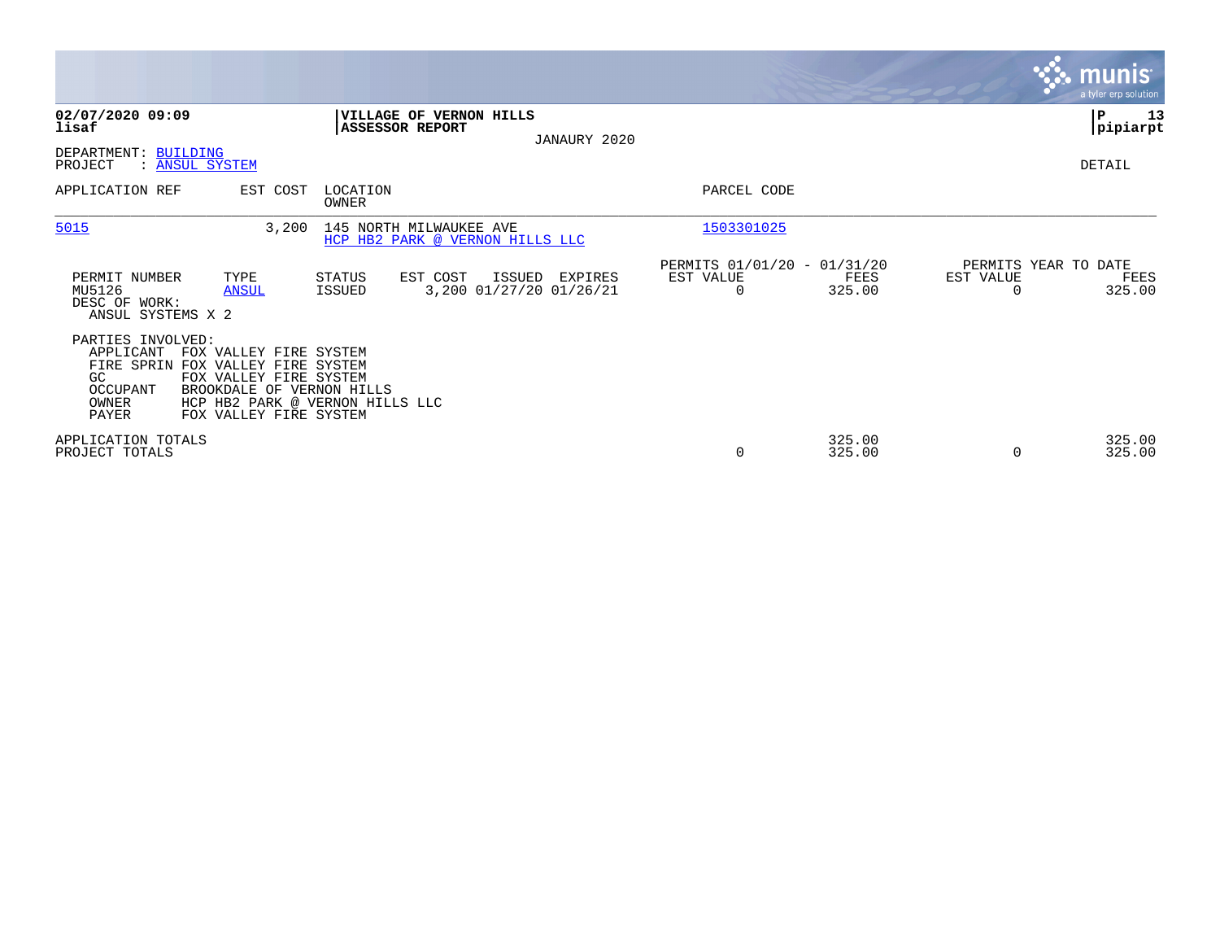**02/07/2020 09:09**
**lisaf**

**VILLAGE OF VERNON HILLS**
**ASSESSOR REPORT**
JANAURY 2020

**P 13**
**pipiarpt**

DEPARTMENT: BUILDING
PROJECT : ANSUL SYSTEM

DETAIL

| APPLICATION REF | EST COST | LOCATION / OWNER | PARCEL CODE |
|---|---|---|---|
| 5015 | 3,200 | 145 NORTH MILWAUKEE AVE<br>HCP HB2 PARK @ VERNON HILLS LLC | 1503301025 |

| PERMIT NUMBER | TYPE | STATUS | EST COST | ISSUED | EXPIRES | PERMITS 01/01/20 - 01/31/20 EST VALUE | FEES | PERMITS YEAR TO DATE EST VALUE | FEES |
|---|---|---|---|---|---|---|---|---|---|
| MU5126 | ANSUL | ISSUED | 3,200 | 01/27/20 | 01/26/21 | 0 | 325.00 | 0 | 325.00 |

DESC OF WORK:
ANSUL SYSTEMS X 2

PARTIES INVOLVED:

| | |
|---|---|
| APPLICANT | FOX VALLEY FIRE SYSTEM |
| FIRE SPRIN | FOX VALLEY FIRE SYSTEM |
| GC | FOX VALLEY FIRE SYSTEM |
| OCCUPANT | BROOKDALE OF VERNON HILLS |
| OWNER | HCP HB2 PARK @ VERNON HILLS LLC |
| PAYER | FOX VALLEY FIRE SYSTEM |

| | EST VALUE | FEES | EST VALUE | FEES |
|---|---|---|---|---|
| APPLICATION TOTALS | | 325.00 | | 325.00 |
| PROJECT TOTALS | 0 | 325.00 | 0 | 325.00 |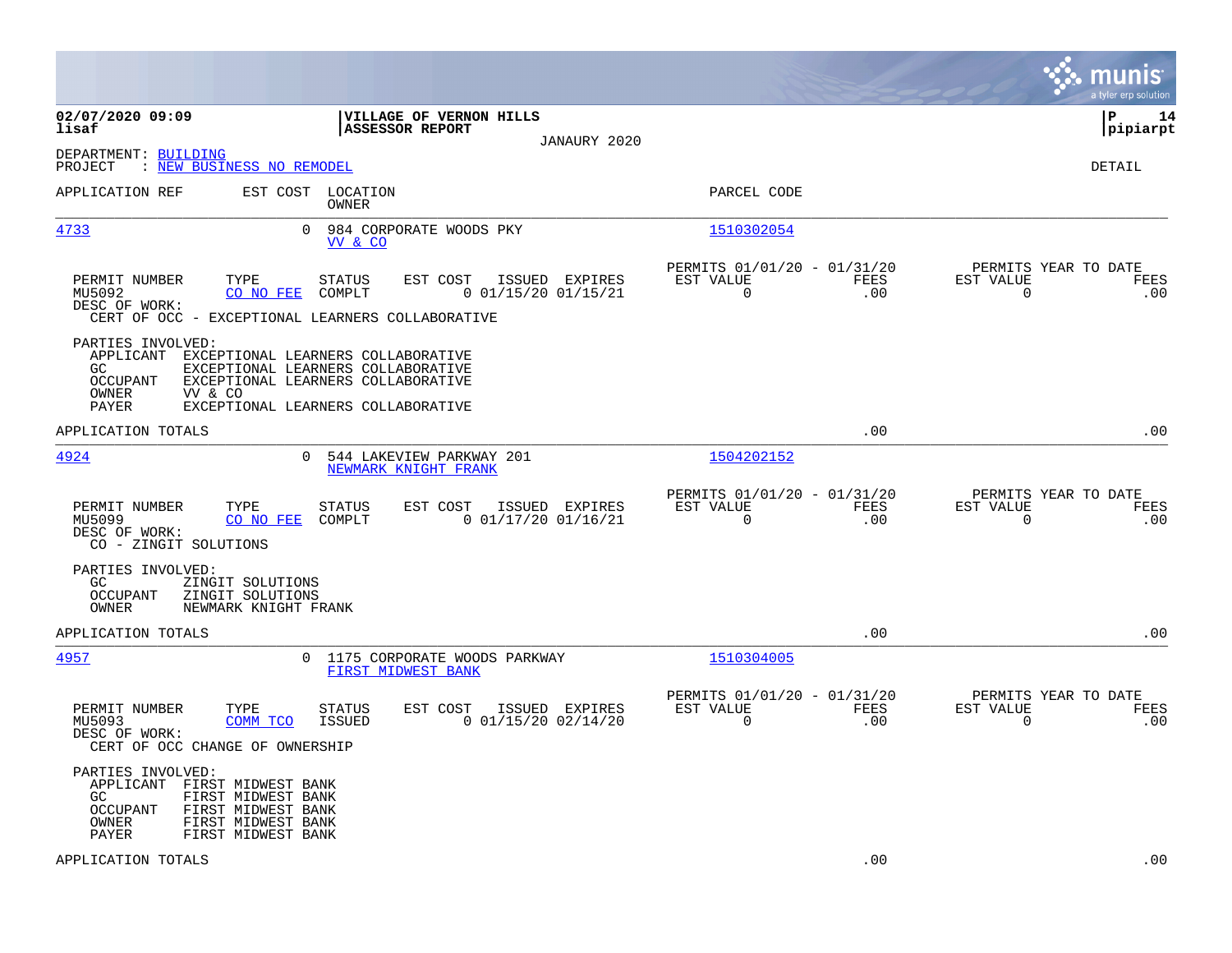**02/07/2020 09:09**
**lisaf**

**VILLAGE OF VERNON HILLS**
**ASSESSOR REPORT**
JANAURY 2020

**P 14**
**pipiarpt**

DEPARTMENT: BUILDING
PROJECT : NEW BUSINESS NO REMODEL

DETAIL

| APPLICATION REF | EST COST | LOCATION / OWNER | PARCEL CODE |
|---|---|---|---|
| 4733 | 0 | 984 CORPORATE WOODS PKY / VV & CO | 1510302054 |

| PERMIT NUMBER | TYPE | STATUS | EST COST | ISSUED | EXPIRES | PERMITS 01/01/20 - 01/31/20 EST VALUE | FEES | PERMITS YEAR TO DATE EST VALUE | FEES |
|---|---|---|---|---|---|---|---|---|---|
| MU5092 | CO NO FEE | COMPLT | 0 | 01/15/20 | 01/15/21 | 0 | .00 | 0 | .00 |

DESC OF WORK:
CERT OF OCC - EXCEPTIONAL LEARNERS COLLABORATIVE

PARTIES INVOLVED:
- APPLICANT EXCEPTIONAL LEARNERS COLLABORATIVE
- GC EXCEPTIONAL LEARNERS COLLABORATIVE
- OCCUPANT EXCEPTIONAL LEARNERS COLLABORATIVE
- OWNER VV & CO
- PAYER EXCEPTIONAL LEARNERS COLLABORATIVE

APPLICATION TOTALS .00 .00

| APPLICATION REF | EST COST | LOCATION / OWNER | PARCEL CODE |
|---|---|---|---|
| 4924 | 0 | 544 LAKEVIEW PARKWAY 201 / NEWMARK KNIGHT FRANK | 1504202152 |

| PERMIT NUMBER | TYPE | STATUS | EST COST | ISSUED | EXPIRES | PERMITS 01/01/20 - 01/31/20 EST VALUE | FEES | PERMITS YEAR TO DATE EST VALUE | FEES |
|---|---|---|---|---|---|---|---|---|---|
| MU5099 | CO NO FEE | COMPLT | 0 | 01/17/20 | 01/16/21 | 0 | .00 | 0 | .00 |

DESC OF WORK:
CO - ZINGIT SOLUTIONS

PARTIES INVOLVED:
- GC ZINGIT SOLUTIONS
- OCCUPANT ZINGIT SOLUTIONS
- OWNER NEWMARK KNIGHT FRANK

APPLICATION TOTALS .00 .00

| APPLICATION REF | EST COST | LOCATION / OWNER | PARCEL CODE |
|---|---|---|---|
| 4957 | 0 | 1175 CORPORATE WOODS PARKWAY / FIRST MIDWEST BANK | 1510304005 |

| PERMIT NUMBER | TYPE | STATUS | EST COST | ISSUED | EXPIRES | PERMITS 01/01/20 - 01/31/20 EST VALUE | FEES | PERMITS YEAR TO DATE EST VALUE | FEES |
|---|---|---|---|---|---|---|---|---|---|
| MU5093 | COMM TCO | ISSUED | 0 | 01/15/20 | 02/14/20 | 0 | .00 | 0 | .00 |

DESC OF WORK:
CERT OF OCC CHANGE OF OWNERSHIP

PARTIES INVOLVED:
- APPLICANT FIRST MIDWEST BANK
- GC FIRST MIDWEST BANK
- OCCUPANT FIRST MIDWEST BANK
- OWNER FIRST MIDWEST BANK
- PAYER FIRST MIDWEST BANK

APPLICATION TOTALS .00 .00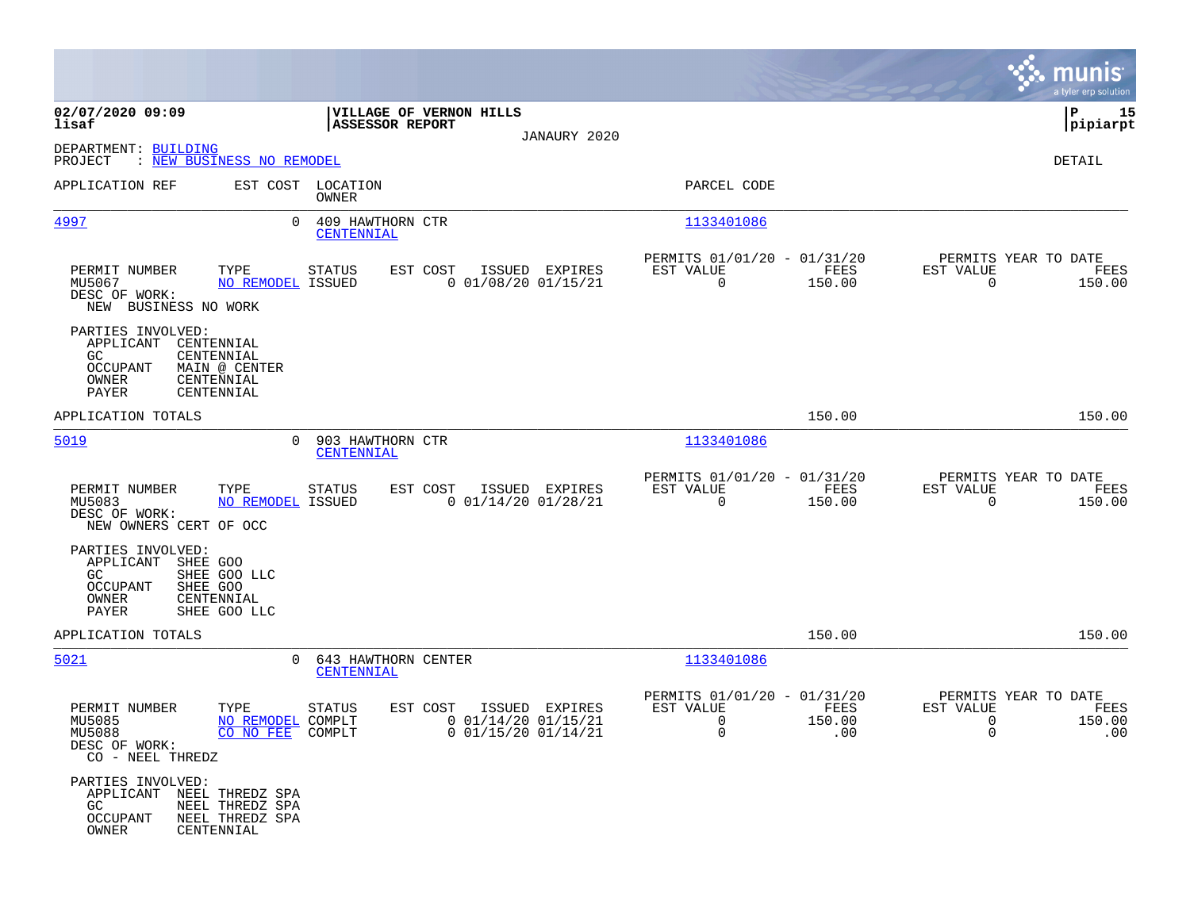**VILLAGE OF VERNON HILLS**
**ASSESSOR REPORT**

02/07/2020 09:09
lisaf

JANAURY 2020

pipiarpt

DEPARTMENT: BUILDING
PROJECT : NEW BUSINESS NO REMODEL

DETAIL

| APPLICATION REF | EST COST | LOCATION / OWNER | PARCEL CODE |
|---|---|---|---|
| 4997 | 0 | 409 HAWTHORN CTR / CENTENNIAL | 1133401086 |

| PERMIT NUMBER | TYPE | STATUS | EST COST | ISSUED | EXPIRES | PERMITS 01/01/20 - 01/31/20 EST VALUE | FEES | PERMITS YEAR TO DATE EST VALUE | FEES |
|---|---|---|---|---|---|---|---|---|---|
| MU5067 | NO REMODEL | ISSUED | 0 | 01/08/20 | 01/15/21 | 0 | 150.00 | 0 | 150.00 |

DESC OF WORK:
NEW BUSINESS NO WORK

PARTIES INVOLVED:
- APPLICANT CENTENNIAL
- GC CENTENNIAL
- OCCUPANT MAIN @ CENTER
- OWNER CENTENNIAL
- PAYER CENTENNIAL

APPLICATION TOTALS 150.00 150.00

| APPLICATION REF | EST COST | LOCATION / OWNER | PARCEL CODE |
|---|---|---|---|
| 5019 | 0 | 903 HAWTHORN CTR / CENTENNIAL | 1133401086 |

| PERMIT NUMBER | TYPE | STATUS | EST COST | ISSUED | EXPIRES | PERMITS 01/01/20 - 01/31/20 EST VALUE | FEES | PERMITS YEAR TO DATE EST VALUE | FEES |
|---|---|---|---|---|---|---|---|---|---|
| MU5083 | NO REMODEL | ISSUED | 0 | 01/14/20 | 01/28/21 | 0 | 150.00 | 0 | 150.00 |

DESC OF WORK:
NEW OWNERS CERT OF OCC

PARTIES INVOLVED:
- APPLICANT SHEE GOO
- GC SHEE GOO LLC
- OCCUPANT SHEE GOO
- OWNER CENTENNIAL
- PAYER SHEE GOO LLC

APPLICATION TOTALS 150.00 150.00

| APPLICATION REF | EST COST | LOCATION / OWNER | PARCEL CODE |
|---|---|---|---|
| 5021 | 0 | 643 HAWTHORN CENTER / CENTENNIAL | 1133401086 |

| PERMIT NUMBER | TYPE | STATUS | EST COST | ISSUED | EXPIRES | PERMITS 01/01/20 - 01/31/20 EST VALUE | FEES | PERMITS YEAR TO DATE EST VALUE | FEES |
|---|---|---|---|---|---|---|---|---|---|
| MU5085 | NO REMODEL | COMPLT | 0 | 01/14/20 | 01/15/21 | 0 | 150.00 | 0 | 150.00 |
| MU5088 | CO NO FEE | COMPLT | 0 | 01/15/20 | 01/14/21 | 0 | .00 | 0 | .00 |

DESC OF WORK:
CO - NEEL THREDZ

PARTIES INVOLVED:
- APPLICANT NEEL THREDZ SPA
- GC NEEL THREDZ SPA
- OCCUPANT NEEL THREDZ SPA
- OWNER CENTENNIAL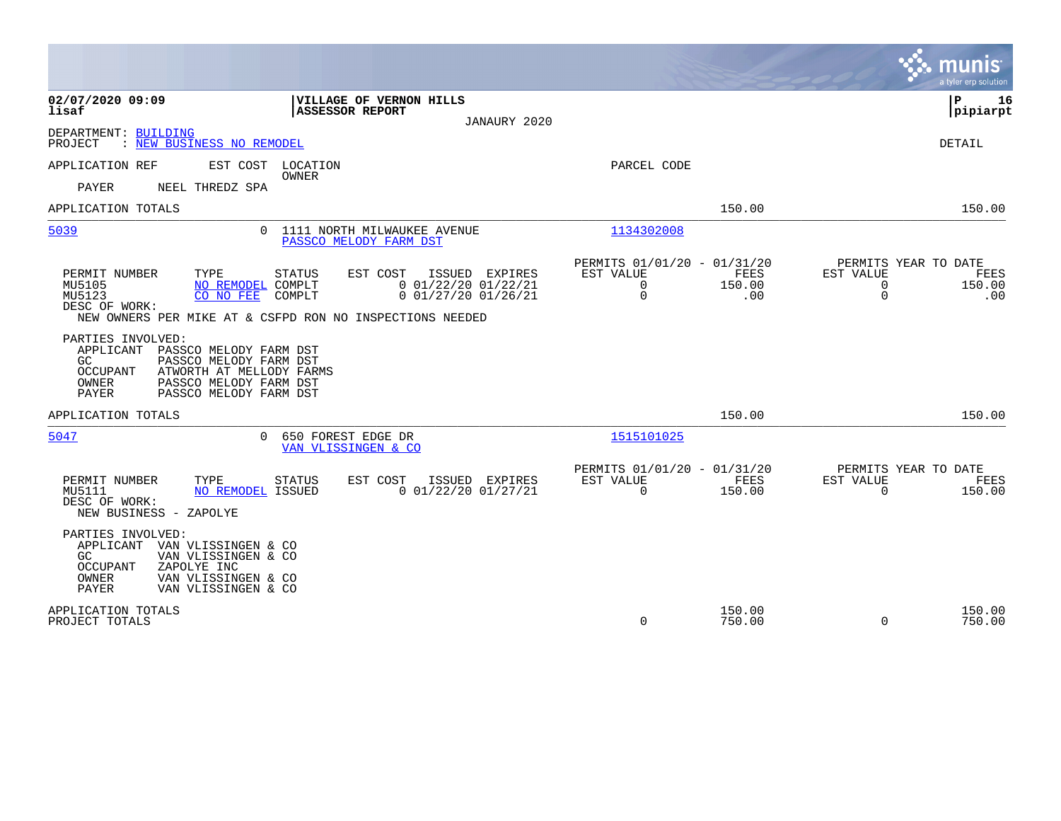**02/07/2020 09:09**
**lisaf**

**VILLAGE OF VERNON HILLS**
**ASSESSOR REPORT**

JANAURY 2020

**P 16**
**pipiarpt**

DEPARTMENT: BUILDING
PROJECT : NEW BUSINESS NO REMODEL

DETAIL

APPLICATION REF | EST COST | LOCATION / OWNER | PARCEL CODE

PAYER NEEL THREDZ SPA

| APPLICATION TOTALS | | | 150.00 | | 150.00 |
|---|---|---|---|---|---|

---

**5039** — 0 — 1111 NORTH MILWAUKEE AVENUE — PASSCO MELODY FARM DST — Parcel: 1134302008

| PERMIT NUMBER | TYPE | STATUS | EST COST | ISSUED | EXPIRES | PERMITS 01/01/20 - 01/31/20 EST VALUE | FEES | PERMITS YEAR TO DATE EST VALUE | FEES |
|---|---|---|---|---|---|---|---|---|---|
| MU5105 | NO REMODEL | COMPLT | 0 | 01/22/20 | 01/22/21 | 0 | 150.00 | 0 | 150.00 |
| MU5123 | CO NO FEE | COMPLT | 0 | 01/27/20 | 01/26/21 | 0 | .00 | 0 | .00 |

DESC OF WORK:
NEW OWNERS PER MIKE AT & CSFPD RON NO INSPECTIONS NEEDED

PARTIES INVOLVED:
- APPLICANT PASSCO MELODY FARM DST
- GC PASSCO MELODY FARM DST
- OCCUPANT ATWORTH AT MELLODY FARMS
- OWNER PASSCO MELODY FARM DST
- PAYER PASSCO MELODY FARM DST

| APPLICATION TOTALS | | | 150.00 | | 150.00 |
|---|---|---|---|---|---|

---

**5047** — 0 — 650 FOREST EDGE DR — VAN VLISSINGEN & CO — Parcel: 1515101025

| PERMIT NUMBER | TYPE | STATUS | EST COST | ISSUED | EXPIRES | PERMITS 01/01/20 - 01/31/20 EST VALUE | FEES | PERMITS YEAR TO DATE EST VALUE | FEES |
|---|---|---|---|---|---|---|---|---|---|
| MU5111 | NO REMODEL | ISSUED | 0 | 01/22/20 | 01/27/21 | 0 | 150.00 | 0 | 150.00 |

DESC OF WORK:
NEW BUSINESS - ZAPOLYE

PARTIES INVOLVED:
- APPLICANT VAN VLISSINGEN & CO
- GC VAN VLISSINGEN & CO
- OCCUPANT ZAPOLYE INC
- OWNER VAN VLISSINGEN & CO
- PAYER VAN VLISSINGEN & CO

| | EST VALUE | FEES | EST VALUE | FEES |
|---|---|---|---|---|
| APPLICATION TOTALS | | 150.00 | | 150.00 |
| PROJECT TOTALS | 0 | 750.00 | 0 | 750.00 |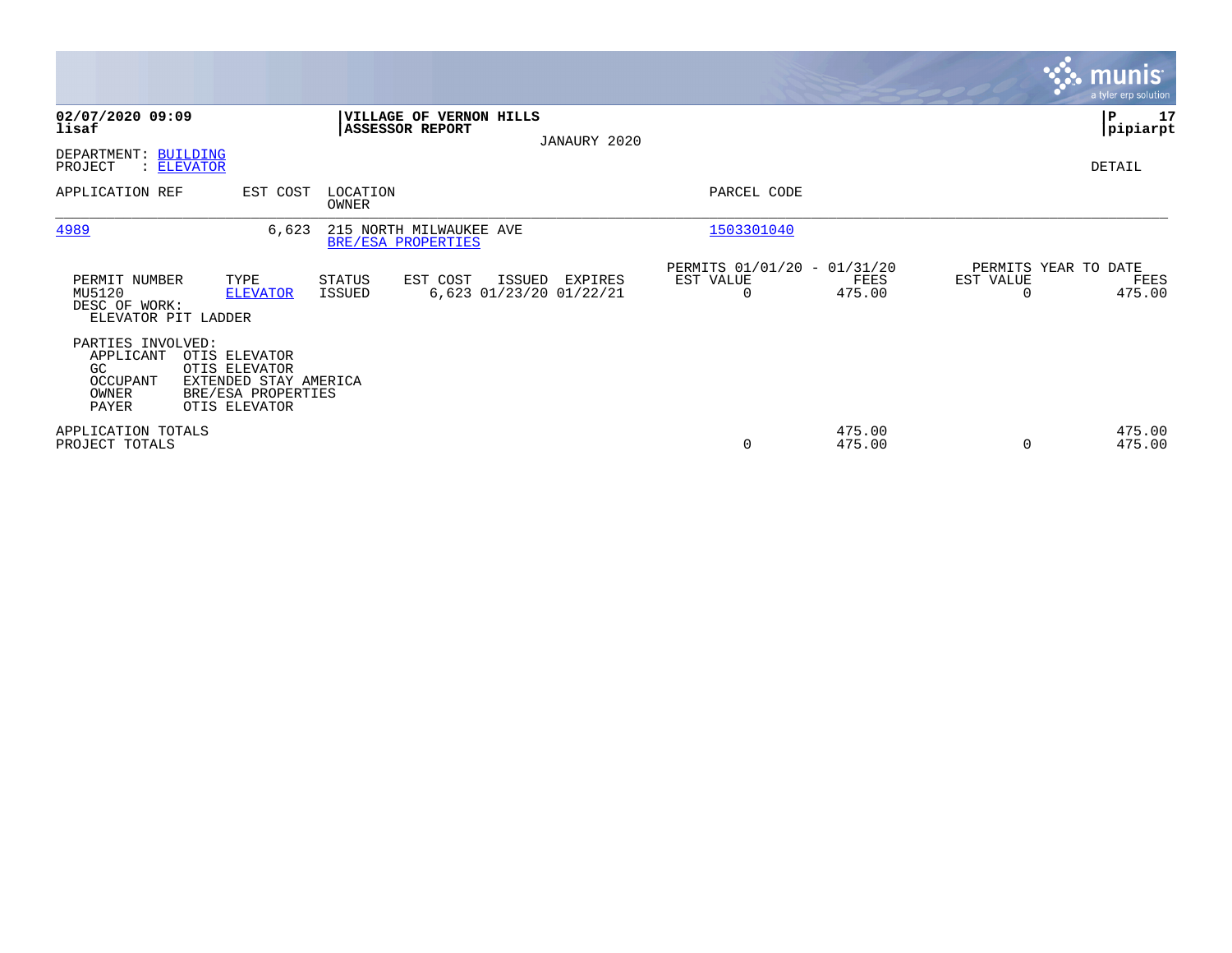**02/07/2020 09:09**
**lisaf**

**VILLAGE OF VERNON HILLS**
**ASSESSOR REPORT**

JANAURY 2020

**P 17**
**pipiarpt**

DEPARTMENT: BUILDING
PROJECT : ELEVATOR

DETAIL

| APPLICATION REF | EST COST | LOCATION / OWNER | PARCEL CODE |
|---|---|---|---|
| 4989 | 6,623 | 215 NORTH MILWAUKEE AVE / BRE/ESA PROPERTIES | 1503301040 |

| PERMIT NUMBER | TYPE | STATUS | EST COST | ISSUED | EXPIRES | PERMITS 01/01/20 - 01/31/20 EST VALUE | FEES | PERMITS YEAR TO DATE EST VALUE | FEES |
|---|---|---|---|---|---|---|---|---|---|
| MU5120 | ELEVATOR | ISSUED | 6,623 | 01/23/20 | 01/22/21 | 0 | 475.00 | 0 | 475.00 |

DESC OF WORK:
ELEVATOR PIT LADDER

PARTIES INVOLVED:

| Role | Name |
|---|---|
| APPLICANT | OTIS ELEVATOR |
| GC | OTIS ELEVATOR |
| OCCUPANT | EXTENDED STAY AMERICA |
| OWNER | BRE/ESA PROPERTIES |
| PAYER | OTIS ELEVATOR |

| | EST VALUE | FEES | YTD EST VALUE | YTD FEES |
|---|---|---|---|---|
| APPLICATION TOTALS | | 475.00 | | 475.00 |
| PROJECT TOTALS | 0 | 475.00 | 0 | 475.00 |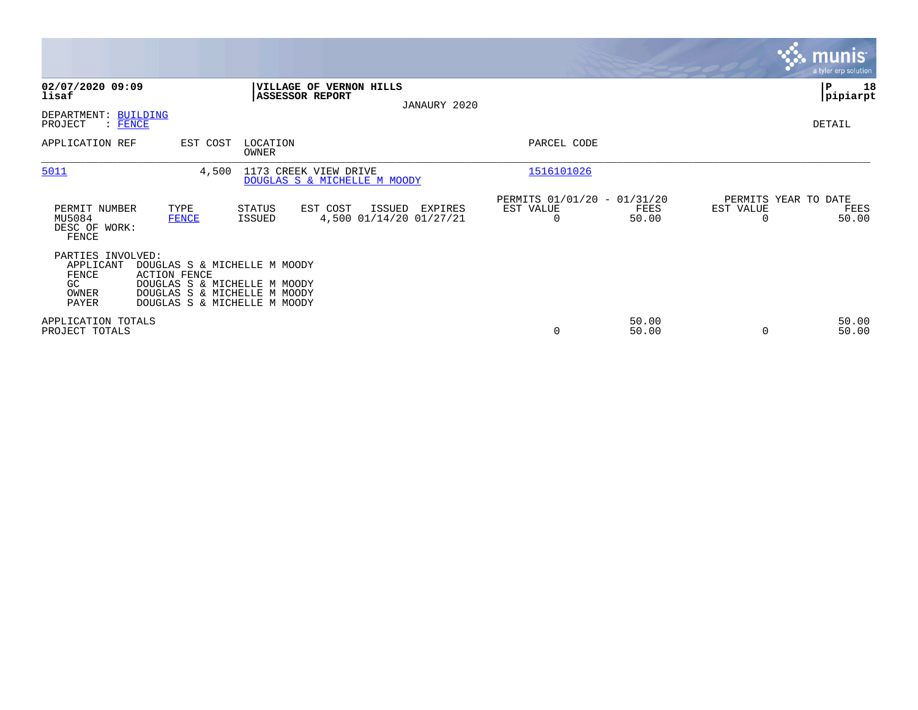**02/07/2020 09:09**
**lisaf**

**VILLAGE OF VERNON HILLS**
**ASSESSOR REPORT**
JANAURY 2020

**P 18**
**pipiarpt**

DEPARTMENT: BUILDING
PROJECT : FENCE

DETAIL

| APPLICATION REF | EST COST | LOCATION / OWNER | PARCEL CODE |
|---|---|---|---|
| 5011 | 4,500 | 1173 CREEK VIEW DRIVE / DOUGLAS S & MICHELLE M MOODY | 1516101026 |

| PERMIT NUMBER | TYPE | STATUS | EST COST | ISSUED | EXPIRES | PERMITS 01/01/20 - 01/31/20 EST VALUE | FEES | PERMITS YEAR TO DATE EST VALUE | FEES |
|---|---|---|---|---|---|---|---|---|---|
| MU5084 | FENCE | ISSUED | 4,500 | 01/14/20 | 01/27/21 | 0 | 50.00 | 0 | 50.00 |

DESC OF WORK:
FENCE

PARTIES INVOLVED:

| | |
|---|---|
| APPLICANT | DOUGLAS S & MICHELLE M MOODY |
| FENCE | ACTION FENCE |
| GC | DOUGLAS S & MICHELLE M MOODY |
| OWNER | DOUGLAS S & MICHELLE M MOODY |
| PAYER | DOUGLAS S & MICHELLE M MOODY |

| | EST VALUE | FEES | EST VALUE | FEES |
|---|---|---|---|---|
| APPLICATION TOTALS | | 50.00 | | 50.00 |
| PROJECT TOTALS | 0 | 50.00 | 0 | 50.00 |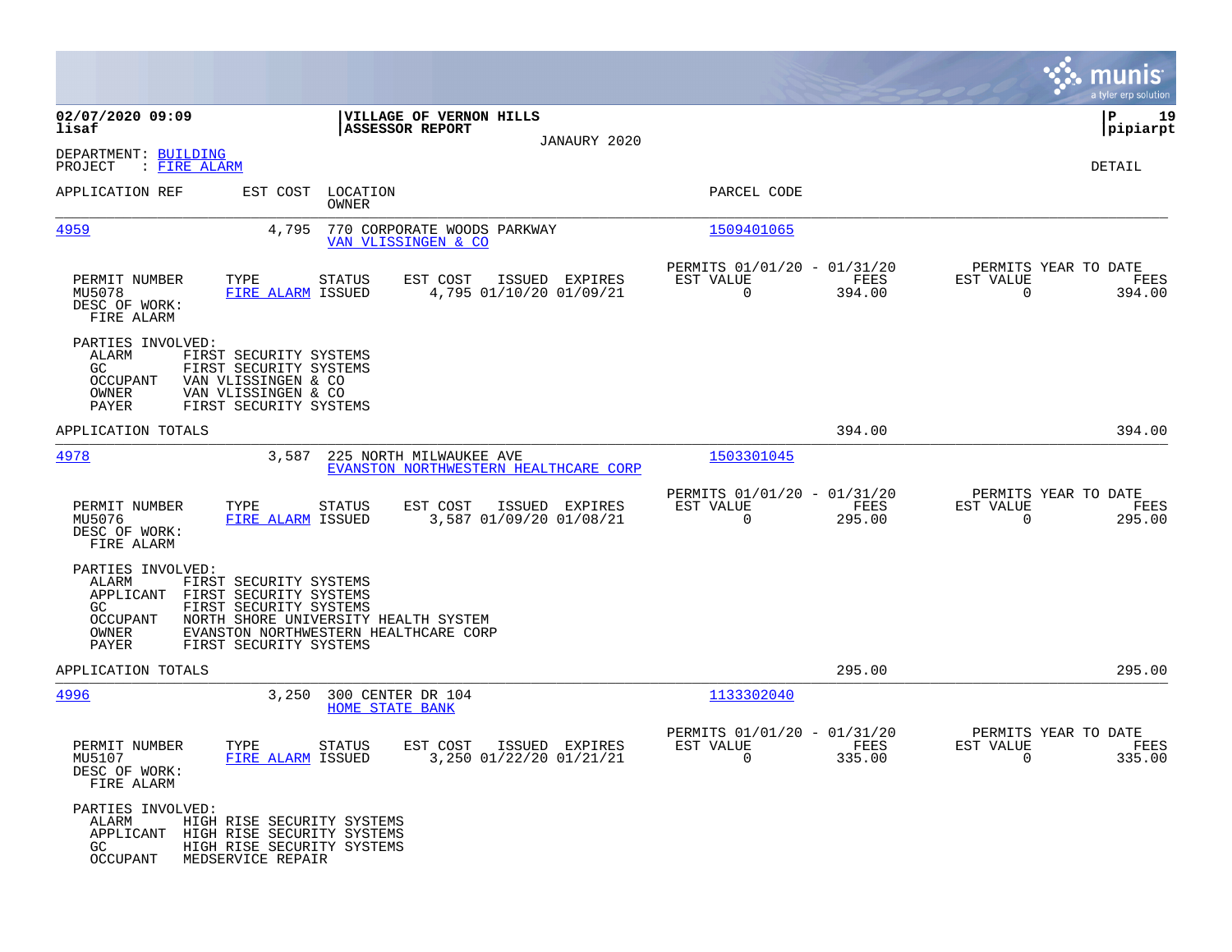**02/07/2020 09:09**
**lisaf**

**VILLAGE OF VERNON HILLS**
**ASSESSOR REPORT**
JANAURY 2020

**P 19**
**pipiarpt**

DEPARTMENT: BUILDING
PROJECT : FIRE ALARM

DETAIL

| APPLICATION REF | EST COST | LOCATION / OWNER | PARCEL CODE |
|---|---|---|---|
| 4959 | 4,795 | 770 CORPORATE WOODS PARKWAY / VAN VLISSINGEN & CO | 1509401065 |

| PERMIT NUMBER | TYPE | STATUS | EST COST | ISSUED | EXPIRES | PERMITS 01/01/20 - 01/31/20 EST VALUE | FEES | PERMITS YEAR TO DATE EST VALUE | FEES |
|---|---|---|---|---|---|---|---|---|---|
| MU5078 | FIRE ALARM | ISSUED | 4,795 | 01/10/20 | 01/09/21 | 0 | 394.00 | 0 | 394.00 |

DESC OF WORK:
FIRE ALARM

PARTIES INVOLVED:
- ALARM FIRST SECURITY SYSTEMS
- GC FIRST SECURITY SYSTEMS
- OCCUPANT VAN VLISSINGEN & CO
- OWNER VAN VLISSINGEN & CO
- PAYER FIRST SECURITY SYSTEMS

APPLICATION TOTALS 394.00 394.00

| APPLICATION REF | EST COST | LOCATION / OWNER | PARCEL CODE |
|---|---|---|---|
| 4978 | 3,587 | 225 NORTH MILWAUKEE AVE / EVANSTON NORTHWESTERN HEALTHCARE CORP | 1503301045 |

| PERMIT NUMBER | TYPE | STATUS | EST COST | ISSUED | EXPIRES | PERMITS 01/01/20 - 01/31/20 EST VALUE | FEES | PERMITS YEAR TO DATE EST VALUE | FEES |
|---|---|---|---|---|---|---|---|---|---|
| MU5076 | FIRE ALARM | ISSUED | 3,587 | 01/09/20 | 01/08/21 | 0 | 295.00 | 0 | 295.00 |

DESC OF WORK:
FIRE ALARM

PARTIES INVOLVED:
- ALARM FIRST SECURITY SYSTEMS
- APPLICANT FIRST SECURITY SYSTEMS
- GC FIRST SECURITY SYSTEMS
- OCCUPANT NORTH SHORE UNIVERSITY HEALTH SYSTEM
- OWNER EVANSTON NORTHWESTERN HEALTHCARE CORP
- PAYER FIRST SECURITY SYSTEMS

APPLICATION TOTALS 295.00 295.00

| APPLICATION REF | EST COST | LOCATION / OWNER | PARCEL CODE |
|---|---|---|---|
| 4996 | 3,250 | 300 CENTER DR 104 / HOME STATE BANK | 1133302040 |

| PERMIT NUMBER | TYPE | STATUS | EST COST | ISSUED | EXPIRES | PERMITS 01/01/20 - 01/31/20 EST VALUE | FEES | PERMITS YEAR TO DATE EST VALUE | FEES |
|---|---|---|---|---|---|---|---|---|---|
| MU5107 | FIRE ALARM | ISSUED | 3,250 | 01/22/20 | 01/21/21 | 0 | 335.00 | 0 | 335.00 |

DESC OF WORK:
FIRE ALARM

PARTIES INVOLVED:
- ALARM HIGH RISE SECURITY SYSTEMS
- APPLICANT HIGH RISE SECURITY SYSTEMS
- GC HIGH RISE SECURITY SYSTEMS
- OCCUPANT MEDSERVICE REPAIR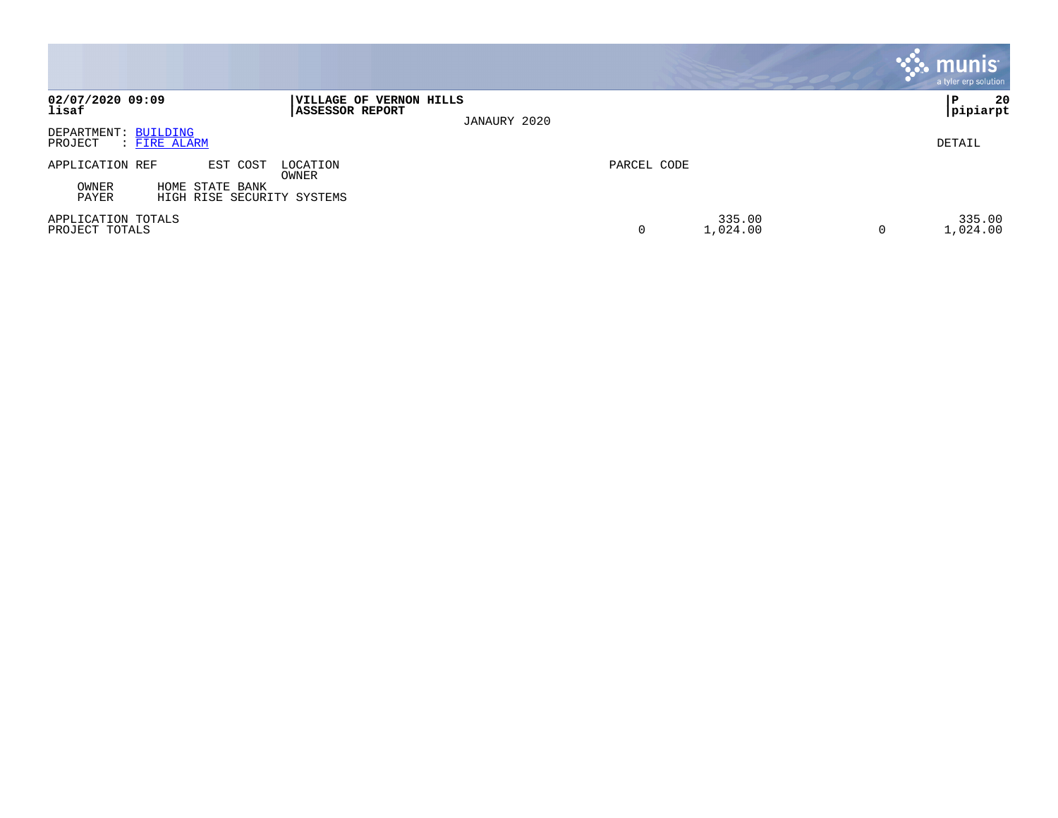**02/07/2020 09:09**
**lisaf**

**VILLAGE OF VERNON HILLS**
**ASSESSOR REPORT**

JANAURY 2020

**P 20**
**pipiarpt**

DEPARTMENT: BUILDING
PROJECT : FIRE ALARM

DETAIL

| APPLICATION REF | EST COST | LOCATION / OWNER | PARCEL CODE | | | | |
|---|---|---|---|---|---|---|---|
| OWNER | HOME STATE BANK | | | | | | |
| PAYER | HIGH RISE SECURITY SYSTEMS | | | | | | |
| APPLICATION TOTALS | | | | 335.00 | | 335.00 |
| PROJECT TOTALS | | | 0 | 1,024.00 | 0 | 1,024.00 |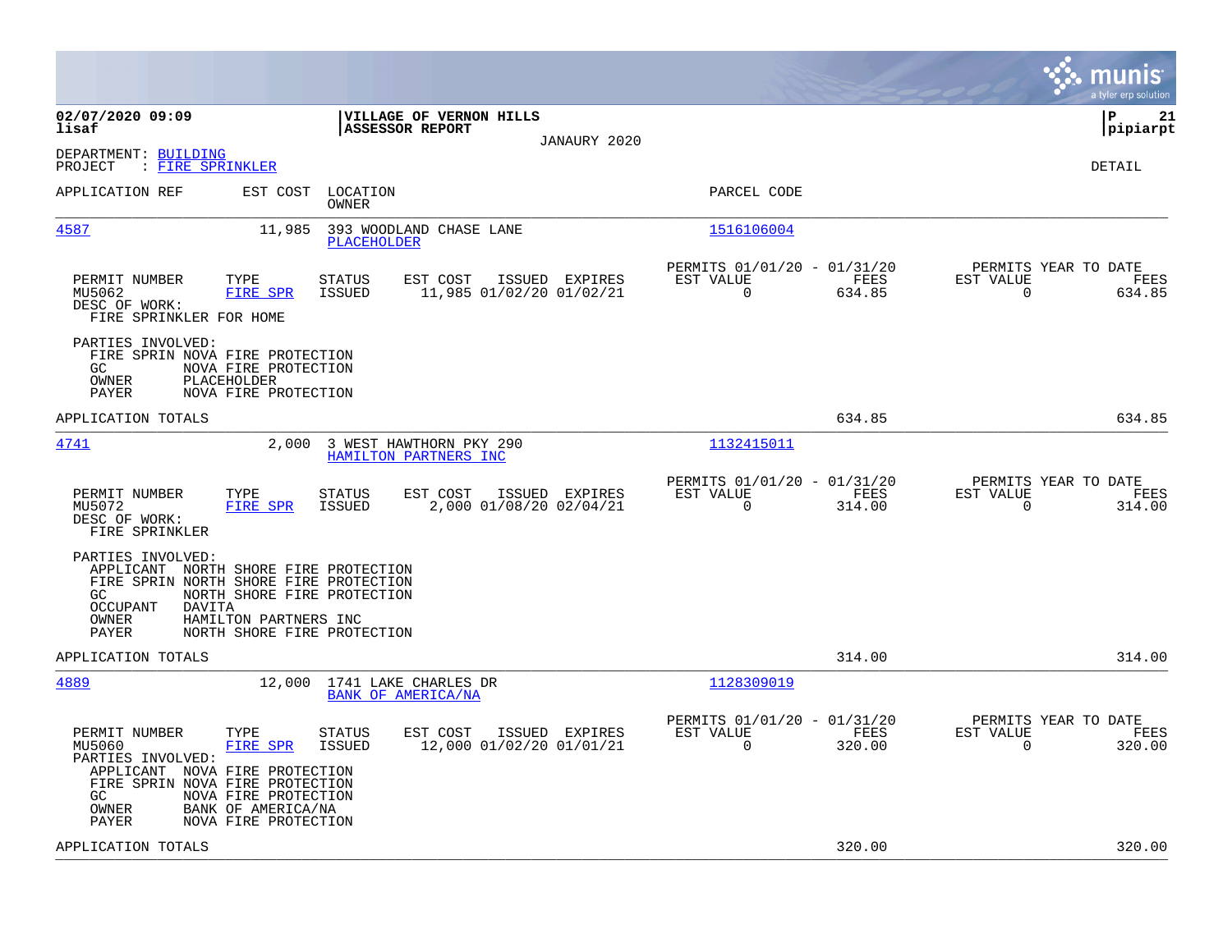**02/07/2020 09:09**
**lisaf**

**VILLAGE OF VERNON HILLS**
**ASSESSOR REPORT**
JANAURY 2020

**P 21**
**pipiarpt**

DEPARTMENT: BUILDING
PROJECT : FIRE SPRINKLER

DETAIL

| APPLICATION REF | EST COST | LOCATION / OWNER | PARCEL CODE |
|---|---|---|---|
| 4587 | 11,985 | 393 WOODLAND CHASE LANE / PLACEHOLDER | 1516106004 |

| PERMIT NUMBER | TYPE | STATUS | EST COST | ISSUED | EXPIRES | PERMITS 01/01/20 - 01/31/20 EST VALUE | FEES | PERMITS YEAR TO DATE EST VALUE | FEES |
|---|---|---|---|---|---|---|---|---|---|
| MU5062 | FIRE SPR | ISSUED | 11,985 | 01/02/20 | 01/02/21 | 0 | 634.85 | 0 | 634.85 |

DESC OF WORK:
FIRE SPRINKLER FOR HOME

PARTIES INVOLVED:
- FIRE SPRIN NOVA FIRE PROTECTION
- GC NOVA FIRE PROTECTION
- OWNER PLACEHOLDER
- PAYER NOVA FIRE PROTECTION

APPLICATION TOTALS: 634.85 | 634.85

| APPLICATION REF | EST COST | LOCATION / OWNER | PARCEL CODE |
|---|---|---|---|
| 4741 | 2,000 | 3 WEST HAWTHORN PKY 290 / HAMILTON PARTNERS INC | 1132415011 |

| PERMIT NUMBER | TYPE | STATUS | EST COST | ISSUED | EXPIRES | PERMITS 01/01/20 - 01/31/20 EST VALUE | FEES | PERMITS YEAR TO DATE EST VALUE | FEES |
|---|---|---|---|---|---|---|---|---|---|
| MU5072 | FIRE SPR | ISSUED | 2,000 | 01/08/20 | 02/04/21 | 0 | 314.00 | 0 | 314.00 |

DESC OF WORK:
FIRE SPRINKLER

PARTIES INVOLVED:
- APPLICANT NORTH SHORE FIRE PROTECTION
- FIRE SPRIN NORTH SHORE FIRE PROTECTION
- GC NORTH SHORE FIRE PROTECTION
- OCCUPANT DAVITA
- OWNER HAMILTON PARTNERS INC
- PAYER NORTH SHORE FIRE PROTECTION

APPLICATION TOTALS: 314.00 | 314.00

| APPLICATION REF | EST COST | LOCATION / OWNER | PARCEL CODE |
|---|---|---|---|
| 4889 | 12,000 | 1741 LAKE CHARLES DR / BANK OF AMERICA/NA | 1128309019 |

| PERMIT NUMBER | TYPE | STATUS | EST COST | ISSUED | EXPIRES | PERMITS 01/01/20 - 01/31/20 EST VALUE | FEES | PERMITS YEAR TO DATE EST VALUE | FEES |
|---|---|---|---|---|---|---|---|---|---|
| MU5060 | FIRE SPR | ISSUED | 12,000 | 01/02/20 | 01/01/21 | 0 | 320.00 | 0 | 320.00 |

PARTIES INVOLVED:
- APPLICANT NOVA FIRE PROTECTION
- FIRE SPRIN NOVA FIRE PROTECTION
- GC NOVA FIRE PROTECTION
- OWNER BANK OF AMERICA/NA
- PAYER NOVA FIRE PROTECTION

APPLICATION TOTALS: 320.00 | 320.00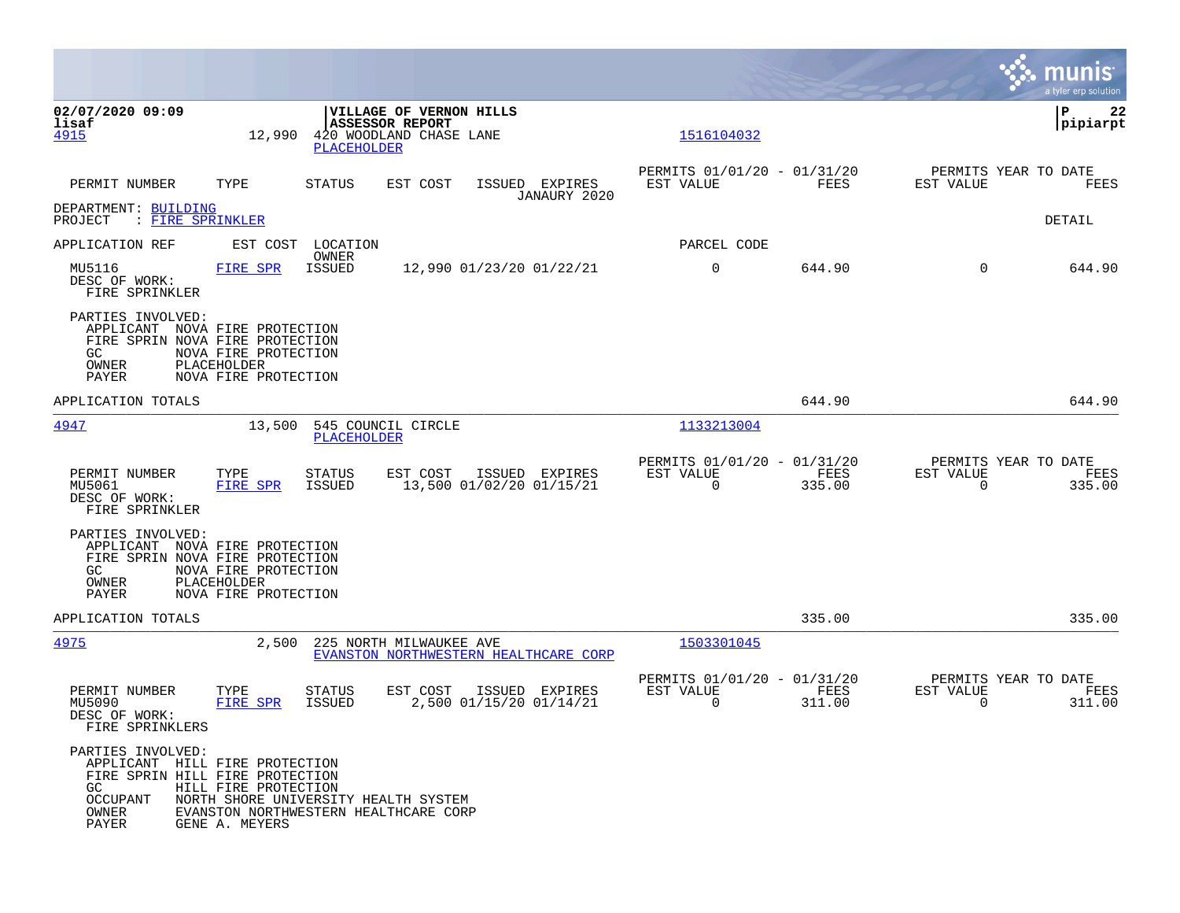02/07/2020 09:09
lisaf

**VILLAGE OF VERNON HILLS**
**ASSESSOR REPORT**

P 22
pipiarpt

4915 | 12,990 | 420 WOODLAND CHASE LANE | PLACEHOLDER | 1516104032

| PERMIT NUMBER | TYPE | STATUS | EST COST | ISSUED | EXPIRES | PERMITS 01/01/20 - 01/31/20 EST VALUE | FEES | PERMITS YEAR TO DATE EST VALUE | FEES |
|---|---|---|---|---|---|---|---|---|---|

JANAURY 2020

DEPARTMENT: BUILDING
PROJECT : FIRE SPRINKLER

DETAIL

| APPLICATION REF | EST COST | LOCATION / OWNER | | | PARCEL CODE | | | |
|---|---|---|---|---|---|---|---|---|
| MU5116 | FIRE SPR | ISSUED | 12,990 | 01/23/20 01/22/21 | 0 | 644.90 | 0 | 644.90 |

DESC OF WORK:
FIRE SPRINKLER

PARTIES INVOLVED:
APPLICANT NOVA FIRE PROTECTION
FIRE SPRIN NOVA FIRE PROTECTION
GC NOVA FIRE PROTECTION
OWNER PLACEHOLDER
PAYER NOVA FIRE PROTECTION

APPLICATION TOTALS 644.90 644.90

---

4947 | 13,500 | 545 COUNCIL CIRCLE | PLACEHOLDER | 1133213004

| PERMIT NUMBER | TYPE | STATUS | EST COST | ISSUED | EXPIRES | PERMITS 01/01/20 - 01/31/20 EST VALUE | FEES | PERMITS YEAR TO DATE EST VALUE | FEES |
|---|---|---|---|---|---|---|---|---|---|
| MU5061 | FIRE SPR | ISSUED | 13,500 | 01/02/20 | 01/15/21 | 0 | 335.00 | 0 | 335.00 |

DESC OF WORK:
FIRE SPRINKLER

PARTIES INVOLVED:
APPLICANT NOVA FIRE PROTECTION
FIRE SPRIN NOVA FIRE PROTECTION
GC NOVA FIRE PROTECTION
OWNER PLACEHOLDER
PAYER NOVA FIRE PROTECTION

APPLICATION TOTALS 335.00 335.00

---

4975 | 2,500 | 225 NORTH MILWAUKEE AVE | EVANSTON NORTHWESTERN HEALTHCARE CORP | 1503301045

| PERMIT NUMBER | TYPE | STATUS | EST COST | ISSUED | EXPIRES | PERMITS 01/01/20 - 01/31/20 EST VALUE | FEES | PERMITS YEAR TO DATE EST VALUE | FEES |
|---|---|---|---|---|---|---|---|---|---|
| MU5090 | FIRE SPR | ISSUED | 2,500 | 01/15/20 | 01/14/21 | 0 | 311.00 | 0 | 311.00 |

DESC OF WORK:
FIRE SPRINKLERS

PARTIES INVOLVED:
APPLICANT HILL FIRE PROTECTION
FIRE SPRIN HILL FIRE PROTECTION
GC HILL FIRE PROTECTION
OCCUPANT NORTH SHORE UNIVERSITY HEALTH SYSTEM
OWNER EVANSTON NORTHWESTERN HEALTHCARE CORP
PAYER GENE A. MEYERS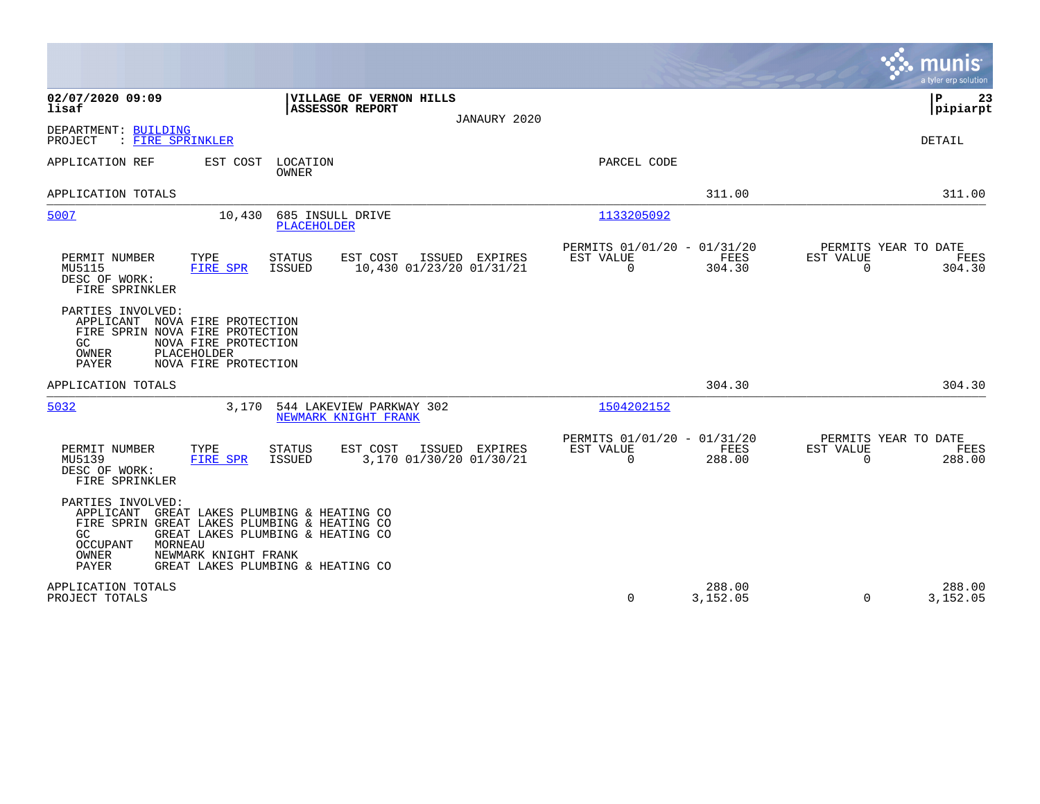**02/07/2020 09:09**
**lisaf**

**VILLAGE OF VERNON HILLS**
**ASSESSOR REPORT**

JANAURY 2020

**P 23**
**pipiarpt**

DEPARTMENT: BUILDING
PROJECT : FIRE SPRINKLER

DETAIL

| APPLICATION REF | EST COST | LOCATION / OWNER | PARCEL CODE | | |
|---|---|---|---|---|---|
| APPLICATION TOTALS | | | | 311.00 | 311.00 |

**5007** — EST COST 10,430 — 685 INSULL DRIVE — OWNER: PLACEHOLDER — PARCEL CODE: 1133205092

| PERMIT NUMBER | TYPE | STATUS | EST COST | ISSUED | EXPIRES | PERMITS 01/01/20 - 01/31/20 EST VALUE | FEES | PERMITS YEAR TO DATE EST VALUE | FEES |
|---|---|---|---|---|---|---|---|---|---|
| MU5115 | FIRE SPR | ISSUED | 10,430 | 01/23/20 | 01/31/21 | 0 | 304.30 | 0 | 304.30 |

DESC OF WORK:
FIRE SPRINKLER

PARTIES INVOLVED:
- APPLICANT NOVA FIRE PROTECTION
- FIRE SPRIN NOVA FIRE PROTECTION
- GC NOVA FIRE PROTECTION
- OWNER PLACEHOLDER
- PAYER NOVA FIRE PROTECTION

APPLICATION TOTALS — 304.30 — 304.30

**5032** — EST COST 3,170 — 544 LAKEVIEW PARKWAY 302 — OWNER: NEWMARK KNIGHT FRANK — PARCEL CODE: 1504202152

| PERMIT NUMBER | TYPE | STATUS | EST COST | ISSUED | EXPIRES | PERMITS 01/01/20 - 01/31/20 EST VALUE | FEES | PERMITS YEAR TO DATE EST VALUE | FEES |
|---|---|---|---|---|---|---|---|---|---|
| MU5139 | FIRE SPR | ISSUED | 3,170 | 01/30/20 | 01/30/21 | 0 | 288.00 | 0 | 288.00 |

DESC OF WORK:
FIRE SPRINKLER

PARTIES INVOLVED:
- APPLICANT GREAT LAKES PLUMBING & HEATING CO
- FIRE SPRIN GREAT LAKES PLUMBING & HEATING CO
- GC GREAT LAKES PLUMBING & HEATING CO
- OCCUPANT MORNEAU
- OWNER NEWMARK KNIGHT FRANK
- PAYER GREAT LAKES PLUMBING & HEATING CO

| | EST VALUE | FEES | EST VALUE | FEES |
|---|---|---|---|---|
| APPLICATION TOTALS | | 288.00 | | 288.00 |
| PROJECT TOTALS | 0 | 3,152.05 | 0 | 3,152.05 |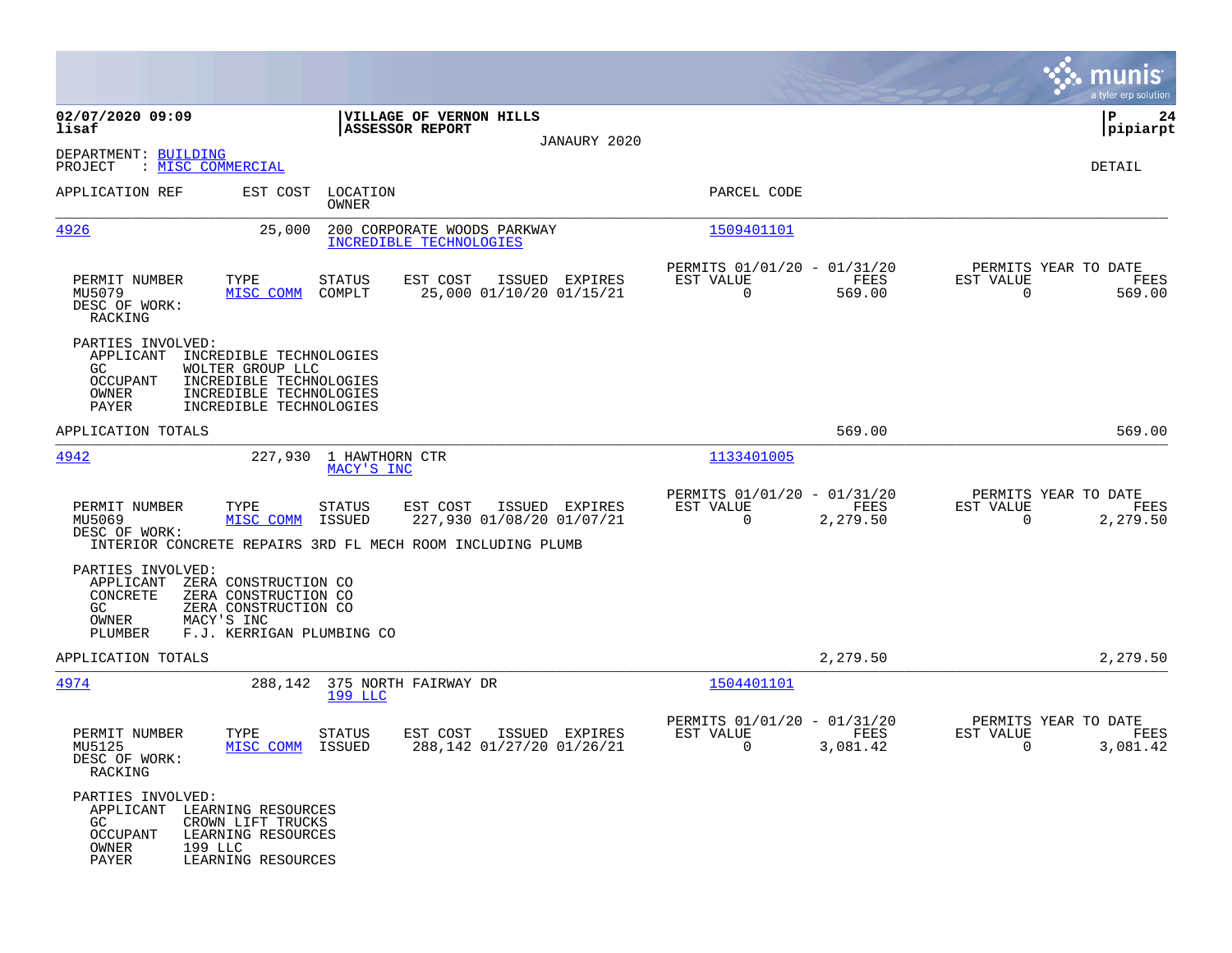**02/07/2020 09:09**
**lisaf**

**VILLAGE OF VERNON HILLS**
**ASSESSOR REPORT**
JANAURY 2020

**P 24**
**pipiarpt**

DEPARTMENT: BUILDING
PROJECT : MISC COMMERCIAL

DETAIL

| APPLICATION REF | EST COST | LOCATION / OWNER | PARCEL CODE |
|---|---|---|---|
| 4926 | 25,000 | 200 CORPORATE WOODS PARKWAY / INCREDIBLE TECHNOLOGIES | 1509401101 |

| PERMIT NUMBER | TYPE | STATUS | EST COST | ISSUED | EXPIRES | PERMITS 01/01/20 - 01/31/20 EST VALUE | FEES | PERMITS YEAR TO DATE EST VALUE | FEES |
|---|---|---|---|---|---|---|---|---|---|
| MU5079 | MISC COMM | COMPLT | 25,000 | 01/10/20 | 01/15/21 | 0 | 569.00 | 0 | 569.00 |

DESC OF WORK:
RACKING

PARTIES INVOLVED:
- APPLICANT INCREDIBLE TECHNOLOGIES
- GC WOLTER GROUP LLC
- OCCUPANT INCREDIBLE TECHNOLOGIES
- OWNER INCREDIBLE TECHNOLOGIES
- PAYER INCREDIBLE TECHNOLOGIES

APPLICATION TOTALS: 569.00 | 569.00

| APPLICATION REF | EST COST | LOCATION / OWNER | PARCEL CODE |
|---|---|---|---|
| 4942 | 227,930 | 1 HAWTHORN CTR / MACY'S INC | 1133401005 |

| PERMIT NUMBER | TYPE | STATUS | EST COST | ISSUED | EXPIRES | PERMITS 01/01/20 - 01/31/20 EST VALUE | FEES | PERMITS YEAR TO DATE EST VALUE | FEES |
|---|---|---|---|---|---|---|---|---|---|
| MU5069 | MISC COMM | ISSUED | 227,930 | 01/08/20 | 01/07/21 | 0 | 2,279.50 | 0 | 2,279.50 |

DESC OF WORK:
INTERIOR CONCRETE REPAIRS 3RD FL MECH ROOM INCLUDING PLUMB

PARTIES INVOLVED:
- APPLICANT ZERA CONSTRUCTION CO
- CONCRETE ZERA CONSTRUCTION CO
- GC ZERA CONSTRUCTION CO
- OWNER MACY'S INC
- PLUMBER F.J. KERRIGAN PLUMBING CO

APPLICATION TOTALS: 2,279.50 | 2,279.50

| APPLICATION REF | EST COST | LOCATION / OWNER | PARCEL CODE |
|---|---|---|---|
| 4974 | 288,142 | 375 NORTH FAIRWAY DR / 199 LLC | 1504401101 |

| PERMIT NUMBER | TYPE | STATUS | EST COST | ISSUED | EXPIRES | PERMITS 01/01/20 - 01/31/20 EST VALUE | FEES | PERMITS YEAR TO DATE EST VALUE | FEES |
|---|---|---|---|---|---|---|---|---|---|
| MU5125 | MISC COMM | ISSUED | 288,142 | 01/27/20 | 01/26/21 | 0 | 3,081.42 | 0 | 3,081.42 |

DESC OF WORK:
RACKING

PARTIES INVOLVED:
- APPLICANT LEARNING RESOURCES
- GC CROWN LIFT TRUCKS
- OCCUPANT LEARNING RESOURCES
- OWNER 199 LLC
- PAYER LEARNING RESOURCES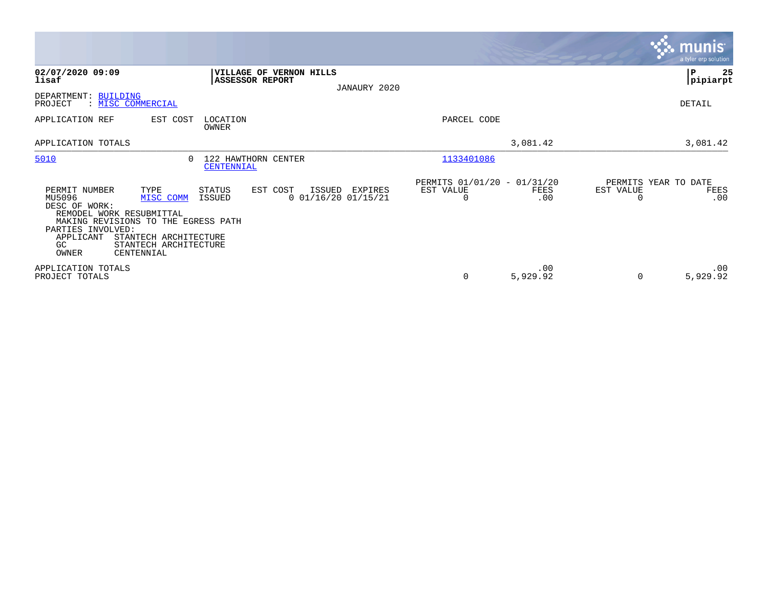**02/07/2020 09:09**
**lisaf**

**VILLAGE OF VERNON HILLS**
**ASSESSOR REPORT**

JANAURY 2020

**P 25**
**pipiarpt**

DEPARTMENT: BUILDING
PROJECT : MISC COMMERCIAL

DETAIL

| APPLICATION REF | EST COST | LOCATION / OWNER | PARCEL CODE | | |
|---|---|---|---|---|---|
| APPLICATION TOTALS | | | | 3,081.42 | 3,081.42 |
| 5010 | 0 | 122 HAWTHORN CENTER / CENTENNIAL | 1133401086 | | |

| PERMIT NUMBER | TYPE | STATUS | EST COST | ISSUED | EXPIRES | PERMITS 01/01/20 - 01/31/20 EST VALUE | FEES | PERMITS YEAR TO DATE EST VALUE | FEES |
|---|---|---|---|---|---|---|---|---|---|
| MU5096 | MISC COMM | ISSUED | 0 | 01/16/20 | 01/15/21 | 0 | .00 | 0 | .00 |

DESC OF WORK:
REMODEL WORK RESUBMITTAL
MAKING REVISIONS TO THE EGRESS PATH

PARTIES INVOLVED:
APPLICANT STANTECH ARCHITECTURE
GC STANTECH ARCHITECTURE
OWNER CENTENNIAL

| | EST VALUE | FEES | EST VALUE | FEES |
|---|---|---|---|---|
| APPLICATION TOTALS | | .00 | | .00 |
| PROJECT TOTALS | 0 | 5,929.92 | 0 | 5,929.92 |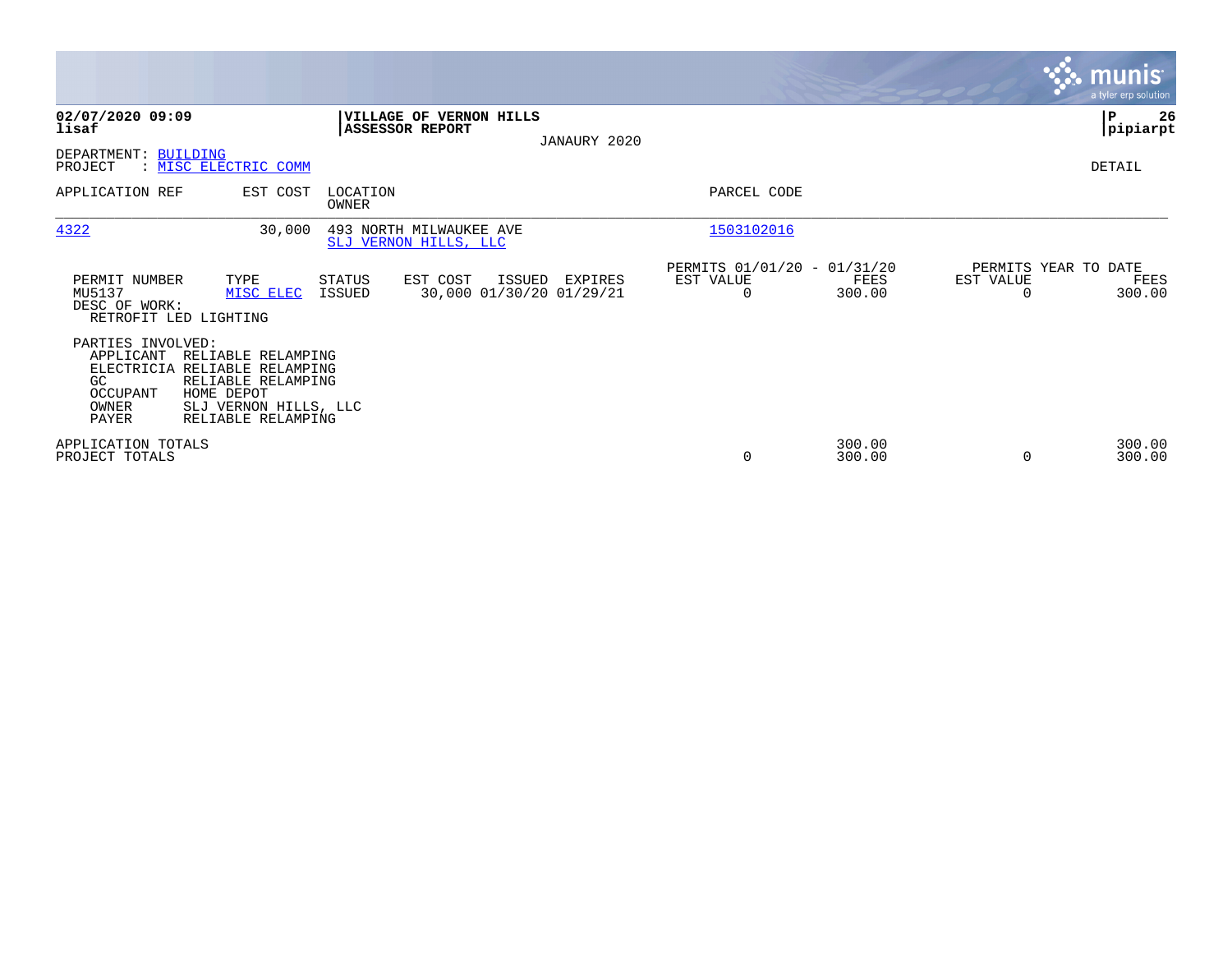**02/07/2020 09:09**
**lisaf**

**VILLAGE OF VERNON HILLS**
**ASSESSOR REPORT**
JANAURY 2020

**P 26**
**pipiarpt**

DEPARTMENT: BUILDING
PROJECT : MISC ELECTRIC COMM

DETAIL

| APPLICATION REF | EST COST | LOCATION / OWNER | PARCEL CODE |
|---|---|---|---|
| 4322 | 30,000 | 493 NORTH MILWAUKEE AVE / SLJ VERNON HILLS, LLC | 1503102016 |

| PERMIT NUMBER | TYPE | STATUS | EST COST | ISSUED | EXPIRES | PERMITS 01/01/20 - 01/31/20 EST VALUE | FEES | PERMITS YEAR TO DATE EST VALUE | FEES |
|---|---|---|---|---|---|---|---|---|---|
| MU5137 | MISC ELEC | ISSUED | 30,000 | 01/30/20 | 01/29/21 | 0 | 300.00 | 0 | 300.00 |

DESC OF WORK:
RETROFIT LED LIGHTING

PARTIES INVOLVED:

| | |
|---|---|
| APPLICANT | RELIABLE RELAMPING |
| ELECTRICIA | RELIABLE RELAMPING |
| GC | RELIABLE RELAMPING |
| OCCUPANT | HOME DEPOT |
| OWNER | SLJ VERNON HILLS, LLC |
| PAYER | RELIABLE RELAMPING |

| | EST VALUE | FEES | EST VALUE | FEES |
|---|---|---|---|---|
| APPLICATION TOTALS | | 300.00 | | 300.00 |
| PROJECT TOTALS | 0 | 300.00 | 0 | 300.00 |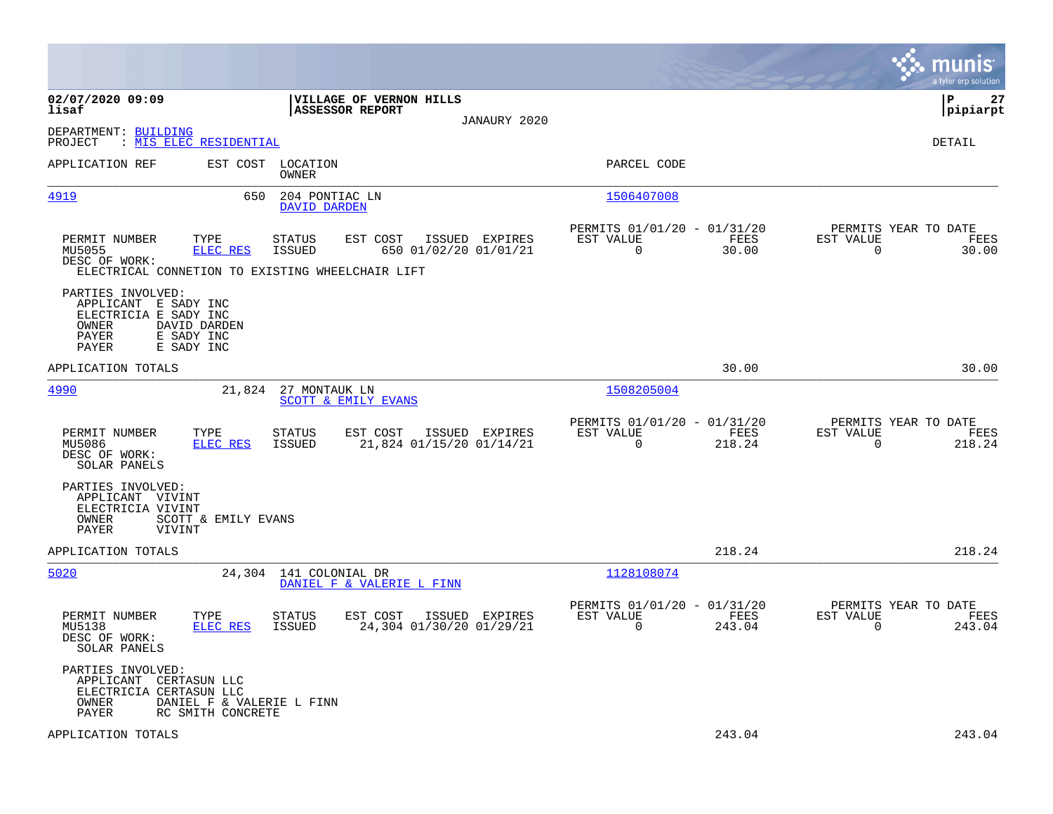**02/07/2020 09:09**
**lisaf**

**VILLAGE OF VERNON HILLS**
**ASSESSOR REPORT**
JANAURY 2020

**P 27**
**pipiarpt**

DEPARTMENT: BUILDING
PROJECT : MIS ELEC RESIDENTIAL

DETAIL

| APPLICATION REF | EST COST | LOCATION / OWNER | PARCEL CODE |
|---|---|---|---|
| 4919 | 650 | 204 PONTIAC LN / DAVID DARDEN | 1506407008 |

| PERMIT NUMBER | TYPE | STATUS | EST COST | ISSUED | EXPIRES | PERMITS 01/01/20 - 01/31/20 EST VALUE | FEES | PERMITS YEAR TO DATE EST VALUE | FEES |
|---|---|---|---|---|---|---|---|---|---|
| MU5055 | ELEC RES | ISSUED | 650 | 01/02/20 | 01/01/21 | 0 | 30.00 | 0 | 30.00 |

DESC OF WORK:
ELECTRICAL CONNETION TO EXISTING WHEELCHAIR LIFT

PARTIES INVOLVED:
APPLICANT E SADY INC
ELECTRICIA E SADY INC
OWNER DAVID DARDEN
PAYER E SADY INC
PAYER E SADY INC

APPLICATION TOTALS 30.00 30.00

| APPLICATION REF | EST COST | LOCATION / OWNER | PARCEL CODE |
|---|---|---|---|
| 4990 | 21,824 | 27 MONTAUK LN / SCOTT & EMILY EVANS | 1508205004 |

| PERMIT NUMBER | TYPE | STATUS | EST COST | ISSUED | EXPIRES | PERMITS 01/01/20 - 01/31/20 EST VALUE | FEES | PERMITS YEAR TO DATE EST VALUE | FEES |
|---|---|---|---|---|---|---|---|---|---|
| MU5086 | ELEC RES | ISSUED | 21,824 | 01/15/20 | 01/14/21 | 0 | 218.24 | 0 | 218.24 |

DESC OF WORK:
SOLAR PANELS

PARTIES INVOLVED:
APPLICANT VIVINT
ELECTRICIA VIVINT
OWNER SCOTT & EMILY EVANS
PAYER VIVINT

APPLICATION TOTALS 218.24 218.24

| APPLICATION REF | EST COST | LOCATION / OWNER | PARCEL CODE |
|---|---|---|---|
| 5020 | 24,304 | 141 COLONIAL DR / DANIEL F & VALERIE L FINN | 1128108074 |

| PERMIT NUMBER | TYPE | STATUS | EST COST | ISSUED | EXPIRES | PERMITS 01/01/20 - 01/31/20 EST VALUE | FEES | PERMITS YEAR TO DATE EST VALUE | FEES |
|---|---|---|---|---|---|---|---|---|---|
| MU5138 | ELEC RES | ISSUED | 24,304 | 01/30/20 | 01/29/21 | 0 | 243.04 | 0 | 243.04 |

DESC OF WORK:
SOLAR PANELS

PARTIES INVOLVED:
APPLICANT CERTASUN LLC
ELECTRICIA CERTASUN LLC
OWNER DANIEL F & VALERIE L FINN
PAYER RC SMITH CONCRETE

APPLICATION TOTALS 243.04 243.04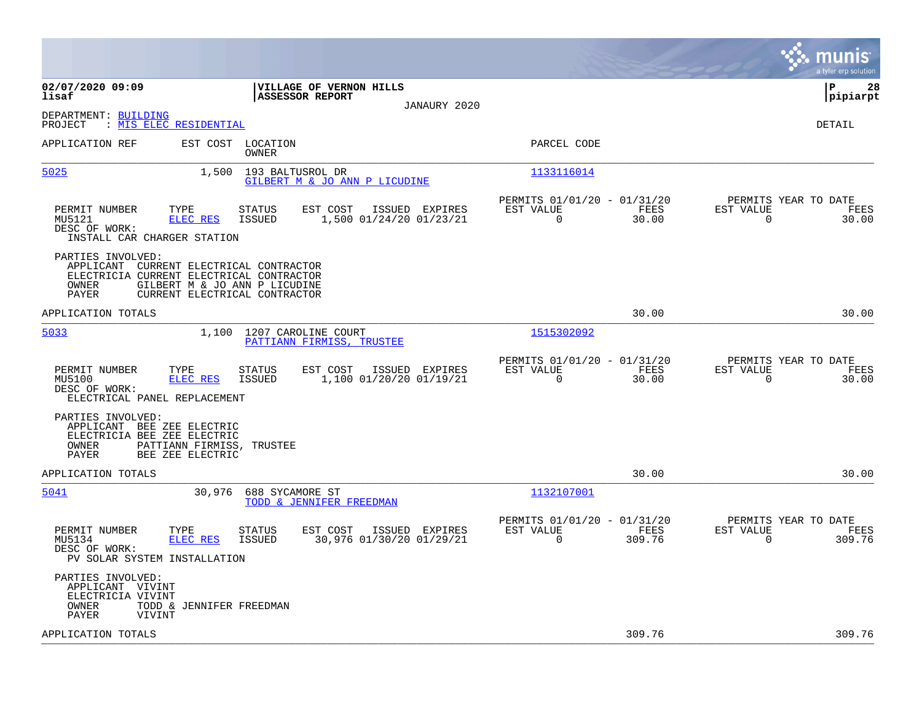**02/07/2020 09:09**
**lisaf**

**VILLAGE OF VERNON HILLS**
**ASSESSOR REPORT**

JANAURY 2020

**P 28**
**pipiarpt**

DEPARTMENT: BUILDING
PROJECT : MIS ELEC RESIDENTIAL

DETAIL

| APPLICATION REF | EST COST | LOCATION / OWNER | PARCEL CODE |
|---|---|---|---|
| 5025 | 1,500 | 193 BALTUSROL DR / GILBERT M & JO ANN P LICUDINE | 1133116014 |

| PERMIT NUMBER | TYPE | STATUS | EST COST | ISSUED | EXPIRES | PERMITS 01/01/20 - 01/31/20 EST VALUE | FEES | PERMITS YEAR TO DATE EST VALUE | FEES |
|---|---|---|---|---|---|---|---|---|---|
| MU5121 | ELEC RES | ISSUED | 1,500 | 01/24/20 | 01/23/21 | 0 | 30.00 | 0 | 30.00 |

DESC OF WORK:
INSTALL CAR CHARGER STATION

PARTIES INVOLVED:
APPLICANT CURRENT ELECTRICAL CONTRACTOR
ELECTRICIA CURRENT ELECTRICAL CONTRACTOR
OWNER GILBERT M & JO ANN P LICUDINE
PAYER CURRENT ELECTRICAL CONTRACTOR

APPLICATION TOTALS 30.00 30.00

| APPLICATION REF | EST COST | LOCATION / OWNER | PARCEL CODE |
|---|---|---|---|
| 5033 | 1,100 | 1207 CAROLINE COURT / PATTIANN FIRMISS, TRUSTEE | 1515302092 |

| PERMIT NUMBER | TYPE | STATUS | EST COST | ISSUED | EXPIRES | PERMITS 01/01/20 - 01/31/20 EST VALUE | FEES | PERMITS YEAR TO DATE EST VALUE | FEES |
|---|---|---|---|---|---|---|---|---|---|
| MU5100 | ELEC RES | ISSUED | 1,100 | 01/20/20 | 01/19/21 | 0 | 30.00 | 0 | 30.00 |

DESC OF WORK:
ELECTRICAL PANEL REPLACEMENT

PARTIES INVOLVED:
APPLICANT BEE ZEE ELECTRIC
ELECTRICIA BEE ZEE ELECTRIC
OWNER PATTIANN FIRMISS, TRUSTEE
PAYER BEE ZEE ELECTRIC

APPLICATION TOTALS 30.00 30.00

| APPLICATION REF | EST COST | LOCATION / OWNER | PARCEL CODE |
|---|---|---|---|
| 5041 | 30,976 | 688 SYCAMORE ST / TODD & JENNIFER FREEDMAN | 1132107001 |

| PERMIT NUMBER | TYPE | STATUS | EST COST | ISSUED | EXPIRES | PERMITS 01/01/20 - 01/31/20 EST VALUE | FEES | PERMITS YEAR TO DATE EST VALUE | FEES |
|---|---|---|---|---|---|---|---|---|---|
| MU5134 | ELEC RES | ISSUED | 30,976 | 01/30/20 | 01/29/21 | 0 | 309.76 | 0 | 309.76 |

DESC OF WORK:
PV SOLAR SYSTEM INSTALLATION

PARTIES INVOLVED:
APPLICANT VIVINT
ELECTRICIA VIVINT
OWNER TODD & JENNIFER FREEDMAN
PAYER VIVINT

APPLICATION TOTALS 309.76 309.76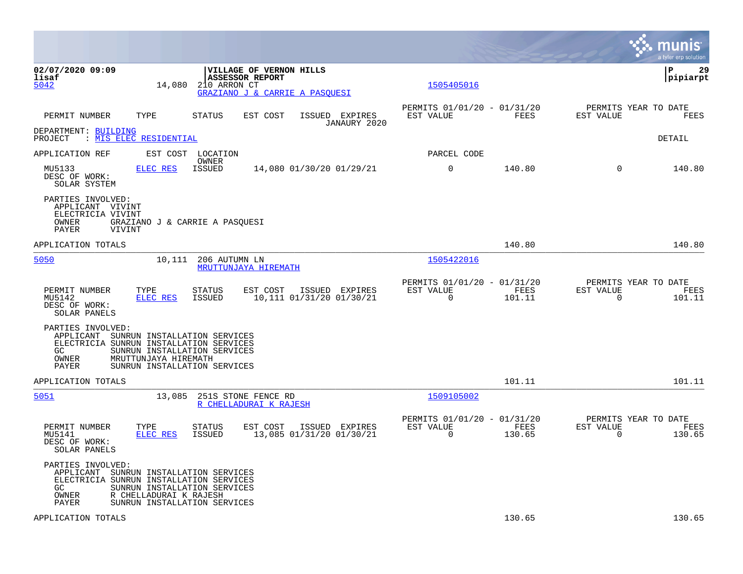**02/07/2020 09:09** **VILLAGE OF VERNON HILLS**
**lisaf** **ASSESSOR REPORT** **pipiarpt**

5042 14,080 210 ARRON CT 1505405016
GRAZIANO J & CARRIE A PASQUESI

| PERMIT NUMBER | TYPE | STATUS | EST COST | ISSUED | EXPIRES | PERMITS 01/01/20 - 01/31/20 EST VALUE | FEES | PERMITS YEAR TO DATE EST VALUE | FEES |
|---|---|---|---|---|---|---|---|---|---|
| | | | | | JANAURY 2020 | | | | |

DEPARTMENT: BUILDING
PROJECT : MIS ELEC RESIDENTIAL DETAIL

| APPLICATION REF | EST COST | LOCATION OWNER | | | | PARCEL CODE | | | |
|---|---|---|---|---|---|---|---|---|---|
| MU5133 | ELEC RES | ISSUED | 14,080 | 01/30/20 | 01/29/21 | 0 | 140.80 | 0 | 140.80 |

DESC OF WORK:
SOLAR SYSTEM

PARTIES INVOLVED:
- APPLICANT VIVINT
- ELECTRICIA VIVINT
- OWNER GRAZIANO J & CARRIE A PASQUESI
- PAYER VIVINT

APPLICATION TOTALS 140.80 140.80

---

5050 10,111 206 AUTUMN LN 1505422016
MRUTTUNJAYA HIREMATH

| PERMIT NUMBER | TYPE | STATUS | EST COST | ISSUED | EXPIRES | PERMITS 01/01/20 - 01/31/20 EST VALUE | FEES | PERMITS YEAR TO DATE EST VALUE | FEES |
|---|---|---|---|---|---|---|---|---|---|
| MU5142 | ELEC RES | ISSUED | 10,111 | 01/31/20 | 01/30/21 | 0 | 101.11 | 0 | 101.11 |

DESC OF WORK:
SOLAR PANELS

PARTIES INVOLVED:
- APPLICANT SUNRUN INSTALLATION SERVICES
- ELECTRICIA SUNRUN INSTALLATION SERVICES
- GC SUNRUN INSTALLATION SERVICES
- OWNER MRUTTUNJAYA HIREMATH
- PAYER SUNRUN INSTALLATION SERVICES

APPLICATION TOTALS 101.11 101.11

---

5051 13,085 251S STONE FENCE RD 1509105002
R CHELLADURAI K RAJESH

| PERMIT NUMBER | TYPE | STATUS | EST COST | ISSUED | EXPIRES | PERMITS 01/01/20 - 01/31/20 EST VALUE | FEES | PERMITS YEAR TO DATE EST VALUE | FEES |
|---|---|---|---|---|---|---|---|---|---|
| MU5141 | ELEC RES | ISSUED | 13,085 | 01/31/20 | 01/30/21 | 0 | 130.65 | 0 | 130.65 |

DESC OF WORK:
SOLAR PANELS

PARTIES INVOLVED:
- APPLICANT SUNRUN INSTALLATION SERVICES
- ELECTRICIA SUNRUN INSTALLATION SERVICES
- GC SUNRUN INSTALLATION SERVICES
- OWNER R CHELLADURAI K RAJESH
- PAYER SUNRUN INSTALLATION SERVICES

APPLICATION TOTALS 130.65 130.65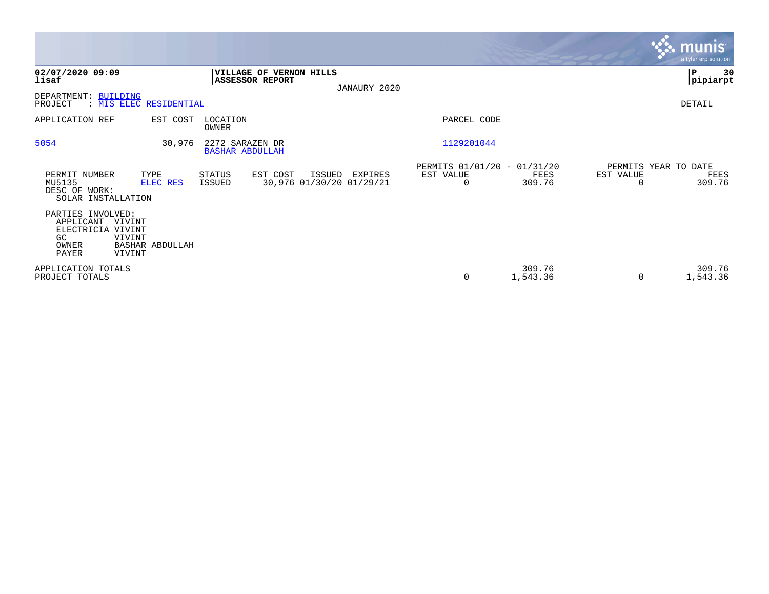**02/07/2020 09:09**
**lisaf**

**VILLAGE OF VERNON HILLS**
**ASSESSOR REPORT**

JANAURY 2020

**P 30**
**pipiarpt**

DEPARTMENT: BUILDING
PROJECT : MIS ELEC RESIDENTIAL

DETAIL

| APPLICATION REF | EST COST | LOCATION OWNER | PARCEL CODE |
|---|---|---|---|
| 5054 | 30,976 | 2272 SARAZEN DR BASHAR ABDULLAH | 1129201044 |

| PERMIT NUMBER | TYPE | STATUS | EST COST | ISSUED | EXPIRES | PERMITS 01/01/20 - 01/31/20 EST VALUE | FEES | PERMITS YEAR TO DATE EST VALUE | FEES |
|---|---|---|---|---|---|---|---|---|---|
| MU5135 | ELEC RES | ISSUED | 30,976 | 01/30/20 | 01/29/21 | 0 | 309.76 | 0 | 309.76 |

DESC OF WORK:
SOLAR INSTALLATION

PARTIES INVOLVED:
APPLICANT VIVINT
ELECTRICIA VIVINT
GC VIVINT
OWNER BASHAR ABDULLAH
PAYER VIVINT

| | EST VALUE | FEES | EST VALUE | FEES |
|---|---|---|---|---|
| APPLICATION TOTALS | | 309.76 | | 309.76 |
| PROJECT TOTALS | 0 | 1,543.36 | 0 | 1,543.36 |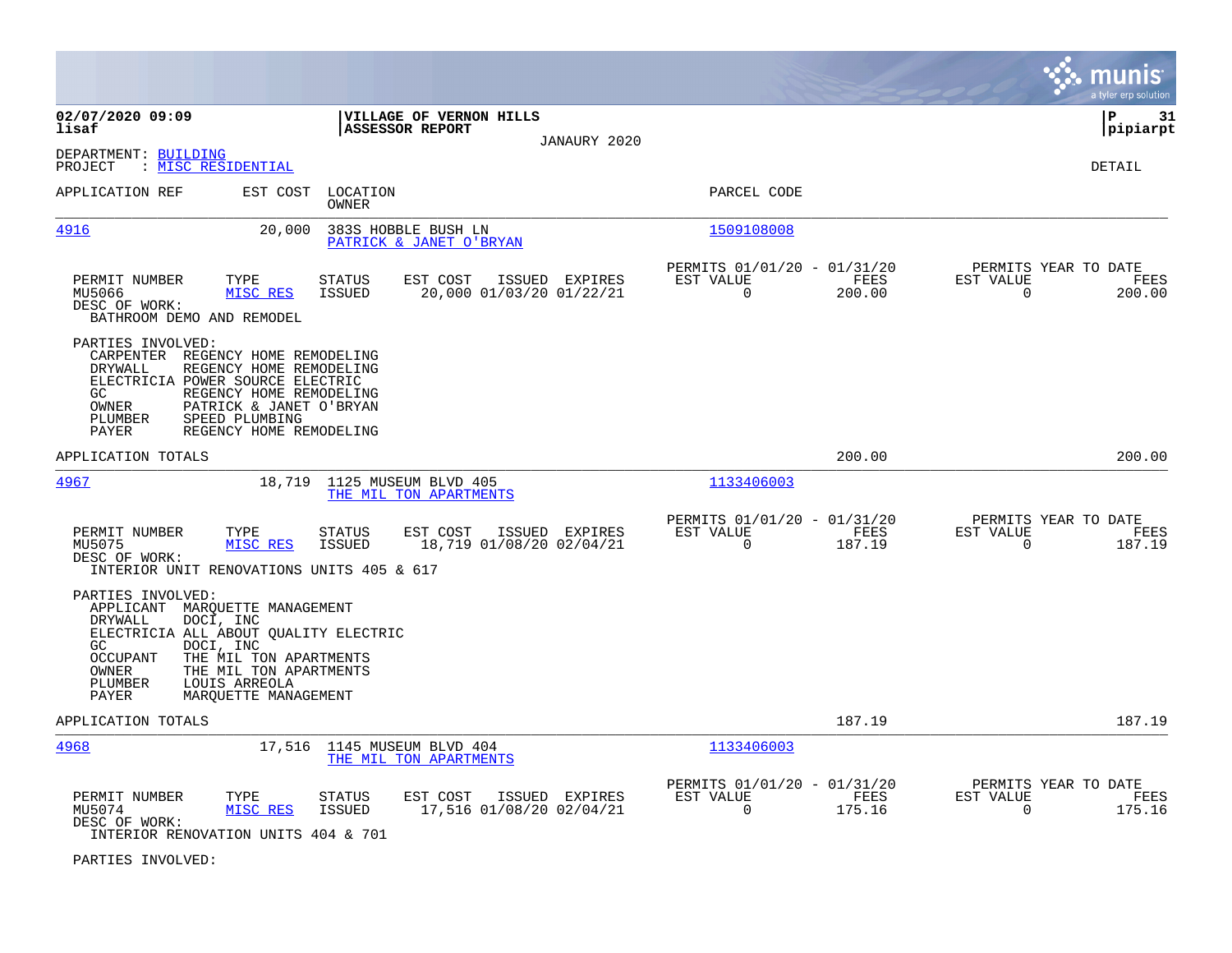**VILLAGE OF VERNON HILLS**
**ASSESSOR REPORT**
JANAURY 2020

02/07/2020 09:09
lisaf

P 31
pipiarpt

DEPARTMENT: BUILDING
PROJECT : MISC RESIDENTIAL

DETAIL

| APPLICATION REF | EST COST | LOCATION / OWNER | PARCEL CODE |
|---|---|---|---|
| 4916 | 20,000 | 383S HOBBLE BUSH LN / PATRICK & JANET O'BRYAN | 1509108008 |

| PERMIT NUMBER | TYPE | STATUS | EST COST | ISSUED | EXPIRES | PERMITS 01/01/20 - 01/31/20 EST VALUE | FEES | PERMITS YEAR TO DATE EST VALUE | FEES |
|---|---|---|---|---|---|---|---|---|---|
| MU5066 | MISC RES | ISSUED | 20,000 | 01/03/20 | 01/22/21 | 0 | 200.00 | 0 | 200.00 |

DESC OF WORK:
BATHROOM DEMO AND REMODEL

PARTIES INVOLVED:
- CARPENTER REGENCY HOME REMODELING
- DRYWALL REGENCY HOME REMODELING
- ELECTRICIA POWER SOURCE ELECTRIC
- GC REGENCY HOME REMODELING
- OWNER PATRICK & JANET O'BRYAN
- PLUMBER SPEED PLUMBING
- PAYER REGENCY HOME REMODELING

APPLICATION TOTALS — 200.00 — 200.00

| APPLICATION REF | EST COST | LOCATION / OWNER | PARCEL CODE |
|---|---|---|---|
| 4967 | 18,719 | 1125 MUSEUM BLVD 405 / THE MIL TON APARTMENTS | 1133406003 |

| PERMIT NUMBER | TYPE | STATUS | EST COST | ISSUED | EXPIRES | PERMITS 01/01/20 - 01/31/20 EST VALUE | FEES | PERMITS YEAR TO DATE EST VALUE | FEES |
|---|---|---|---|---|---|---|---|---|---|
| MU5075 | MISC RES | ISSUED | 18,719 | 01/08/20 | 02/04/21 | 0 | 187.19 | 0 | 187.19 |

DESC OF WORK:
INTERIOR UNIT RENOVATIONS UNITS 405 & 617

PARTIES INVOLVED:
- APPLICANT MARQUETTE MANAGEMENT
- DRYWALL DOCI, INC
- ELECTRICIA ALL ABOUT QUALITY ELECTRIC
- GC DOCI, INC
- OCCUPANT THE MIL TON APARTMENTS
- OWNER THE MIL TON APARTMENTS
- PLUMBER LOUIS ARREOLA
- PAYER MARQUETTE MANAGEMENT

APPLICATION TOTALS — 187.19 — 187.19

| APPLICATION REF | EST COST | LOCATION / OWNER | PARCEL CODE |
|---|---|---|---|
| 4968 | 17,516 | 1145 MUSEUM BLVD 404 / THE MIL TON APARTMENTS | 1133406003 |

| PERMIT NUMBER | TYPE | STATUS | EST COST | ISSUED | EXPIRES | PERMITS 01/01/20 - 01/31/20 EST VALUE | FEES | PERMITS YEAR TO DATE EST VALUE | FEES |
|---|---|---|---|---|---|---|---|---|---|
| MU5074 | MISC RES | ISSUED | 17,516 | 01/08/20 | 02/04/21 | 0 | 175.16 | 0 | 175.16 |

DESC OF WORK:
INTERIOR RENOVATION UNITS 404 & 701

PARTIES INVOLVED: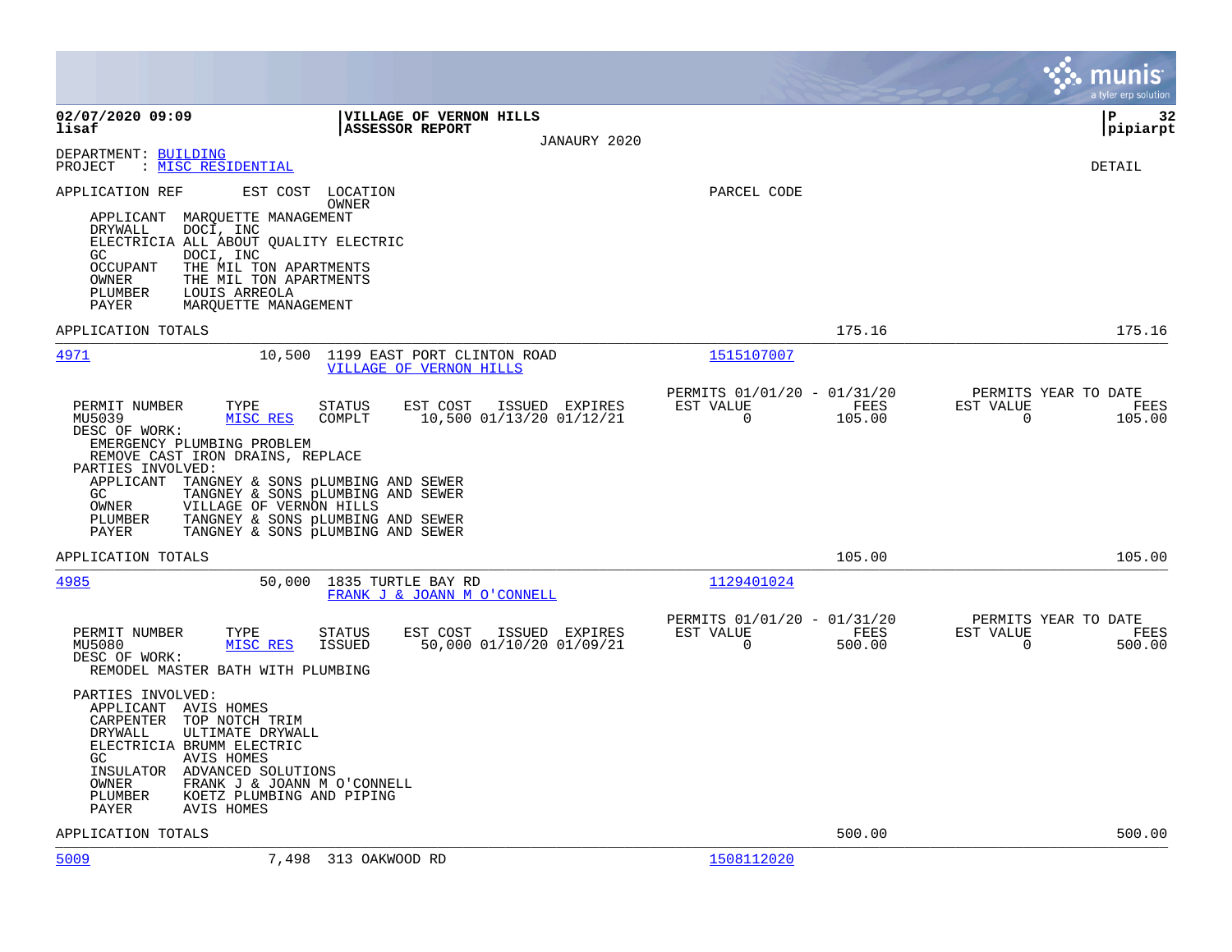**02/07/2020 09:09**
**lisaf**

**VILLAGE OF VERNON HILLS**
**ASSESSOR REPORT**
JANAURY 2020

**pipiarpt**

DEPARTMENT: BUILDING
PROJECT : MISC RESIDENTIAL

DETAIL

APPLICATION REF EST COST LOCATION PARCEL CODE
OWNER

APPLICANT MARQUETTE MANAGEMENT
DRYWALL DOCI, INC
ELECTRICIA ALL ABOUT QUALITY ELECTRIC
GC DOCI, INC
OCCUPANT THE MIL TON APARTMENTS
OWNER THE MIL TON APARTMENTS
PLUMBER LOUIS ARREOLA
PAYER MARQUETTE MANAGEMENT

APPLICATION TOTALS 175.16 175.16

---

**4971** 10,500 1199 EAST PORT CLINTON ROAD — 1515107007
VILLAGE OF VERNON HILLS

| PERMIT NUMBER | TYPE | STATUS | EST COST | ISSUED | EXPIRES | PERMITS 01/01/20 - 01/31/20 EST VALUE | FEES | PERMITS YEAR TO DATE EST VALUE | FEES |
|---|---|---|---|---|---|---|---|---|---|
| MU5039 | MISC RES | COMPLT | 10,500 | 01/13/20 | 01/12/21 | 0 | 105.00 | 0 | 105.00 |

DESC OF WORK:
EMERGENCY PLUMBING PROBLEM
REMOVE CAST IRON DRAINS, REPLACE

PARTIES INVOLVED:
APPLICANT TANGNEY & SONS pLUMBING AND SEWER
GC TANGNEY & SONS pLUMBING AND SEWER
OWNER VILLAGE OF VERNON HILLS
PLUMBER TANGNEY & SONS pLUMBING AND SEWER
PAYER TANGNEY & SONS pLUMBING AND SEWER

APPLICATION TOTALS 105.00 105.00

---

**4985** 50,000 1835 TURTLE BAY RD — 1129401024
FRANK J & JOANN M O'CONNELL

| PERMIT NUMBER | TYPE | STATUS | EST COST | ISSUED | EXPIRES | PERMITS 01/01/20 - 01/31/20 EST VALUE | FEES | PERMITS YEAR TO DATE EST VALUE | FEES |
|---|---|---|---|---|---|---|---|---|---|
| MU5080 | MISC RES | ISSUED | 50,000 | 01/10/20 | 01/09/21 | 0 | 500.00 | 0 | 500.00 |

DESC OF WORK:
REMODEL MASTER BATH WITH PLUMBING

PARTIES INVOLVED:
APPLICANT AVIS HOMES
CARPENTER TOP NOTCH TRIM
DRYWALL ULTIMATE DRYWALL
ELECTRICIA BRUMM ELECTRIC
GC AVIS HOMES
INSULATOR ADVANCED SOLUTIONS
OWNER FRANK J & JOANN M O'CONNELL
PLUMBER KOETZ PLUMBING AND PIPING
PAYER AVIS HOMES

APPLICATION TOTALS 500.00 500.00

---

**5009** 7,498 313 OAKWOOD RD — 1508112020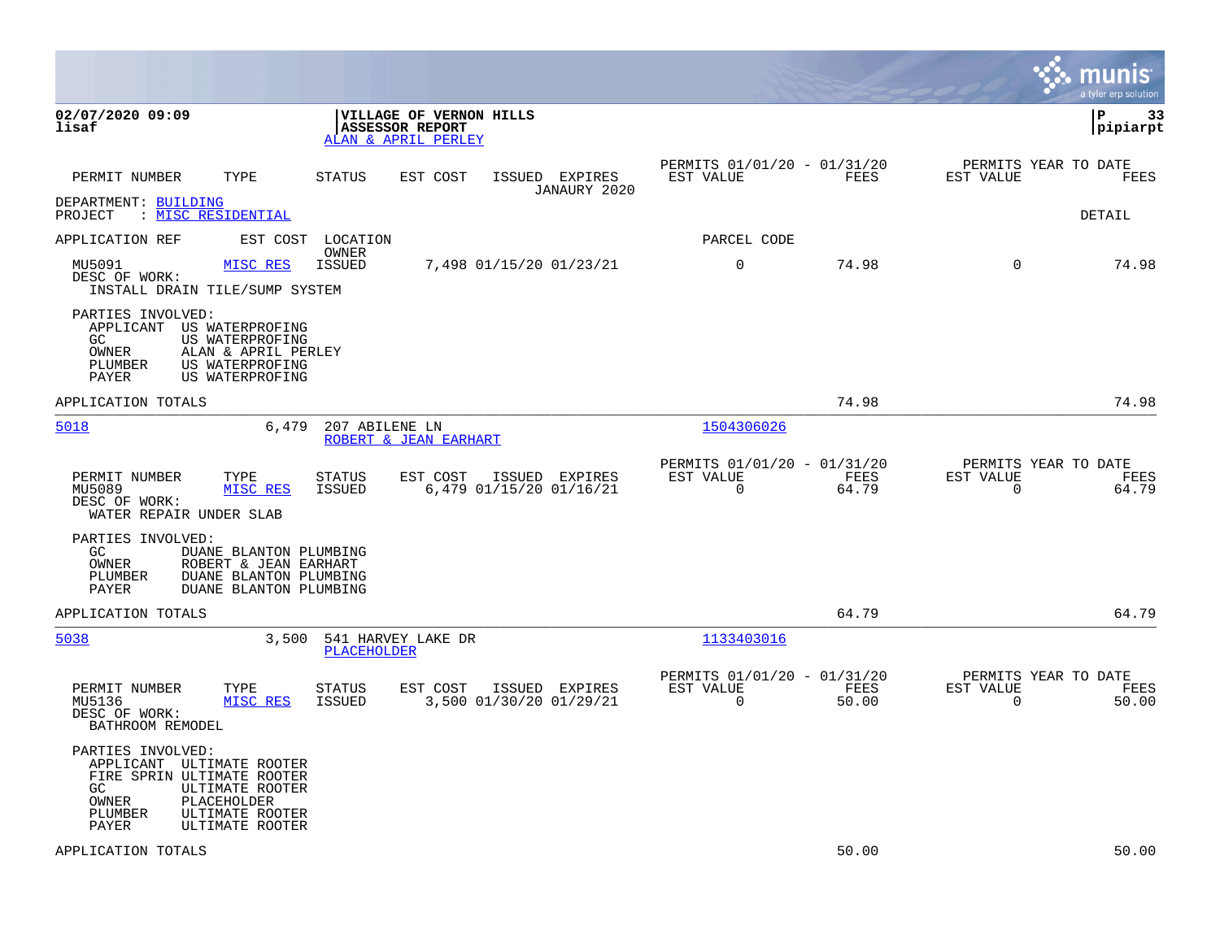**02/07/2020 09:09**
**lisaf**

**VILLAGE OF VERNON HILLS**
**ASSESSOR REPORT**
ALAN & APRIL PERLEY

**P 33**
**pipiarpt**

| PERMIT NUMBER | TYPE | STATUS | EST COST | ISSUED | EXPIRES | PERMITS 01/01/20 - 01/31/20 EST VALUE | FEES | PERMITS YEAR TO DATE EST VALUE | FEES |
|---|---|---|---|---|---|---|---|---|---|
| | | | | | JANAURY 2020 | | | | |

DEPARTMENT: BUILDING
PROJECT : MISC RESIDENTIAL

DETAIL

APPLICATION REF    EST COST    LOCATION / OWNER    PARCEL CODE

| PERMIT NUMBER | TYPE | STATUS | EST COST | ISSUED | EXPIRES | EST VALUE | FEES | EST VALUE | FEES |
|---|---|---|---|---|---|---|---|---|---|
| MU5091 | MISC RES | ISSUED | 7,498 | 01/15/20 | 01/23/21 | 0 | 74.98 | 0 | 74.98 |

DESC OF WORK:
INSTALL DRAIN TILE/SUMP SYSTEM

PARTIES INVOLVED:
APPLICANT US WATERPROFING
GC US WATERPROFING
OWNER ALAN & APRIL PERLEY
PLUMBER US WATERPROFING
PAYER US WATERPROFING

APPLICATION TOTALS 74.98 74.98

---

5018    6,479    207 ABILENE LN    1504306026
ROBERT & JEAN EARHART

| PERMIT NUMBER | TYPE | STATUS | EST COST | ISSUED | EXPIRES | PERMITS 01/01/20 - 01/31/20 EST VALUE | FEES | PERMITS YEAR TO DATE EST VALUE | FEES |
|---|---|---|---|---|---|---|---|---|---|
| MU5089 | MISC RES | ISSUED | 6,479 | 01/15/20 | 01/16/21 | 0 | 64.79 | 0 | 64.79 |

DESC OF WORK:
WATER REPAIR UNDER SLAB

PARTIES INVOLVED:
GC DUANE BLANTON PLUMBING
OWNER ROBERT & JEAN EARHART
PLUMBER DUANE BLANTON PLUMBING
PAYER DUANE BLANTON PLUMBING

APPLICATION TOTALS 64.79 64.79

---

5038    3,500    541 HARVEY LAKE DR    1133403016
PLACEHOLDER

| PERMIT NUMBER | TYPE | STATUS | EST COST | ISSUED | EXPIRES | PERMITS 01/01/20 - 01/31/20 EST VALUE | FEES | PERMITS YEAR TO DATE EST VALUE | FEES |
|---|---|---|---|---|---|---|---|---|---|
| MU5136 | MISC RES | ISSUED | 3,500 | 01/30/20 | 01/29/21 | 0 | 50.00 | 0 | 50.00 |

DESC OF WORK:
BATHROOM REMODEL

PARTIES INVOLVED:
APPLICANT ULTIMATE ROOTER
FIRE SPRIN ULTIMATE ROOTER
GC ULTIMATE ROOTER
OWNER PLACEHOLDER
PLUMBER ULTIMATE ROOTER
PAYER ULTIMATE ROOTER

APPLICATION TOTALS 50.00 50.00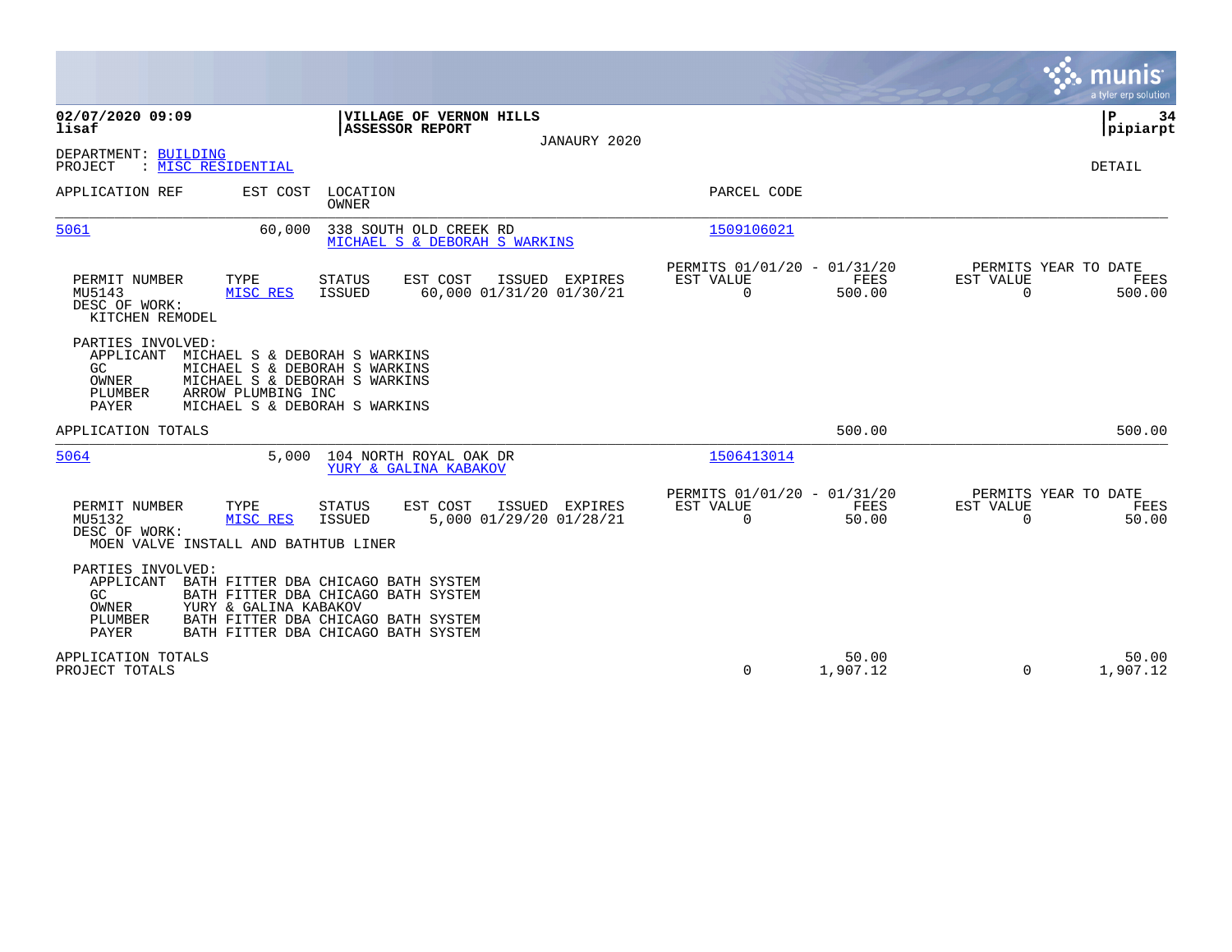**02/07/2020 09:09**
**lisaf**

**VILLAGE OF VERNON HILLS**
**ASSESSOR REPORT**

JANAURY 2020

DEPARTMENT: BUILDING
PROJECT : MISC RESIDENTIAL

DETAIL

| APPLICATION REF | EST COST | LOCATION / OWNER | PARCEL CODE |
|---|---|---|---|
| 5061 | 60,000 | 338 SOUTH OLD CREEK RD / MICHAEL S & DEBORAH S WARKINS | 1509106021 |

| PERMIT NUMBER | TYPE | STATUS | EST COST | ISSUED | EXPIRES | PERMITS 01/01/20 - 01/31/20 EST VALUE | FEES | PERMITS YEAR TO DATE EST VALUE | FEES |
|---|---|---|---|---|---|---|---|---|---|
| MU5143 | MISC RES | ISSUED | 60,000 | 01/31/20 | 01/30/21 | 0 | 500.00 | 0 | 500.00 |

DESC OF WORK:
KITCHEN REMODEL

PARTIES INVOLVED:

| Role | Name |
|---|---|
| APPLICANT | MICHAEL S & DEBORAH S WARKINS |
| GC | MICHAEL S & DEBORAH S WARKINS |
| OWNER | MICHAEL S & DEBORAH S WARKINS |
| PLUMBER | ARROW PLUMBING INC |
| PAYER | MICHAEL S & DEBORAH S WARKINS |

APPLICATION TOTALS — 500.00 — 500.00

| APPLICATION REF | EST COST | LOCATION / OWNER | PARCEL CODE |
|---|---|---|---|
| 5064 | 5,000 | 104 NORTH ROYAL OAK DR / YURY & GALINA KABAKOV | 1506413014 |

| PERMIT NUMBER | TYPE | STATUS | EST COST | ISSUED | EXPIRES | PERMITS 01/01/20 - 01/31/20 EST VALUE | FEES | PERMITS YEAR TO DATE EST VALUE | FEES |
|---|---|---|---|---|---|---|---|---|---|
| MU5132 | MISC RES | ISSUED | 5,000 | 01/29/20 | 01/28/21 | 0 | 50.00 | 0 | 50.00 |

DESC OF WORK:
MOEN VALVE INSTALL AND BATHTUB LINER

PARTIES INVOLVED:

| Role | Name |
|---|---|
| APPLICANT | BATH FITTER DBA CHICAGO BATH SYSTEM |
| GC | BATH FITTER DBA CHICAGO BATH SYSTEM |
| OWNER | YURY & GALINA KABAKOV |
| PLUMBER | BATH FITTER DBA CHICAGO BATH SYSTEM |
| PAYER | BATH FITTER DBA CHICAGO BATH SYSTEM |

| | EST VALUE | FEES | YTD EST VALUE | YTD FEES |
|---|---|---|---|---|
| APPLICATION TOTALS | | 50.00 | | 50.00 |
| PROJECT TOTALS | 0 | 1,907.12 | 0 | 1,907.12 |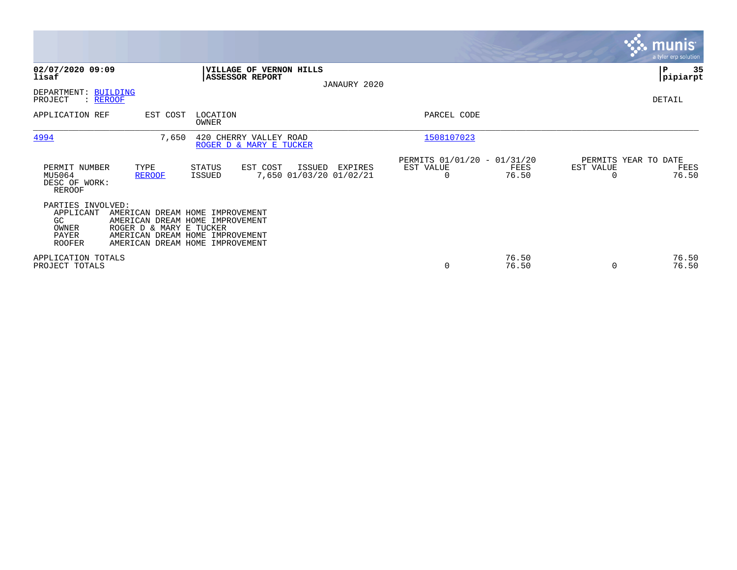**02/07/2020 09:09**
**lisaf**

**VILLAGE OF VERNON HILLS**
**ASSESSOR REPORT**

JANAURY 2020

**P 35**
**pipiarpt**

DEPARTMENT: BUILDING
PROJECT : REROOF

DETAIL

| APPLICATION REF | EST COST | LOCATION / OWNER | PARCEL CODE |
|---|---|---|---|
| 4994 | 7,650 | 420 CHERRY VALLEY ROAD / ROGER D & MARY E TUCKER | 1508107023 |

| PERMIT NUMBER | TYPE | STATUS | EST COST | ISSUED | EXPIRES | PERMITS 01/01/20 - 01/31/20 EST VALUE | FEES | PERMITS YEAR TO DATE EST VALUE | FEES |
|---|---|---|---|---|---|---|---|---|---|
| MU5064 | REROOF | ISSUED | 7,650 | 01/03/20 | 01/02/21 | 0 | 76.50 | 0 | 76.50 |

DESC OF WORK:
REROOF

PARTIES INVOLVED:

| | |
|---|---|
| APPLICANT | AMERICAN DREAM HOME IMPROVEMENT |
| GC | AMERICAN DREAM HOME IMPROVEMENT |
| OWNER | ROGER D & MARY E TUCKER |
| PAYER | AMERICAN DREAM HOME IMPROVEMENT |
| ROOFER | AMERICAN DREAM HOME IMPROVEMENT |

| | EST VALUE | FEES | EST VALUE | FEES |
|---|---|---|---|---|
| APPLICATION TOTALS | | 76.50 | | 76.50 |
| PROJECT TOTALS | 0 | 76.50 | 0 | 76.50 |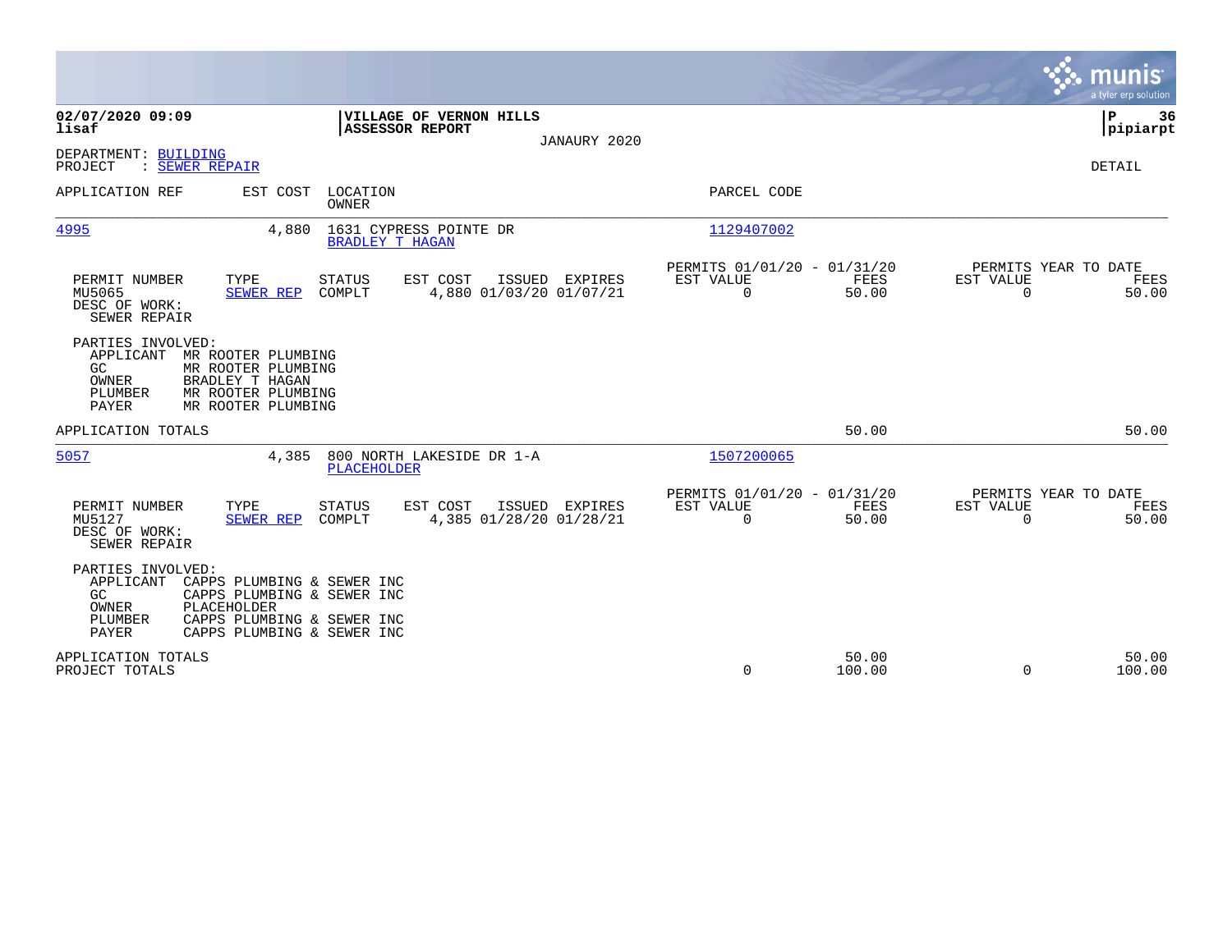**02/07/2020 09:09**
**lisaf**

**VILLAGE OF VERNON HILLS**
**ASSESSOR REPORT**

JANAURY 2020

**pipiarpt**

DEPARTMENT: BUILDING
PROJECT : SEWER REPAIR

DETAIL

| APPLICATION REF | EST COST | LOCATION / OWNER | PARCEL CODE |
|---|---|---|---|
| 4995 | 4,880 | 1631 CYPRESS POINTE DR / BRADLEY T HAGAN | 1129407002 |

| PERMIT NUMBER | TYPE | STATUS | EST COST | ISSUED | EXPIRES | PERMITS 01/01/20 - 01/31/20 EST VALUE | FEES | PERMITS YEAR TO DATE EST VALUE | FEES |
|---|---|---|---|---|---|---|---|---|---|
| MU5065 | SEWER REP | COMPLT | 4,880 | 01/03/20 | 01/07/21 | 0 | 50.00 | 0 | 50.00 |

DESC OF WORK:
SEWER REPAIR

PARTIES INVOLVED:
- APPLICANT MR ROOTER PLUMBING
- GC MR ROOTER PLUMBING
- OWNER BRADLEY T HAGAN
- PLUMBER MR ROOTER PLUMBING
- PAYER MR ROOTER PLUMBING

APPLICATION TOTALS 50.00 50.00

| APPLICATION REF | EST COST | LOCATION / OWNER | PARCEL CODE |
|---|---|---|---|
| 5057 | 4,385 | 800 NORTH LAKESIDE DR 1-A / PLACEHOLDER | 1507200065 |

| PERMIT NUMBER | TYPE | STATUS | EST COST | ISSUED | EXPIRES | PERMITS 01/01/20 - 01/31/20 EST VALUE | FEES | PERMITS YEAR TO DATE EST VALUE | FEES |
|---|---|---|---|---|---|---|---|---|---|
| MU5127 | SEWER REP | COMPLT | 4,385 | 01/28/20 | 01/28/21 | 0 | 50.00 | 0 | 50.00 |

DESC OF WORK:
SEWER REPAIR

PARTIES INVOLVED:
- APPLICANT CAPPS PLUMBING & SEWER INC
- GC CAPPS PLUMBING & SEWER INC
- OWNER PLACEHOLDER
- PLUMBER CAPPS PLUMBING & SEWER INC
- PAYER CAPPS PLUMBING & SEWER INC

| | EST VALUE | FEES | YTD EST VALUE | YTD FEES |
|---|---|---|---|---|
| APPLICATION TOTALS | | 50.00 | | 50.00 |
| PROJECT TOTALS | 0 | 100.00 | 0 | 100.00 |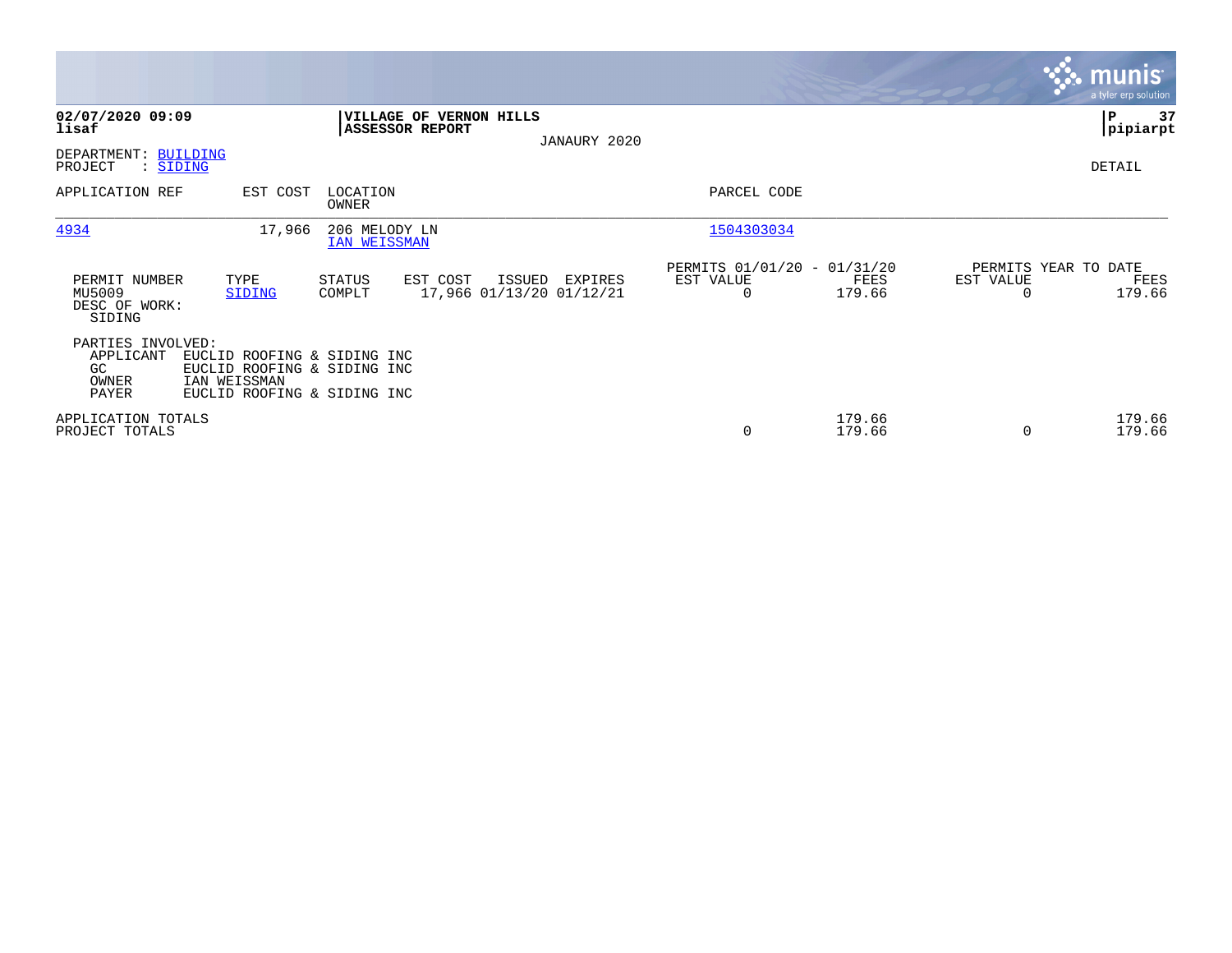**02/07/2020 09:09**
**lisaf**

**VILLAGE OF VERNON HILLS**
**ASSESSOR REPORT**

JANAURY 2020

**P 37**
**pipiarpt**

DEPARTMENT: BUILDING
PROJECT : SIDING

DETAIL

| APPLICATION REF | EST COST | LOCATION / OWNER | PARCEL CODE |
|---|---|---|---|
| 4934 | 17,966 | 206 MELODY LN / IAN WEISSMAN | 1504303034 |

| PERMIT NUMBER | TYPE | STATUS | EST COST | ISSUED | EXPIRES | PERMITS 01/01/20 - 01/31/20 EST VALUE | FEES | PERMITS YEAR TO DATE EST VALUE | FEES |
|---|---|---|---|---|---|---|---|---|---|
| MU5009 | SIDING | COMPLT | 17,966 | 01/13/20 | 01/12/21 | 0 | 179.66 | 0 | 179.66 |

DESC OF WORK:
SIDING

PARTIES INVOLVED:

| | |
|---|---|
| APPLICANT | EUCLID ROOFING & SIDING INC |
| GC | EUCLID ROOFING & SIDING INC |
| OWNER | IAN WEISSMAN |
| PAYER | EUCLID ROOFING & SIDING INC |

| | EST VALUE | FEES | EST VALUE | FEES |
|---|---|---|---|---|
| APPLICATION TOTALS | | 179.66 | | 179.66 |
| PROJECT TOTALS | 0 | 179.66 | 0 | 179.66 |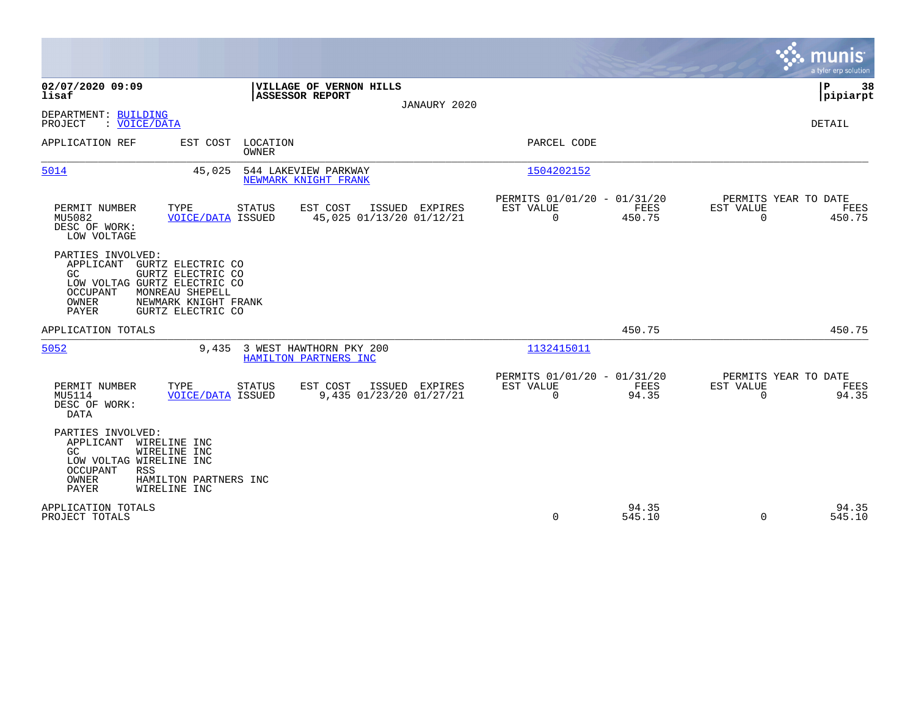**02/07/2020 09:09**
**lisaf**

**VILLAGE OF VERNON HILLS**
**ASSESSOR REPORT**

JANAURY 2020

**P 38**
**pipiarpt**

DEPARTMENT: BUILDING
PROJECT : VOICE/DATA

DETAIL

| APPLICATION REF | EST COST | LOCATION / OWNER | PARCEL CODE |
|---|---|---|---|
| 5014 | 45,025 | 544 LAKEVIEW PARKWAY / NEWMARK KNIGHT FRANK | 1504202152 |

| PERMIT NUMBER | TYPE | STATUS | EST COST | ISSUED | EXPIRES | PERMITS 01/01/20 - 01/31/20 EST VALUE | FEES | PERMITS YEAR TO DATE EST VALUE | FEES |
|---|---|---|---|---|---|---|---|---|---|
| MU5082 | VOICE/DATA | ISSUED | 45,025 | 01/13/20 | 01/12/21 | 0 | 450.75 | 0 | 450.75 |

DESC OF WORK:
LOW VOLTAGE

PARTIES INVOLVED:
APPLICANT GURTZ ELECTRIC CO
GC GURTZ ELECTRIC CO
LOW VOLTAG GURTZ ELECTRIC CO
OCCUPANT MONREAU SHEPELL
OWNER NEWMARK KNIGHT FRANK
PAYER GURTZ ELECTRIC CO

APPLICATION TOTALS 450.75 450.75

| APPLICATION REF | EST COST | LOCATION / OWNER | PARCEL CODE |
|---|---|---|---|
| 5052 | 9,435 | 3 WEST HAWTHORN PKY 200 / HAMILTON PARTNERS INC | 1132415011 |

| PERMIT NUMBER | TYPE | STATUS | EST COST | ISSUED | EXPIRES | PERMITS 01/01/20 - 01/31/20 EST VALUE | FEES | PERMITS YEAR TO DATE EST VALUE | FEES |
|---|---|---|---|---|---|---|---|---|---|
| MU5114 | VOICE/DATA | ISSUED | 9,435 | 01/23/20 | 01/27/21 | 0 | 94.35 | 0 | 94.35 |

DESC OF WORK:
DATA

PARTIES INVOLVED:
APPLICANT WIRELINE INC
GC WIRELINE INC
LOW VOLTAG WIRELINE INC
OCCUPANT RSS
OWNER HAMILTON PARTNERS INC
PAYER WIRELINE INC

| | EST VALUE | FEES | EST VALUE | FEES |
|---|---|---|---|---|
| APPLICATION TOTALS | | 94.35 | | 94.35 |
| PROJECT TOTALS | 0 | 545.10 | 0 | 545.10 |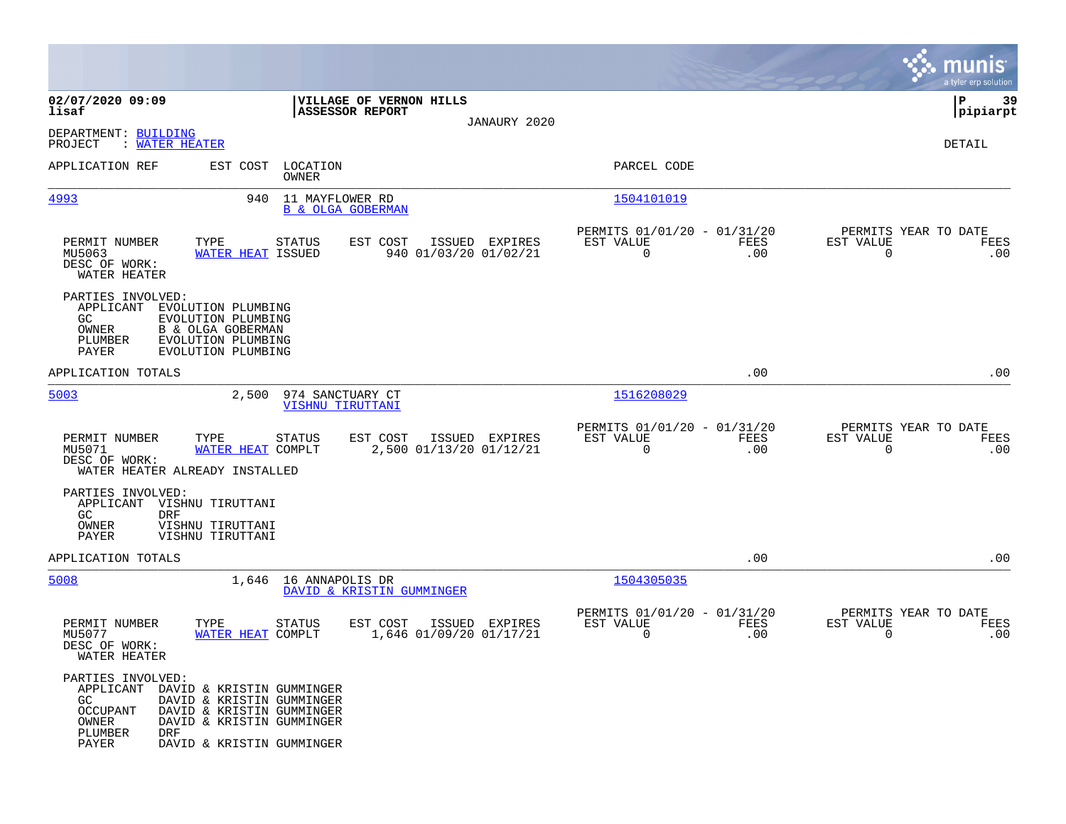**02/07/2020 09:09**
**lisaf**

**VILLAGE OF VERNON HILLS**
**ASSESSOR REPORT**

JANAURY 2020

**P 39**
**pipiarpt**

DEPARTMENT: BUILDING
PROJECT : WATER HEATER

DETAIL

| APPLICATION REF | EST COST | LOCATION / OWNER | PARCEL CODE |
|---|---|---|---|
| 4993 | 940 | 11 MAYFLOWER RD / B & OLGA GOBERMAN | 1504101019 |

| PERMIT NUMBER | TYPE | STATUS | EST COST | ISSUED | EXPIRES | PERMITS 01/01/20 - 01/31/20 EST VALUE | FEES | PERMITS YEAR TO DATE EST VALUE | FEES |
|---|---|---|---|---|---|---|---|---|---|
| MU5063 | WATER HEAT | ISSUED | 940 | 01/03/20 | 01/02/21 | 0 | .00 | 0 | .00 |

DESC OF WORK:
WATER HEATER

PARTIES INVOLVED:
- APPLICANT EVOLUTION PLUMBING
- GC EVOLUTION PLUMBING
- OWNER B & OLGA GOBERMAN
- PLUMBER EVOLUTION PLUMBING
- PAYER EVOLUTION PLUMBING

APPLICATION TOTALS .00 .00

| APPLICATION REF | EST COST | LOCATION / OWNER | PARCEL CODE |
|---|---|---|---|
| 5003 | 2,500 | 974 SANCTUARY CT / VISHNU TIRUTTANI | 1516208029 |

| PERMIT NUMBER | TYPE | STATUS | EST COST | ISSUED | EXPIRES | PERMITS 01/01/20 - 01/31/20 EST VALUE | FEES | PERMITS YEAR TO DATE EST VALUE | FEES |
|---|---|---|---|---|---|---|---|---|---|
| MU5071 | WATER HEAT | COMPLT | 2,500 | 01/13/20 | 01/12/21 | 0 | .00 | 0 | .00 |

DESC OF WORK:
WATER HEATER ALREADY INSTALLED

PARTIES INVOLVED:
- APPLICANT VISHNU TIRUTTANI
- GC DRF
- OWNER VISHNU TIRUTTANI
- PAYER VISHNU TIRUTTANI

APPLICATION TOTALS .00 .00

| APPLICATION REF | EST COST | LOCATION / OWNER | PARCEL CODE |
|---|---|---|---|
| 5008 | 1,646 | 16 ANNAPOLIS DR / DAVID & KRISTIN GUMMINGER | 1504305035 |

| PERMIT NUMBER | TYPE | STATUS | EST COST | ISSUED | EXPIRES | PERMITS 01/01/20 - 01/31/20 EST VALUE | FEES | PERMITS YEAR TO DATE EST VALUE | FEES |
|---|---|---|---|---|---|---|---|---|---|
| MU5077 | WATER HEAT | COMPLT | 1,646 | 01/09/20 | 01/17/21 | 0 | .00 | 0 | .00 |

DESC OF WORK:
WATER HEATER

PARTIES INVOLVED:
- APPLICANT DAVID & KRISTIN GUMMINGER
- GC DAVID & KRISTIN GUMMINGER
- OCCUPANT DAVID & KRISTIN GUMMINGER
- OWNER DAVID & KRISTIN GUMMINGER
- PLUMBER DRF
- PAYER DAVID & KRISTIN GUMMINGER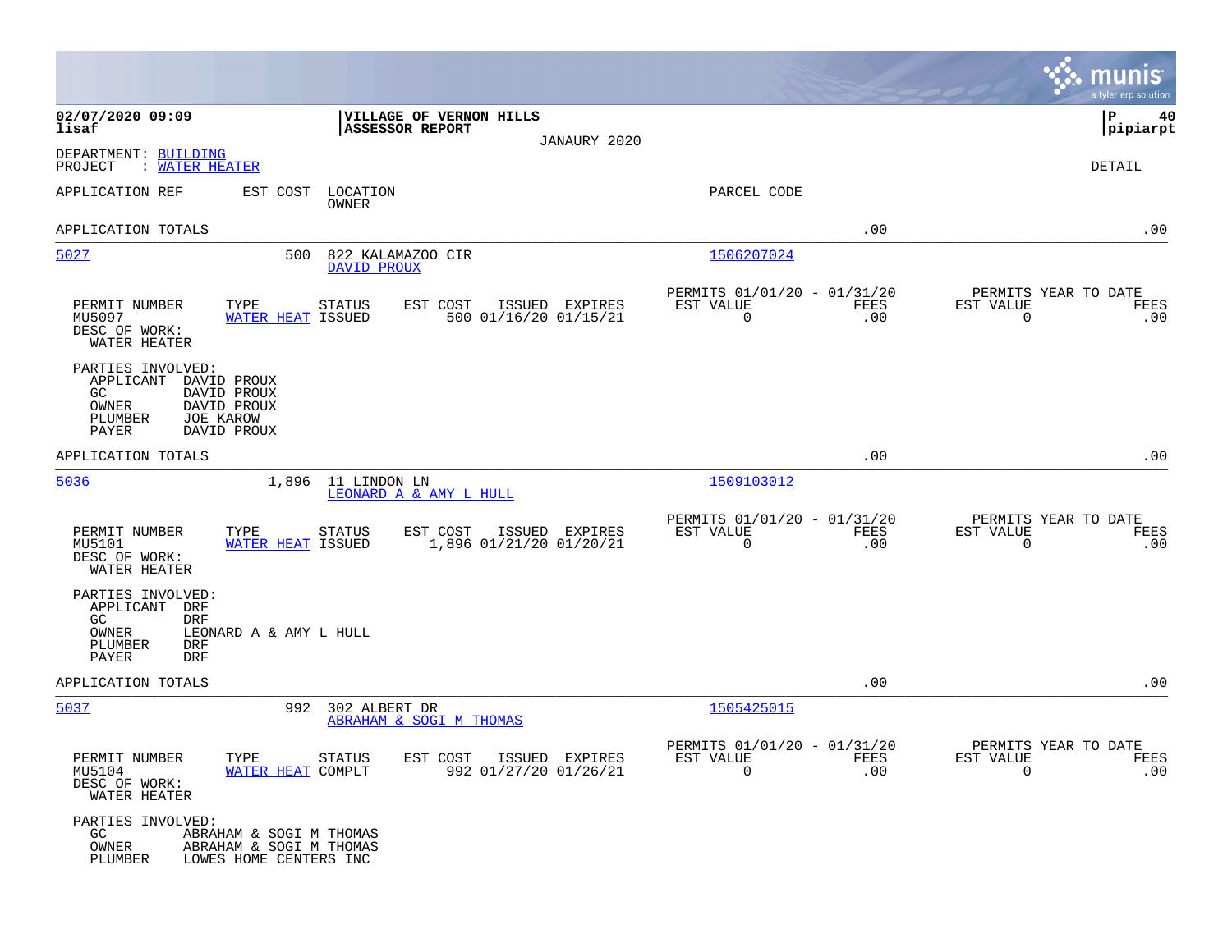**02/07/2020 09:09** | **VILLAGE OF VERNON HILLS** | **P 40**
**lisaf** | **ASSESSOR REPORT** | **pipiarpt**

JANAURY 2020

DEPARTMENT: BUILDING
PROJECT : WATER HEATER

DETAIL

| APPLICATION REF | EST COST | LOCATION / OWNER | PARCEL CODE |
|---|---|---|---|

APPLICATION TOTALS .00 .00

---

| 5027 | 500 | 822 KALAMAZOO CIR / DAVID PROUX | 1506207024 |
|---|---|---|---|

| PERMIT NUMBER | TYPE | STATUS | EST COST | ISSUED | EXPIRES | PERMITS 01/01/20 - 01/31/20 EST VALUE | FEES | PERMITS YEAR TO DATE EST VALUE | FEES |
|---|---|---|---|---|---|---|---|---|---|
| MU5097 | WATER HEAT | ISSUED | 500 | 01/16/20 | 01/15/21 | 0 | .00 | 0 | .00 |

DESC OF WORK:
WATER HEATER

PARTIES INVOLVED:
- APPLICANT DAVID PROUX
- GC DAVID PROUX
- OWNER DAVID PROUX
- PLUMBER JOE KAROW
- PAYER DAVID PROUX

APPLICATION TOTALS .00 .00

---

| 5036 | 1,896 | 11 LINDON LN / LEONARD A & AMY L HULL | 1509103012 |
|---|---|---|---|

| PERMIT NUMBER | TYPE | STATUS | EST COST | ISSUED | EXPIRES | PERMITS 01/01/20 - 01/31/20 EST VALUE | FEES | PERMITS YEAR TO DATE EST VALUE | FEES |
|---|---|---|---|---|---|---|---|---|---|
| MU5101 | WATER HEAT | ISSUED | 1,896 | 01/21/20 | 01/20/21 | 0 | .00 | 0 | .00 |

DESC OF WORK:
WATER HEATER

PARTIES INVOLVED:
- APPLICANT DRF
- GC DRF
- OWNER LEONARD A & AMY L HULL
- PLUMBER DRF
- PAYER DRF

APPLICATION TOTALS .00 .00

---

| 5037 | 992 | 302 ALBERT DR / ABRAHAM & SOGI M THOMAS | 1505425015 |
|---|---|---|---|

| PERMIT NUMBER | TYPE | STATUS | EST COST | ISSUED | EXPIRES | PERMITS 01/01/20 - 01/31/20 EST VALUE | FEES | PERMITS YEAR TO DATE EST VALUE | FEES |
|---|---|---|---|---|---|---|---|---|---|
| MU5104 | WATER HEAT | COMPLT | 992 | 01/27/20 | 01/26/21 | 0 | .00 | 0 | .00 |

DESC OF WORK:
WATER HEATER

PARTIES INVOLVED:
- GC ABRAHAM & SOGI M THOMAS
- OWNER ABRAHAM & SOGI M THOMAS
- PLUMBER LOWES HOME CENTERS INC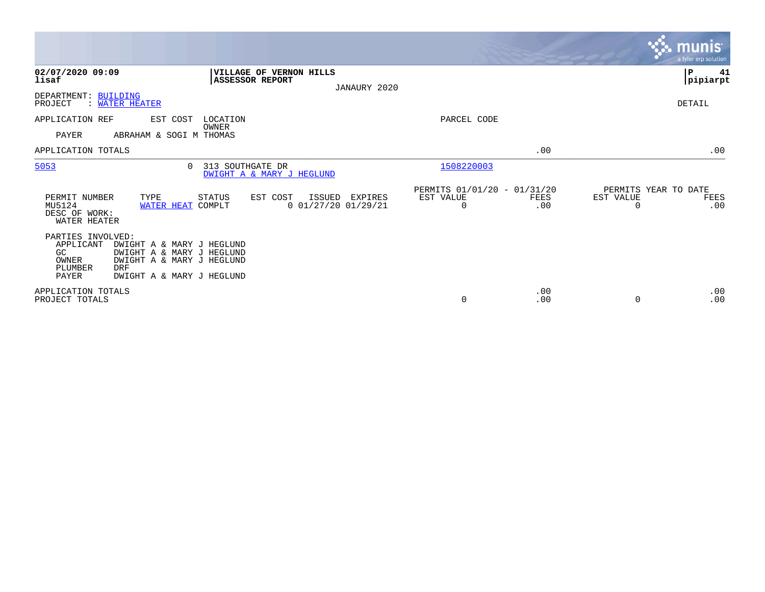**02/07/2020 09:09**
**lisaf**

**VILLAGE OF VERNON HILLS**
**ASSESSOR REPORT**

JANAURY 2020

**P 41**
**pipiarpt**

DEPARTMENT: BUILDING
PROJECT : WATER HEATER

DETAIL

| APPLICATION REF | EST COST | LOCATION / OWNER | PARCEL CODE | | |
|---|---|---|---|---|---|
| PAYER | ABRAHAM & SOGI M THOMAS | | | | |
| APPLICATION TOTALS | | | | .00 | .00 |
| 5053 | 0 | 313 SOUTHGATE DR / DWIGHT A & MARY J HEGLUND | 1508220003 | | |

| PERMIT NUMBER | TYPE | STATUS | EST COST | ISSUED | EXPIRES | PERMITS 01/01/20 - 01/31/20 EST VALUE | FEES | PERMITS YEAR TO DATE EST VALUE | FEES |
|---|---|---|---|---|---|---|---|---|---|
| MU5124 | WATER HEAT | COMPLT | 0 | 01/27/20 | 01/29/21 | 0 | .00 | 0 | .00 |

DESC OF WORK:
WATER HEATER

PARTIES INVOLVED:

| Role | Name |
|---|---|
| APPLICANT | DWIGHT A & MARY J HEGLUND |
| GC | DWIGHT A & MARY J HEGLUND |
| OWNER | DWIGHT A & MARY J HEGLUND |
| PLUMBER | DRF |
| PAYER | DWIGHT A & MARY J HEGLUND |

| | EST VALUE | FEES | EST VALUE | FEES |
|---|---|---|---|---|
| APPLICATION TOTALS | | .00 | | .00 |
| PROJECT TOTALS | 0 | .00 | 0 | .00 |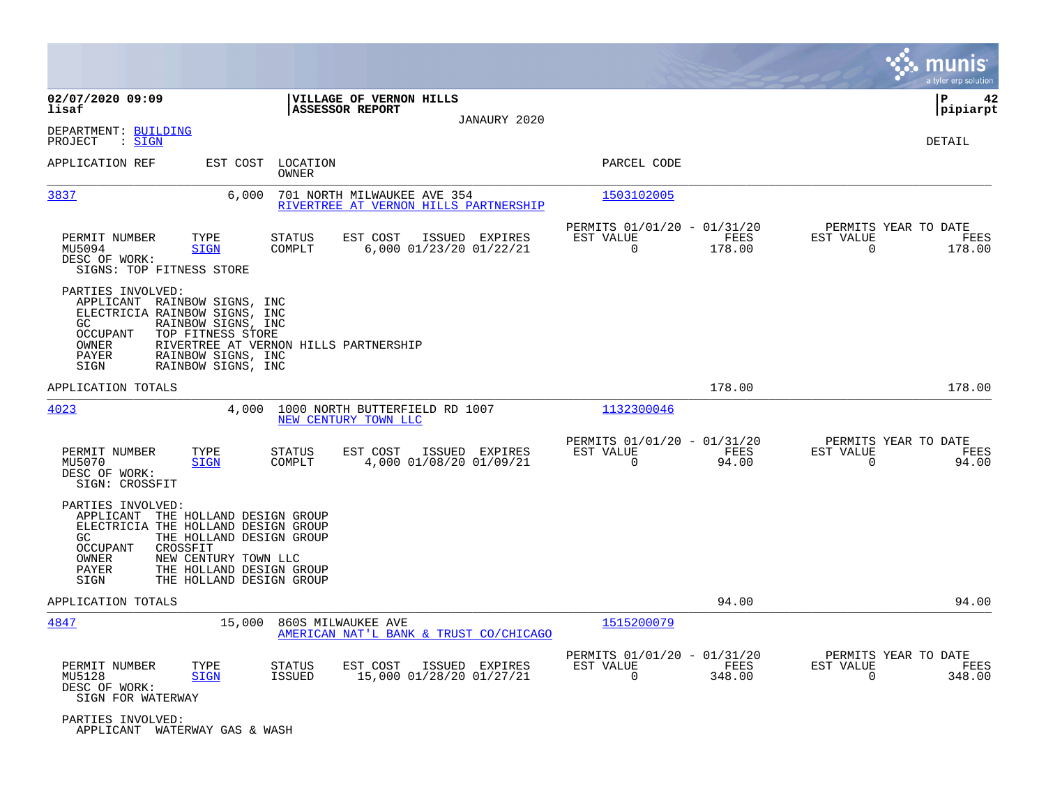**02/07/2020 09:09**
**lisaf**

**VILLAGE OF VERNON HILLS**
**ASSESSOR REPORT**
JANAURY 2020

**P 42**
**pipiarpt**

DEPARTMENT: BUILDING
PROJECT : SIGN

DETAIL

| APPLICATION REF | EST COST | LOCATION / OWNER | PARCEL CODE |
|---|---|---|---|
| 3837 | 6,000 | 701 NORTH MILWAUKEE AVE 354 / RIVERTREE AT VERNON HILLS PARTNERSHIP | 1503102005 |

| PERMIT NUMBER | TYPE | STATUS | EST COST | ISSUED | EXPIRES | PERMITS 01/01/20 - 01/31/20 EST VALUE | FEES | PERMITS YEAR TO DATE EST VALUE | FEES |
|---|---|---|---|---|---|---|---|---|---|
| MU5094 | SIGN | COMPLT | 6,000 | 01/23/20 | 01/22/21 | 0 | 178.00 | 0 | 178.00 |

DESC OF WORK:
SIGNS: TOP FITNESS STORE

PARTIES INVOLVED:
- APPLICANT RAINBOW SIGNS, INC
- ELECTRICIA RAINBOW SIGNS, INC
- GC RAINBOW SIGNS, INC
- OCCUPANT TOP FITNESS STORE
- OWNER RIVERTREE AT VERNON HILLS PARTNERSHIP
- PAYER RAINBOW SIGNS, INC
- SIGN RAINBOW SIGNS, INC

APPLICATION TOTALS 178.00 178.00

| APPLICATION REF | EST COST | LOCATION / OWNER | PARCEL CODE |
|---|---|---|---|
| 4023 | 4,000 | 1000 NORTH BUTTERFIELD RD 1007 / NEW CENTURY TOWN LLC | 1132300046 |

| PERMIT NUMBER | TYPE | STATUS | EST COST | ISSUED | EXPIRES | PERMITS 01/01/20 - 01/31/20 EST VALUE | FEES | PERMITS YEAR TO DATE EST VALUE | FEES |
|---|---|---|---|---|---|---|---|---|---|
| MU5070 | SIGN | COMPLT | 4,000 | 01/08/20 | 01/09/21 | 0 | 94.00 | 0 | 94.00 |

DESC OF WORK:
SIGN: CROSSFIT

PARTIES INVOLVED:
- APPLICANT THE HOLLAND DESIGN GROUP
- ELECTRICIA THE HOLLAND DESIGN GROUP
- GC THE HOLLAND DESIGN GROUP
- OCCUPANT CROSSFIT
- OWNER NEW CENTURY TOWN LLC
- PAYER THE HOLLAND DESIGN GROUP
- SIGN THE HOLLAND DESIGN GROUP

APPLICATION TOTALS 94.00 94.00

| APPLICATION REF | EST COST | LOCATION / OWNER | PARCEL CODE |
|---|---|---|---|
| 4847 | 15,000 | 860S MILWAUKEE AVE / AMERICAN NAT'L BANK & TRUST CO/CHICAGO | 1515200079 |

| PERMIT NUMBER | TYPE | STATUS | EST COST | ISSUED | EXPIRES | PERMITS 01/01/20 - 01/31/20 EST VALUE | FEES | PERMITS YEAR TO DATE EST VALUE | FEES |
|---|---|---|---|---|---|---|---|---|---|
| MU5128 | SIGN | ISSUED | 15,000 | 01/28/20 | 01/27/21 | 0 | 348.00 | 0 | 348.00 |

DESC OF WORK:
SIGN FOR WATERWAY

PARTIES INVOLVED:
- APPLICANT WATERWAY GAS & WASH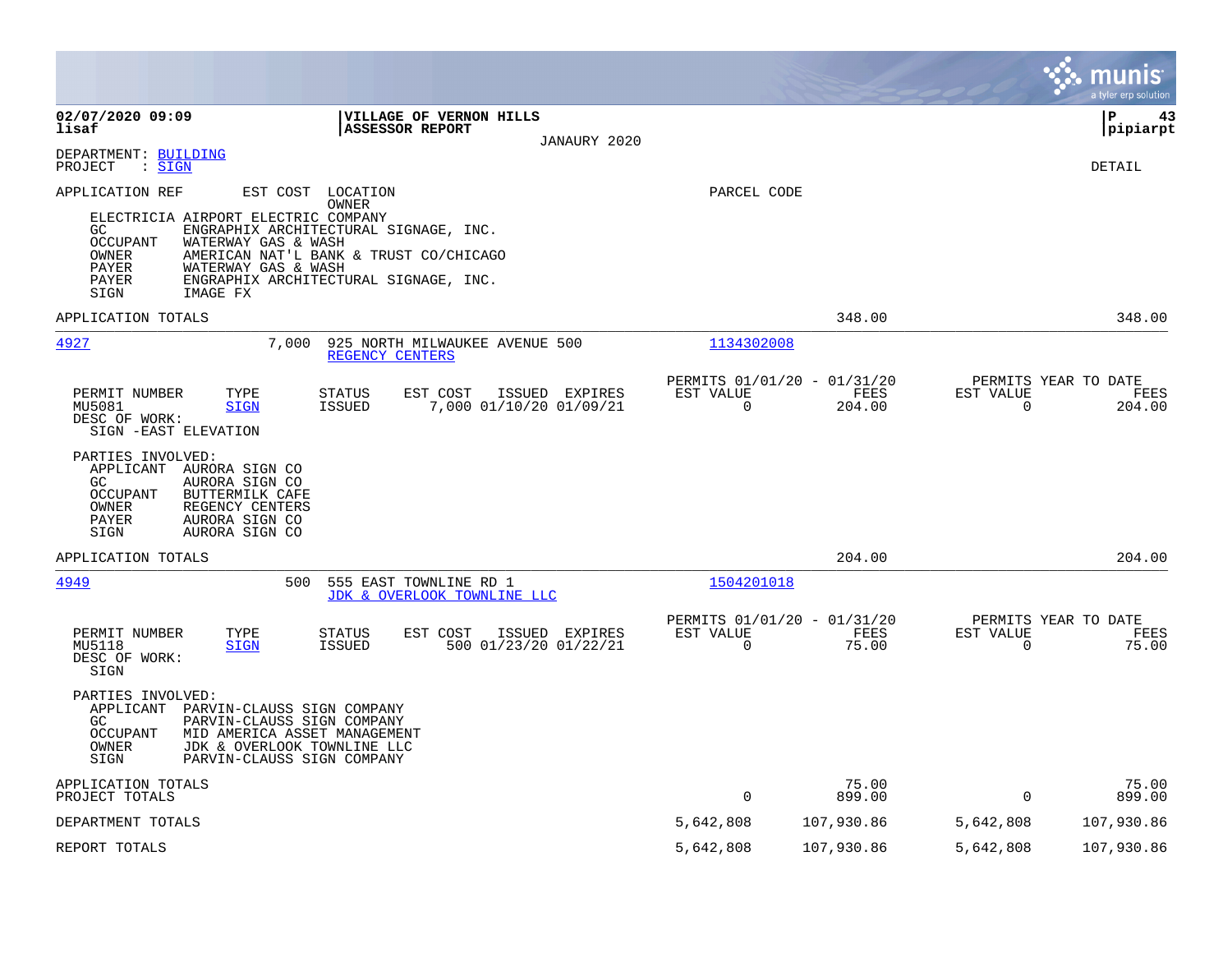**02/07/2020 09:09** | **VILLAGE OF VERNON HILLS** | **P 43**
**lisaf** | **ASSESSOR REPORT** | **pipiarpt**

JANAURY 2020

DEPARTMENT: BUILDING
PROJECT : SIGN

DETAIL

APPLICATION REF    EST COST    LOCATION / OWNER    PARCEL CODE

ELECTRICIA AIRPORT ELECTRIC COMPANY
GC    ENGRAPHIX ARCHITECTURAL SIGNAGE, INC.
OCCUPANT    WATERWAY GAS & WASH
OWNER    AMERICAN NAT'L BANK & TRUST CO/CHICAGO
PAYER    WATERWAY GAS & WASH
PAYER    ENGRAPHIX ARCHITECTURAL SIGNAGE, INC.
SIGN    IMAGE FX

APPLICATION TOTALS    348.00    348.00

---

**4927**    7,000    925 NORTH MILWAUKEE AVENUE 500    1134302008
REGENCY CENTERS

| PERMIT NUMBER | TYPE | STATUS | EST COST | ISSUED | EXPIRES | PERMITS 01/01/20 - 01/31/20 EST VALUE | FEES | PERMITS YEAR TO DATE EST VALUE | FEES |
|---|---|---|---|---|---|---|---|---|---|
| MU5081 | SIGN | ISSUED | 7,000 | 01/10/20 | 01/09/21 | 0 | 204.00 | 0 | 204.00 |

DESC OF WORK:
SIGN -EAST ELEVATION

PARTIES INVOLVED:
APPLICANT    AURORA SIGN CO
GC    AURORA SIGN CO
OCCUPANT    BUTTERMILK CAFE
OWNER    REGENCY CENTERS
PAYER    AURORA SIGN CO
SIGN    AURORA SIGN CO

APPLICATION TOTALS    204.00    204.00

---

**4949**    500    555 EAST TOWNLINE RD 1    1504201018
JDK & OVERLOOK TOWNLINE LLC

| PERMIT NUMBER | TYPE | STATUS | EST COST | ISSUED | EXPIRES | PERMITS 01/01/20 - 01/31/20 EST VALUE | FEES | PERMITS YEAR TO DATE EST VALUE | FEES |
|---|---|---|---|---|---|---|---|---|---|
| MU5118 | SIGN | ISSUED | 500 | 01/23/20 | 01/22/21 | 0 | 75.00 | 0 | 75.00 |

DESC OF WORK:
SIGN

PARTIES INVOLVED:
APPLICANT    PARVIN-CLAUSS SIGN COMPANY
GC    PARVIN-CLAUSS SIGN COMPANY
OCCUPANT    MID AMERICA ASSET MANAGEMENT
OWNER    JDK & OVERLOOK TOWNLINE LLC
SIGN    PARVIN-CLAUSS SIGN COMPANY

| | EST VALUE | FEES | EST VALUE | FEES |
|---|---|---|---|---|
| APPLICATION TOTALS | | 75.00 | | 75.00 |
| PROJECT TOTALS | 0 | 899.00 | 0 | 899.00 |
| DEPARTMENT TOTALS | 5,642,808 | 107,930.86 | 5,642,808 | 107,930.86 |
| REPORT TOTALS | 5,642,808 | 107,930.86 | 5,642,808 | 107,930.86 |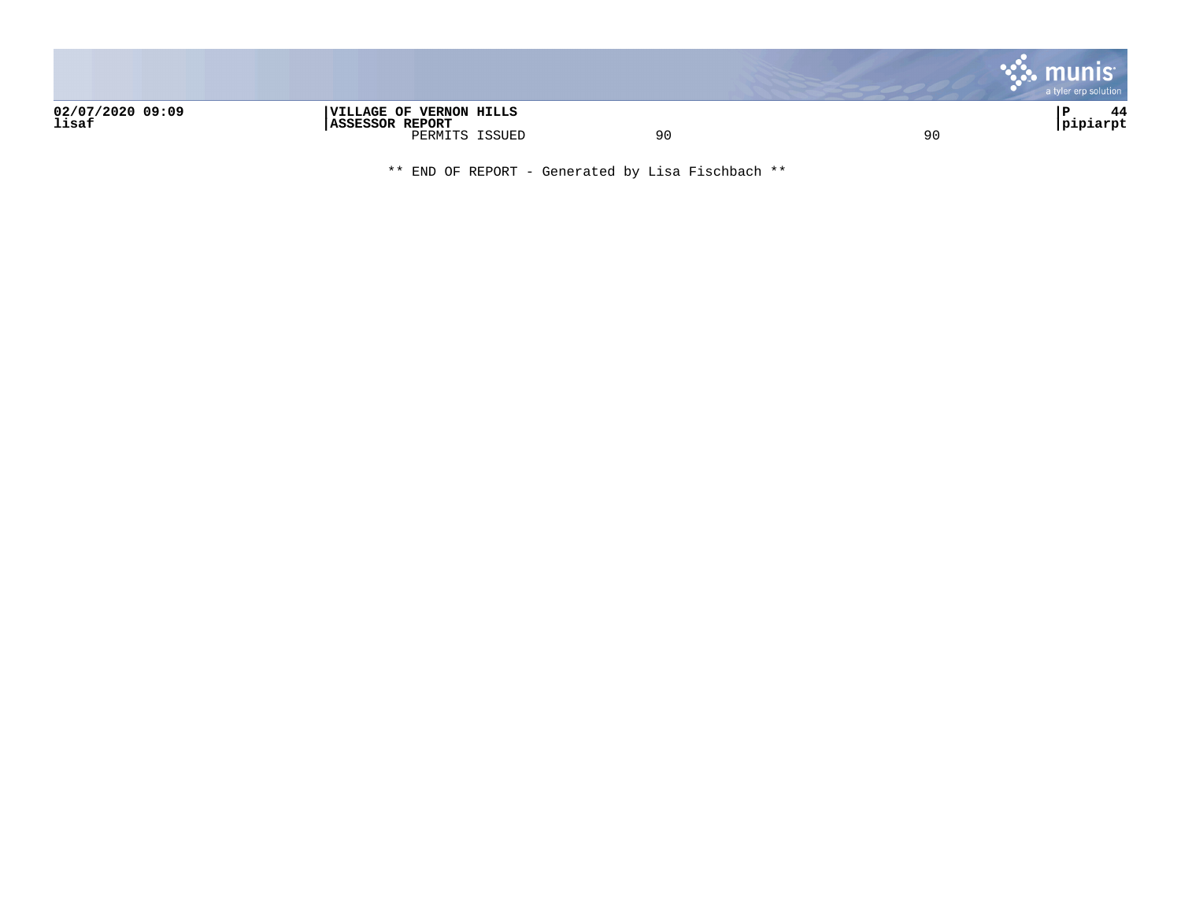| | | |
|---|---|---|
| PERMITS ISSUED | 90 | 90 |

** END OF REPORT - Generated by Lisa Fischbach **